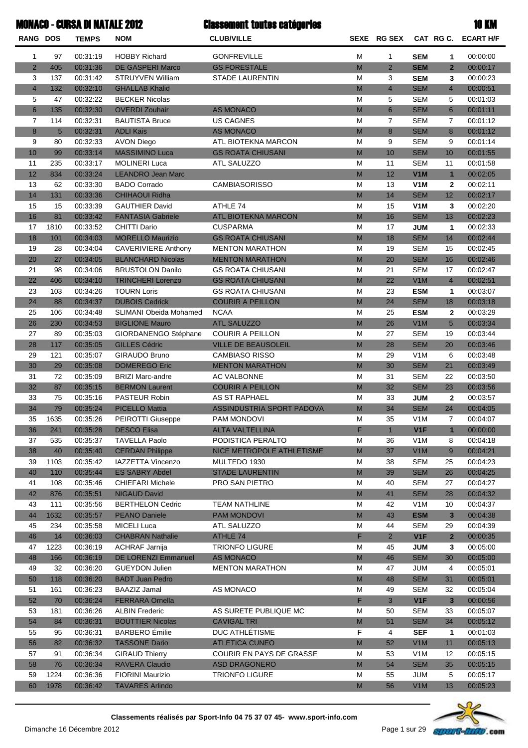# MONACO - CURSA DI NATALE 2012

## Classement toutes catégories

10 KM

| RANG | DOS | TEMPS | NOM | CLUB/VILLE | SEXE | RG SEX | CAT | RG C. | ECART H/F |
|---|---|---|---|---|---|---|---|---|---|
| 1 | 97 | 00:31:19 | HOBBY Richard | GONFREVILLE | M | 1 | SEM | 1 | 00:00:00 |
| 2 | 405 | 00:31:36 | DE GASPERI Marco | GS FORESTALE | M | 2 | SEM | 2 | 00:00:17 |
| 3 | 137 | 00:31:42 | STRUYVEN William | STADE LAURENTIN | M | 3 | SEM | 3 | 00:00:23 |
| 4 | 132 | 00:32:10 | GHALLAB Khalid | | M | 4 | SEM | 4 | 00:00:51 |
| 5 | 47 | 00:32:22 | BECKER Nicolas | | M | 5 | SEM | 5 | 00:01:03 |
| 6 | 135 | 00:32:30 | OVERDI Zouhair | AS MONACO | M | 6 | SEM | 6 | 00:01:11 |
| 7 | 114 | 00:32:31 | BAUTISTA Bruce | US CAGNES | M | 7 | SEM | 7 | 00:01:12 |
| 8 | 5 | 00:32:31 | ADLI Kais | AS MONACO | M | 8 | SEM | 8 | 00:01:12 |
| 9 | 80 | 00:32:33 | AVON Diego | ATL BIOTEKNA MARCON | M | 9 | SEM | 9 | 00:01:14 |
| 10 | 99 | 00:33:14 | MASSIMINO Luca | GS ROATA CHIUSANI | M | 10 | SEM | 10 | 00:01:55 |
| 11 | 235 | 00:33:17 | MOLINERI Luca | ATL SALUZZO | M | 11 | SEM | 11 | 00:01:58 |
| 12 | 834 | 00:33:24 | LEANDRO Jean Marc | | M | 12 | V1M | 1 | 00:02:05 |
| 13 | 62 | 00:33:30 | BADO Corrado | CAMBIASORISSO | M | 13 | V1M | 2 | 00:02:11 |
| 14 | 131 | 00:33:36 | CHIHAOUI Ridha | | M | 14 | SEM | 12 | 00:02:17 |
| 15 | 15 | 00:33:39 | GAUTHIER David | ATHLE 74 | M | 15 | V1M | 3 | 00:02:20 |
| 16 | 81 | 00:33:42 | FANTASIA Gabriele | ATL BIOTEKNA MARCON | M | 16 | SEM | 13 | 00:02:23 |
| 17 | 1810 | 00:33:52 | CHITTI Dario | CUSPARMA | M | 17 | JUM | 1 | 00:02:33 |
| 18 | 101 | 00:34:03 | MORELLO Maurizio | GS ROATA CHIUSANI | M | 18 | SEM | 14 | 00:02:44 |
| 19 | 28 | 00:34:04 | CAVERIVIERE Anthony | MENTON MARATHON | M | 19 | SEM | 15 | 00:02:45 |
| 20 | 27 | 00:34:05 | BLANCHARD Nicolas | MENTON MARATHON | M | 20 | SEM | 16 | 00:02:46 |
| 21 | 98 | 00:34:06 | BRUSTOLON Danilo | GS ROATA CHIUSANI | M | 21 | SEM | 17 | 00:02:47 |
| 22 | 406 | 00:34:10 | TRINCHERI Lorenzo | GS ROATA CHIUSANI | M | 22 | V1M | 4 | 00:02:51 |
| 23 | 103 | 00:34:26 | TOURN Loris | GS ROATA CHIUSANI | M | 23 | ESM | 1 | 00:03:07 |
| 24 | 88 | 00:34:37 | DUBOIS Cedrick | COURIR A PEILLON | M | 24 | SEM | 18 | 00:03:18 |
| 25 | 106 | 00:34:48 | SLIMANI Obeida Mohamed | NCAA | M | 25 | ESM | 2 | 00:03:29 |
| 26 | 230 | 00:34:53 | BIGLIONE Mauro | ATL SALUZZO | M | 26 | V1M | 5 | 00:03:34 |
| 27 | 89 | 00:35:03 | GIORDANENGO Stéphane | COURIR A PEILLON | M | 27 | SEM | 19 | 00:03:44 |
| 28 | 117 | 00:35:05 | GILLES Cédric | VILLE DE BEAUSOLEIL | M | 28 | SEM | 20 | 00:03:46 |
| 29 | 121 | 00:35:07 | GIRAUDO Bruno | CAMBIASO RISSO | M | 29 | V1M | 6 | 00:03:48 |
| 30 | 29 | 00:35:08 | DOMEREGO Eric | MENTON MARATHON | M | 30 | SEM | 21 | 00:03:49 |
| 31 | 72 | 00:35:09 | BRIZI Marc-andre | AC VALBONNE | M | 31 | SEM | 22 | 00:03:50 |
| 32 | 87 | 00:35:15 | BERMON Laurent | COURIR A PEILLON | M | 32 | SEM | 23 | 00:03:56 |
| 33 | 75 | 00:35:16 | PASTEUR Robin | AS ST RAPHAEL | M | 33 | JUM | 2 | 00:03:57 |
| 34 | 79 | 00:35:24 | PICELLO Mattia | ASSINDUSTRIA SPORT PADOVA | M | 34 | SEM | 24 | 00:04:05 |
| 35 | 1635 | 00:35:26 | PEIROTTI Giuseppe | PAM MONDOVI | M | 35 | V1M | 7 | 00:04:07 |
| 36 | 241 | 00:35:28 | DESCO Elisa | ALTA VALTELLINA | F | 1 | V1F | 1 | 00:00:00 |
| 37 | 535 | 00:35:37 | TAVELLA Paolo | PODISTICA PERALTO | M | 36 | V1M | 8 | 00:04:18 |
| 38 | 40 | 00:35:40 | CERDAN Philippe | NICE METROPOLE ATHLETISME | M | 37 | V1M | 9 | 00:04:21 |
| 39 | 1103 | 00:35:42 | IAZZETTA Vincenzo | MULTEDO 1930 | M | 38 | SEM | 25 | 00:04:23 |
| 40 | 110 | 00:35:44 | ES SABRY Abdel | STADE LAURENTIN | M | 39 | SEM | 26 | 00:04:25 |
| 41 | 108 | 00:35:46 | CHIEFARI Michele | PRO SAN PIETRO | M | 40 | SEM | 27 | 00:04:27 |
| 42 | 876 | 00:35:51 | NIGAUD David | | M | 41 | SEM | 28 | 00:04:32 |
| 43 | 111 | 00:35:56 | BERTHELON Cedric | TEAM NATHLINE | M | 42 | V1M | 10 | 00:04:37 |
| 44 | 1632 | 00:35:57 | PEANO Daniele | PAM MONDOVI | M | 43 | ESM | 3 | 00:04:38 |
| 45 | 234 | 00:35:58 | MICELI Luca | ATL SALUZZO | M | 44 | SEM | 29 | 00:04:39 |
| 46 | 14 | 00:36:03 | CHABRAN Nathalie | ATHLE 74 | F | 2 | V1F | 2 | 00:00:35 |
| 47 | 1223 | 00:36:19 | ACHRAF Jarnija | TRIONFO LIGURE | M | 45 | JUM | 3 | 00:05:00 |
| 48 | 166 | 00:36:19 | DE LORENZI Emmanuel | AS MONACO | M | 46 | SEM | 30 | 00:05:00 |
| 49 | 32 | 00:36:20 | GUEYDON Julien | MENTON MARATHON | M | 47 | JUM | 4 | 00:05:01 |
| 50 | 118 | 00:36:20 | BADT Juan Pedro | | M | 48 | SEM | 31 | 00:05:01 |
| 51 | 161 | 00:36:23 | BAAZIZ Jamal | AS MONACO | M | 49 | SEM | 32 | 00:05:04 |
| 52 | 70 | 00:36:24 | FERRARA Ornella | | F | 3 | V1F | 3 | 00:00:56 |
| 53 | 181 | 00:36:26 | ALBIN Frederic | AS SURETE PUBLIQUE MC | M | 50 | SEM | 33 | 00:05:07 |
| 54 | 84 | 00:36:31 | BOUTTIER Nicolas | CAVIGAL TRI | M | 51 | SEM | 34 | 00:05:12 |
| 55 | 95 | 00:36:31 | BARBERO Émilie | DUC ATHLÉTISME | F | 4 | SEF | 1 | 00:01:03 |
| 56 | 82 | 00:36:32 | TASSONE Dario | ATLETICA CUNEO | M | 52 | V1M | 11 | 00:05:13 |
| 57 | 91 | 00:36:34 | GIRAUD Thierry | COURIR EN PAYS DE GRASSE | M | 53 | V1M | 12 | 00:05:15 |
| 58 | 76 | 00:36:34 | RAVERA Claudio | ASD DRAGONERO | M | 54 | SEM | 35 | 00:05:15 |
| 59 | 1224 | 00:36:36 | FIORINI Maurizio | TRIONFO LIGURE | M | 55 | JUM | 5 | 00:05:17 |
| 60 | 1978 | 00:36:42 | TAVARES Arlindo | | M | 56 | V1M | 13 | 00:05:23 |

Classements réalisés par Sport-Info 04 75 37 07 45- www.sport-info.com

Dimanche 16 Décembre 2012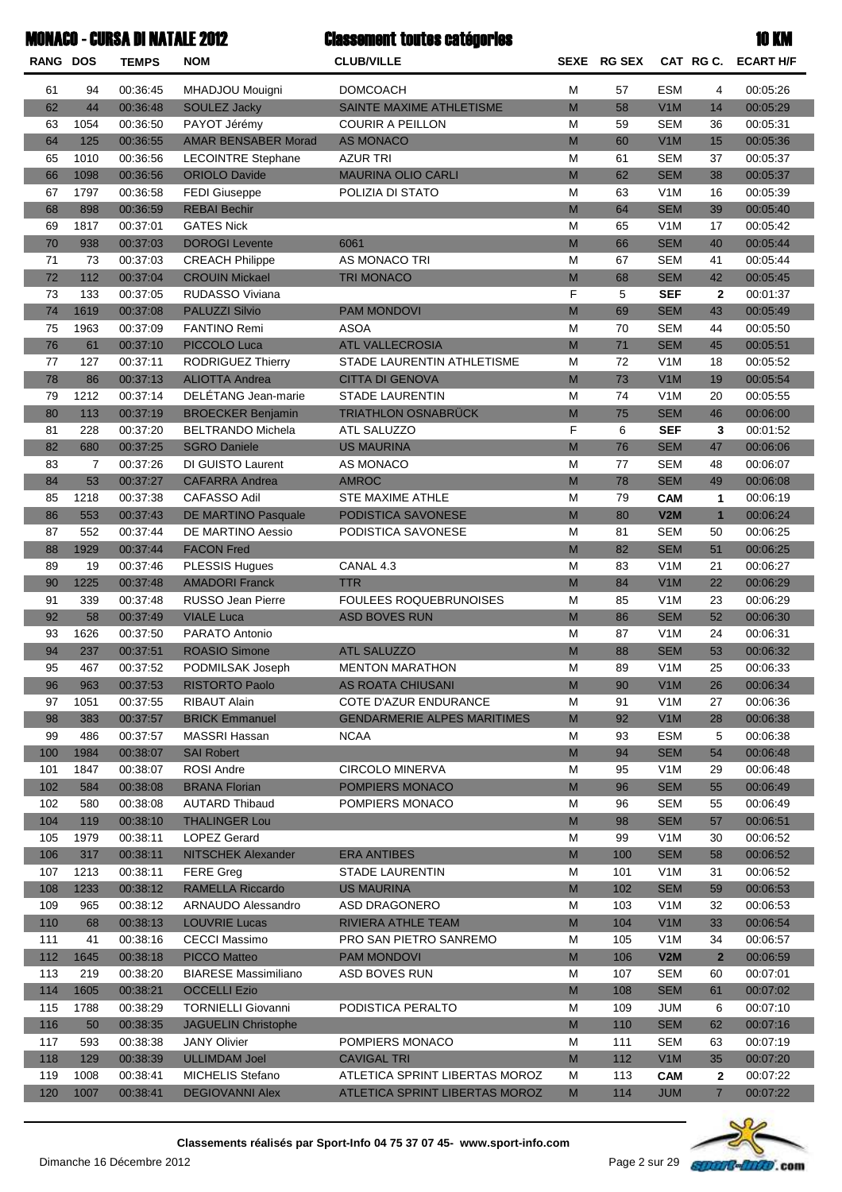# MONACO - CURSA DI NATALE 2012 — Classement toutes catégories — 10 KM

| RANG | DOS | TEMPS | NOM | CLUB/VILLE | SEXE | RG SEX | CAT | RG C. | ECART H/F |
|---|---|---|---|---|---|---|---|---|---|
| 61 | 94 | 00:36:45 | MHADJOU Mouigni | DOMCOACH | M | 57 | ESM | 4 | 00:05:26 |
| 62 | 44 | 00:36:48 | SOULEZ Jacky | SAINTE MAXIME ATHLETISME | M | 58 | V1M | 14 | 00:05:29 |
| 63 | 1054 | 00:36:50 | PAYOT Jérémy | COURIR A PEILLON | M | 59 | SEM | 36 | 00:05:31 |
| 64 | 125 | 00:36:55 | AMAR BENSABER Morad | AS MONACO | M | 60 | V1M | 15 | 00:05:36 |
| 65 | 1010 | 00:36:56 | LECOINTRE Stephane | AZUR TRI | M | 61 | SEM | 37 | 00:05:37 |
| 66 | 1098 | 00:36:56 | ORIOLO Davide | MAURINA OLIO CARLI | M | 62 | SEM | 38 | 00:05:37 |
| 67 | 1797 | 00:36:58 | FEDI Giuseppe | POLIZIA DI STATO | M | 63 | V1M | 16 | 00:05:39 |
| 68 | 898 | 00:36:59 | REBAI Bechir | | M | 64 | SEM | 39 | 00:05:40 |
| 69 | 1817 | 00:37:01 | GATES Nick | | M | 65 | V1M | 17 | 00:05:42 |
| 70 | 938 | 00:37:03 | DOROGI Levente | 6061 | M | 66 | SEM | 40 | 00:05:44 |
| 71 | 73 | 00:37:03 | CREACH Philippe | AS MONACO TRI | M | 67 | SEM | 41 | 00:05:44 |
| 72 | 112 | 00:37:04 | CROUIN Mickael | TRI MONACO | M | 68 | SEM | 42 | 00:05:45 |
| 73 | 133 | 00:37:05 | RUDASSO Viviana | | F | 5 | **SEF** | **2** | 00:01:37 |
| 74 | 1619 | 00:37:08 | PALUZZI Silvio | PAM MONDOVI | M | 69 | SEM | 43 | 00:05:49 |
| 75 | 1963 | 00:37:09 | FANTINO Remi | ASOA | M | 70 | SEM | 44 | 00:05:50 |
| 76 | 61 | 00:37:10 | PICCOLO Luca | ATL VALLECROSIA | M | 71 | SEM | 45 | 00:05:51 |
| 77 | 127 | 00:37:11 | RODRIGUEZ Thierry | STADE LAURENTIN ATHLETISME | M | 72 | V1M | 18 | 00:05:52 |
| 78 | 86 | 00:37:13 | ALIOTTA Andrea | CITTA DI GENOVA | M | 73 | V1M | 19 | 00:05:54 |
| 79 | 1212 | 00:37:14 | DELÉTANG Jean-marie | STADE LAURENTIN | M | 74 | V1M | 20 | 00:05:55 |
| 80 | 113 | 00:37:19 | BROECKER Benjamin | TRIATHLON OSNABRÜCK | M | 75 | SEM | 46 | 00:06:00 |
| 81 | 228 | 00:37:20 | BELTRANDO Michela | ATL SALUZZO | F | 6 | **SEF** | **3** | 00:01:52 |
| 82 | 680 | 00:37:25 | SGRO Daniele | US MAURINA | M | 76 | SEM | 47 | 00:06:06 |
| 83 | 7 | 00:37:26 | DI GUISTO Laurent | AS MONACO | M | 77 | SEM | 48 | 00:06:07 |
| 84 | 53 | 00:37:27 | CAFARRA Andrea | AMROC | M | 78 | SEM | 49 | 00:06:08 |
| 85 | 1218 | 00:37:38 | CAFASSO Adil | STE MAXIME ATHLE | M | 79 | **CAM** | **1** | 00:06:19 |
| 86 | 553 | 00:37:43 | DE MARTINO Pasquale | PODISTICA SAVONESE | M | 80 | **V2M** | **1** | 00:06:24 |
| 87 | 552 | 00:37:44 | DE MARTINO Aessio | PODISTICA SAVONESE | M | 81 | SEM | 50 | 00:06:25 |
| 88 | 1929 | 00:37:44 | FACON Fred | | M | 82 | SEM | 51 | 00:06:25 |
| 89 | 19 | 00:37:46 | PLESSIS Hugues | CANAL 4.3 | M | 83 | V1M | 21 | 00:06:27 |
| 90 | 1225 | 00:37:48 | AMADORI Franck | TTR | M | 84 | V1M | 22 | 00:06:29 |
| 91 | 339 | 00:37:48 | RUSSO Jean Pierre | FOULEES ROQUEBRUNOISES | M | 85 | V1M | 23 | 00:06:29 |
| 92 | 58 | 00:37:49 | VIALE Luca | ASD BOVES RUN | M | 86 | SEM | 52 | 00:06:30 |
| 93 | 1626 | 00:37:50 | PARATO Antonio | | M | 87 | V1M | 24 | 00:06:31 |
| 94 | 237 | 00:37:51 | ROASIO Simone | ATL SALUZZO | M | 88 | SEM | 53 | 00:06:32 |
| 95 | 467 | 00:37:52 | PODMILSAK Joseph | MENTON MARATHON | M | 89 | V1M | 25 | 00:06:33 |
| 96 | 963 | 00:37:53 | RISTORTO Paolo | AS ROATA CHIUSANI | M | 90 | V1M | 26 | 00:06:34 |
| 97 | 1051 | 00:37:55 | RIBAUT Alain | COTE D'AZUR ENDURANCE | M | 91 | V1M | 27 | 00:06:36 |
| 98 | 383 | 00:37:57 | BRICK Emmanuel | GENDARMERIE ALPES MARITIMES | M | 92 | V1M | 28 | 00:06:38 |
| 99 | 486 | 00:37:57 | MASSRI Hassan | NCAA | M | 93 | ESM | 5 | 00:06:38 |
| 100 | 1984 | 00:38:07 | SAI Robert | | M | 94 | SEM | 54 | 00:06:48 |
| 101 | 1847 | 00:38:07 | ROSI Andre | CIRCOLO MINERVA | M | 95 | V1M | 29 | 00:06:48 |
| 102 | 584 | 00:38:08 | BRANA Florian | POMPIERS MONACO | M | 96 | SEM | 55 | 00:06:49 |
| 102 | 580 | 00:38:08 | AUTARD Thibaud | POMPIERS MONACO | M | 96 | SEM | 55 | 00:06:49 |
| 104 | 119 | 00:38:10 | THALINGER Lou | | M | 98 | SEM | 57 | 00:06:51 |
| 105 | 1979 | 00:38:11 | LOPEZ Gerard | | M | 99 | V1M | 30 | 00:06:52 |
| 106 | 317 | 00:38:11 | NITSCHEK Alexander | ERA ANTIBES | M | 100 | SEM | 58 | 00:06:52 |
| 107 | 1213 | 00:38:11 | FERE Greg | STADE LAURENTIN | M | 101 | V1M | 31 | 00:06:52 |
| 108 | 1233 | 00:38:12 | RAMELLA Riccardo | US MAURINA | M | 102 | SEM | 59 | 00:06:53 |
| 109 | 965 | 00:38:12 | ARNAUDO Alessandro | ASD DRAGONERO | M | 103 | V1M | 32 | 00:06:53 |
| 110 | 68 | 00:38:13 | LOUVRIE Lucas | RIVIERA ATHLE TEAM | M | 104 | V1M | 33 | 00:06:54 |
| 111 | 41 | 00:38:16 | CECCI Massimo | PRO SAN PIETRO SANREMO | M | 105 | V1M | 34 | 00:06:57 |
| 112 | 1645 | 00:38:18 | PICCO Matteo | PAM MONDOVI | M | 106 | **V2M** | **2** | 00:06:59 |
| 113 | 219 | 00:38:20 | BIARESE Massimiliano | ASD BOVES RUN | M | 107 | SEM | 60 | 00:07:01 |
| 114 | 1605 | 00:38:21 | OCCELLI Ezio | | M | 108 | SEM | 61 | 00:07:02 |
| 115 | 1788 | 00:38:29 | TORNIELLI Giovanni | PODISTICA PERALTO | M | 109 | JUM | 6 | 00:07:10 |
| 116 | 50 | 00:38:35 | JAGUELIN Christophe | | M | 110 | SEM | 62 | 00:07:16 |
| 117 | 593 | 00:38:38 | JANY Olivier | POMPIERS MONACO | M | 111 | SEM | 63 | 00:07:19 |
| 118 | 129 | 00:38:39 | ULLIMDAM Joel | CAVIGAL TRI | M | 112 | V1M | 35 | 00:07:20 |
| 119 | 1008 | 00:38:41 | MICHELIS Stefano | ATLETICA SPRINT LIBERTAS MOROZ | M | 113 | **CAM** | **2** | 00:07:22 |
| 120 | 1007 | 00:38:41 | DEGIOVANNI Alex | ATLETICA SPRINT LIBERTAS MOROZ | M | 114 | JUM | 7 | 00:07:22 |

**Classements réalisés par Sport-Info 04 75 37 07 45- www.sport-info.com**

Dimanche 16 Décembre 2012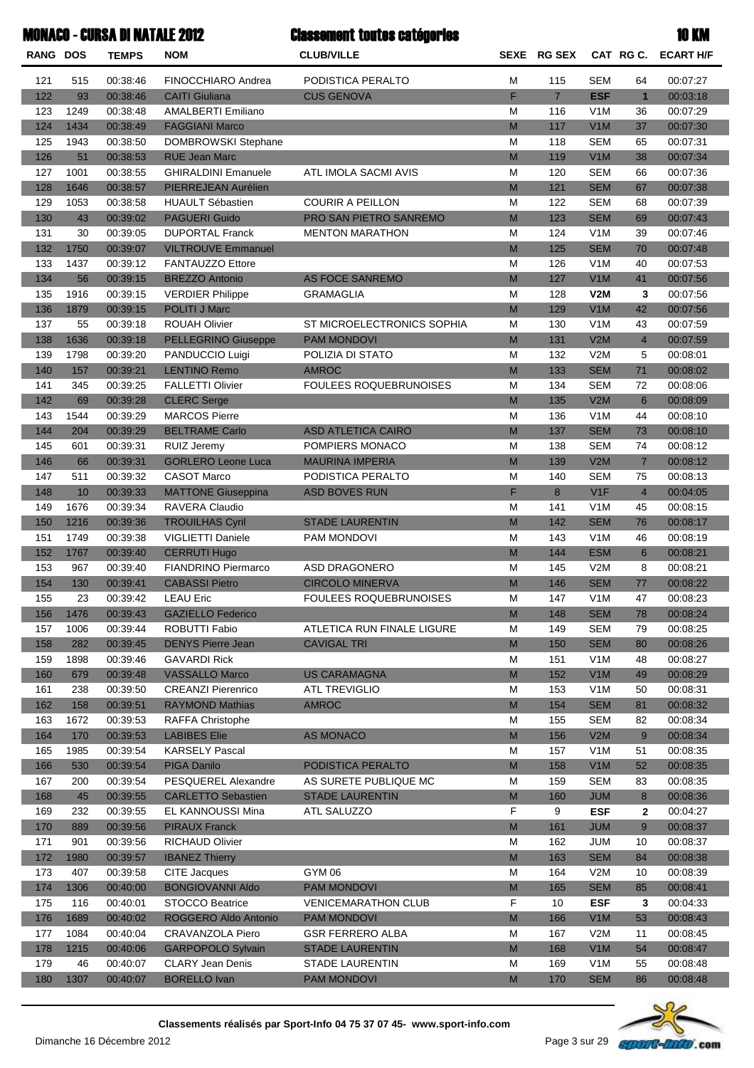# MONACO - CURSA DI NATALE 2012

## Classement toutes catégories

## 10 KM

| RANG | DOS | TEMPS | NOM | CLUB/VILLE | SEXE | RG SEX | CAT | RG C. | ECART H/F |
|---|---|---|---|---|---|---|---|---|---|
| 121 | 515 | 00:38:46 | FINOCCHIARO Andrea | PODISTICA PERALTO | M | 115 | SEM | 64 | 00:07:27 |
| 122 | 93 | 00:38:46 | CAITI Giuliana | CUS GENOVA | F | 7 | **ESF** | **1** | 00:03:18 |
| 123 | 1249 | 00:38:48 | AMALBERTI Emiliano | | M | 116 | V1M | 36 | 00:07:29 |
| 124 | 1434 | 00:38:49 | FAGGIANI Marco | | M | 117 | V1M | 37 | 00:07:30 |
| 125 | 1943 | 00:38:50 | DOMBROWSKI Stephane | | M | 118 | SEM | 65 | 00:07:31 |
| 126 | 51 | 00:38:53 | RUE Jean Marc | | M | 119 | V1M | 38 | 00:07:34 |
| 127 | 1001 | 00:38:55 | GHIRALDINI Emanuele | ATL IMOLA SACMI AVIS | M | 120 | SEM | 66 | 00:07:36 |
| 128 | 1646 | 00:38:57 | PIERREJEAN Aurélien | | M | 121 | SEM | 67 | 00:07:38 |
| 129 | 1053 | 00:38:58 | HUAULT Sébastien | COURIR A PEILLON | M | 122 | SEM | 68 | 00:07:39 |
| 130 | 43 | 00:39:02 | PAGUERI Guido | PRO SAN PIETRO SANREMO | M | 123 | SEM | 69 | 00:07:43 |
| 131 | 30 | 00:39:05 | DUPORTAL Franck | MENTON MARATHON | M | 124 | V1M | 39 | 00:07:46 |
| 132 | 1750 | 00:39:07 | VILTROUVE Emmanuel | | M | 125 | SEM | 70 | 00:07:48 |
| 133 | 1437 | 00:39:12 | FANTAUZZO Ettore | | M | 126 | V1M | 40 | 00:07:53 |
| 134 | 56 | 00:39:15 | BREZZO Antonio | AS FOCE SANREMO | M | 127 | V1M | 41 | 00:07:56 |
| 135 | 1916 | 00:39:15 | VERDIER Philippe | GRAMAGLIA | M | 128 | **V2M** | **3** | 00:07:56 |
| 136 | 1879 | 00:39:15 | POLITI J Marc | | M | 129 | V1M | 42 | 00:07:56 |
| 137 | 55 | 00:39:18 | ROUAH Olivier | ST MICROELECTRONICS SOPHIA | M | 130 | V1M | 43 | 00:07:59 |
| 138 | 1636 | 00:39:18 | PELLEGRINO Giuseppe | PAM MONDOVI | M | 131 | V2M | 4 | 00:07:59 |
| 139 | 1798 | 00:39:20 | PANDUCCIO Luigi | POLIZIA DI STATO | M | 132 | V2M | 5 | 00:08:01 |
| 140 | 157 | 00:39:21 | LENTINO Remo | AMROC | M | 133 | SEM | 71 | 00:08:02 |
| 141 | 345 | 00:39:25 | FALLETTI Olivier | FOULEES ROQUEBRUNOISES | M | 134 | SEM | 72 | 00:08:06 |
| 142 | 69 | 00:39:28 | CLERC Serge | | M | 135 | V2M | 6 | 00:08:09 |
| 143 | 1544 | 00:39:29 | MARCOS Pierre | | M | 136 | V1M | 44 | 00:08:10 |
| 144 | 204 | 00:39:29 | BELTRAME Carlo | ASD ATLETICA CAIRO | M | 137 | SEM | 73 | 00:08:10 |
| 145 | 601 | 00:39:31 | RUIZ Jeremy | POMPIERS MONACO | M | 138 | SEM | 74 | 00:08:12 |
| 146 | 66 | 00:39:31 | GORLERO Leone Luca | MAURINA IMPERIA | M | 139 | V2M | 7 | 00:08:12 |
| 147 | 511 | 00:39:32 | CASOT Marco | PODISTICA PERALTO | M | 140 | SEM | 75 | 00:08:13 |
| 148 | 10 | 00:39:33 | MATTONE Giuseppina | ASD BOVES RUN | F | 8 | V1F | 4 | 00:04:05 |
| 149 | 1676 | 00:39:34 | RAVERA Claudio | | M | 141 | V1M | 45 | 00:08:15 |
| 150 | 1216 | 00:39:36 | TROUILHAS Cyril | STADE LAURENTIN | M | 142 | SEM | 76 | 00:08:17 |
| 151 | 1749 | 00:39:38 | VIGLIETTI Daniele | PAM MONDOVI | M | 143 | V1M | 46 | 00:08:19 |
| 152 | 1767 | 00:39:40 | CERRUTI Hugo | | M | 144 | ESM | 6 | 00:08:21 |
| 153 | 967 | 00:39:40 | FIANDRINO Piermarco | ASD DRAGONERO | M | 145 | V2M | 8 | 00:08:21 |
| 154 | 130 | 00:39:41 | CABASSI Pietro | CIRCOLO MINERVA | M | 146 | SEM | 77 | 00:08:22 |
| 155 | 23 | 00:39:42 | LEAU Eric | FOULEES ROQUEBRUNOISES | M | 147 | V1M | 47 | 00:08:23 |
| 156 | 1476 | 00:39:43 | GAZIELLO Federico | | M | 148 | SEM | 78 | 00:08:24 |
| 157 | 1006 | 00:39:44 | ROBUTTI Fabio | ATLETICA RUN FINALE LIGURE | M | 149 | SEM | 79 | 00:08:25 |
| 158 | 282 | 00:39:45 | DENYS Pierre Jean | CAVIGAL TRI | M | 150 | SEM | 80 | 00:08:26 |
| 159 | 1898 | 00:39:46 | GAVARDI Rick | | M | 151 | V1M | 48 | 00:08:27 |
| 160 | 679 | 00:39:48 | VASSALLO Marco | US CARAMAGNA | M | 152 | V1M | 49 | 00:08:29 |
| 161 | 238 | 00:39:50 | CREANZI Pierenrico | ATL TREVIGLIO | M | 153 | V1M | 50 | 00:08:31 |
| 162 | 158 | 00:39:51 | RAYMOND Mathias | AMROC | M | 154 | SEM | 81 | 00:08:32 |
| 163 | 1672 | 00:39:53 | RAFFA Christophe | | M | 155 | SEM | 82 | 00:08:34 |
| 164 | 170 | 00:39:53 | LABIBES Elie | AS MONACO | M | 156 | V2M | 9 | 00:08:34 |
| 165 | 1985 | 00:39:54 | KARSELY Pascal | | M | 157 | V1M | 51 | 00:08:35 |
| 166 | 530 | 00:39:54 | PIGA Danilo | PODISTICA PERALTO | M | 158 | V1M | 52 | 00:08:35 |
| 167 | 200 | 00:39:54 | PESQUEREL Alexandre | AS SURETE PUBLIQUE MC | M | 159 | SEM | 83 | 00:08:35 |
| 168 | 45 | 00:39:55 | CARLETTO Sebastien | STADE LAURENTIN | M | 160 | JUM | 8 | 00:08:36 |
| 169 | 232 | 00:39:55 | EL KANNOUSSI Mina | ATL SALUZZO | F | 9 | **ESF** | **2** | 00:04:27 |
| 170 | 889 | 00:39:56 | PIRAUX Franck | | M | 161 | JUM | 9 | 00:08:37 |
| 171 | 901 | 00:39:56 | RICHAUD Olivier | | M | 162 | JUM | 10 | 00:08:37 |
| 172 | 1980 | 00:39:57 | IBANEZ Thierry | | M | 163 | SEM | 84 | 00:08:38 |
| 173 | 407 | 00:39:58 | CITE Jacques | GYM 06 | M | 164 | V2M | 10 | 00:08:39 |
| 174 | 1306 | 00:40:00 | BONGIOVANNI Aldo | PAM MONDOVI | M | 165 | SEM | 85 | 00:08:41 |
| 175 | 116 | 00:40:01 | STOCCO Beatrice | VENICEMARATHON CLUB | F | 10 | **ESF** | **3** | 00:04:33 |
| 176 | 1689 | 00:40:02 | ROGGERO Aldo Antonio | PAM MONDOVI | M | 166 | V1M | 53 | 00:08:43 |
| 177 | 1084 | 00:40:04 | CRAVANZOLA Piero | GSR FERRERO ALBA | M | 167 | V2M | 11 | 00:08:45 |
| 178 | 1215 | 00:40:06 | GARPOPOLO Sylvain | STADE LAURENTIN | M | 168 | V1M | 54 | 00:08:47 |
| 179 | 46 | 00:40:07 | CLARY Jean Denis | STADE LAURENTIN | M | 169 | V1M | 55 | 00:08:48 |
| 180 | 1307 | 00:40:07 | BORELLO Ivan | PAM MONDOVI | M | 170 | SEM | 86 | 00:08:48 |

**Classements réalisés par Sport-Info 04 75 37 07 45- www.sport-info.com**

Dimanche 16 Décembre 2012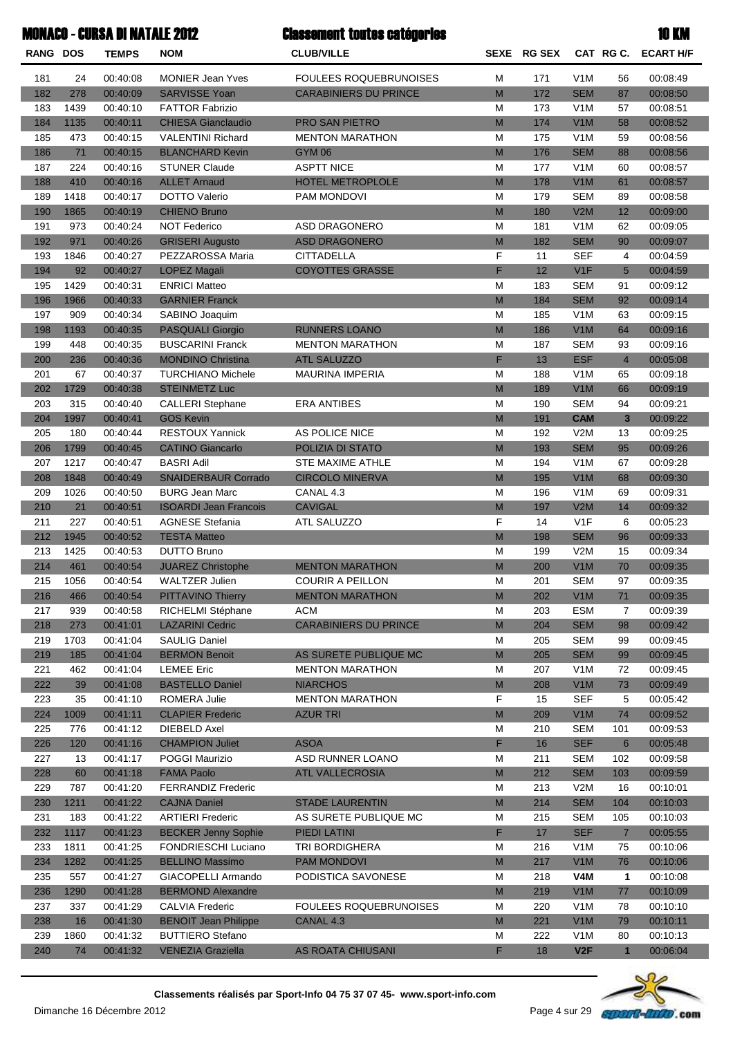# MONACO - CURSA DI NATALE 2012

## Classement toutes catégories

**10 KM**

| RANG | DOS | TEMPS | NOM | CLUB/VILLE | SEXE | RG SEX | CAT | RG C. | ECART H/F |
|---|---|---|---|---|---|---|---|---|---|
| 181 | 24 | 00:40:08 | MONIER Jean Yves | FOULEES ROQUEBRUNOISES | M | 171 | V1M | 56 | 00:08:49 |
| 182 | 278 | 00:40:09 | SARVISSE Yoan | CARABINIERS DU PRINCE | M | 172 | SEM | 87 | 00:08:50 |
| 183 | 1439 | 00:40:10 | FATTOR Fabrizio | | M | 173 | V1M | 57 | 00:08:51 |
| 184 | 1135 | 00:40:11 | CHIESA Gianclaudio | PRO SAN PIETRO | M | 174 | V1M | 58 | 00:08:52 |
| 185 | 473 | 00:40:15 | VALENTINI Richard | MENTON MARATHON | M | 175 | V1M | 59 | 00:08:56 |
| 186 | 71 | 00:40:15 | BLANCHARD Kevin | GYM 06 | M | 176 | SEM | 88 | 00:08:56 |
| 187 | 224 | 00:40:16 | STUNER Claude | ASPTT NICE | M | 177 | V1M | 60 | 00:08:57 |
| 188 | 410 | 00:40:16 | ALLET Arnaud | HOTEL METROPLOLE | M | 178 | V1M | 61 | 00:08:57 |
| 189 | 1418 | 00:40:17 | DOTTO Valerio | PAM MONDOVI | M | 179 | SEM | 89 | 00:08:58 |
| 190 | 1865 | 00:40:19 | CHIENO Bruno | | M | 180 | V2M | 12 | 00:09:00 |
| 191 | 973 | 00:40:24 | NOT Federico | ASD DRAGONERO | M | 181 | V1M | 62 | 00:09:05 |
| 192 | 971 | 00:40:26 | GRISERI Augusto | ASD DRAGONERO | M | 182 | SEM | 90 | 00:09:07 |
| 193 | 1846 | 00:40:27 | PEZZAROSSA Maria | CITTADELLA | F | 11 | SEF | 4 | 00:04:59 |
| 194 | 92 | 00:40:27 | LOPEZ Magali | COYOTTES GRASSE | F | 12 | V1F | 5 | 00:04:59 |
| 195 | 1429 | 00:40:31 | ENRICI Matteo | | M | 183 | SEM | 91 | 00:09:12 |
| 196 | 1966 | 00:40:33 | GARNIER Franck | | M | 184 | SEM | 92 | 00:09:14 |
| 197 | 909 | 00:40:34 | SABINO Joaquim | | M | 185 | V1M | 63 | 00:09:15 |
| 198 | 1193 | 00:40:35 | PASQUALI Giorgio | RUNNERS LOANO | M | 186 | V1M | 64 | 00:09:16 |
| 199 | 448 | 00:40:35 | BUSCARINI Franck | MENTON MARATHON | M | 187 | SEM | 93 | 00:09:16 |
| 200 | 236 | 00:40:36 | MONDINO Christina | ATL SALUZZO | F | 13 | ESF | 4 | 00:05:08 |
| 201 | 67 | 00:40:37 | TURCHIANO Michele | MAURINA IMPERIA | M | 188 | V1M | 65 | 00:09:18 |
| 202 | 1729 | 00:40:38 | STEINMETZ Luc | | M | 189 | V1M | 66 | 00:09:19 |
| 203 | 315 | 00:40:40 | CALLERI Stephane | ERA ANTIBES | M | 190 | SEM | 94 | 00:09:21 |
| 204 | 1997 | 00:40:41 | GOS Kevin | | M | 191 | **CAM** | **3** | 00:09:22 |
| 205 | 180 | 00:40:44 | RESTOUX Yannick | AS POLICE NICE | M | 192 | V2M | 13 | 00:09:25 |
| 206 | 1799 | 00:40:45 | CATINO Giancarlo | POLIZIA DI STATO | M | 193 | SEM | 95 | 00:09:26 |
| 207 | 1217 | 00:40:47 | BASRI Adil | STE MAXIME ATHLE | M | 194 | V1M | 67 | 00:09:28 |
| 208 | 1848 | 00:40:49 | SNAIDERBAUR Corrado | CIRCOLO MINERVA | M | 195 | V1M | 68 | 00:09:30 |
| 209 | 1026 | 00:40:50 | BURG Jean Marc | CANAL 4.3 | M | 196 | V1M | 69 | 00:09:31 |
| 210 | 21 | 00:40:51 | ISOARDI Jean Francois | CAVIGAL | M | 197 | V2M | 14 | 00:09:32 |
| 211 | 227 | 00:40:51 | AGNESE Stefania | ATL SALUZZO | F | 14 | V1F | 6 | 00:05:23 |
| 212 | 1945 | 00:40:52 | TESTA Matteo | | M | 198 | SEM | 96 | 00:09:33 |
| 213 | 1425 | 00:40:53 | DUTTO Bruno | | M | 199 | V2M | 15 | 00:09:34 |
| 214 | 461 | 00:40:54 | JUAREZ Christophe | MENTON MARATHON | M | 200 | V1M | 70 | 00:09:35 |
| 215 | 1056 | 00:40:54 | WALTZER Julien | COURIR A PEILLON | M | 201 | SEM | 97 | 00:09:35 |
| 216 | 466 | 00:40:54 | PITTAVINO Thierry | MENTON MARATHON | M | 202 | V1M | 71 | 00:09:35 |
| 217 | 939 | 00:40:58 | RICHELMI Stéphane | ACM | M | 203 | ESM | 7 | 00:09:39 |
| 218 | 273 | 00:41:01 | LAZARINI Cedric | CARABINIERS DU PRINCE | M | 204 | SEM | 98 | 00:09:42 |
| 219 | 1703 | 00:41:04 | SAULIG Daniel | | M | 205 | SEM | 99 | 00:09:45 |
| 219 | 185 | 00:41:04 | BERMON Benoit | AS SURETE PUBLIQUE MC | M | 205 | SEM | 99 | 00:09:45 |
| 221 | 462 | 00:41:04 | LEMEE Eric | MENTON MARATHON | M | 207 | V1M | 72 | 00:09:45 |
| 222 | 39 | 00:41:08 | BASTELLO Daniel | NIARCHOS | M | 208 | V1M | 73 | 00:09:49 |
| 223 | 35 | 00:41:10 | ROMERA Julie | MENTON MARATHON | F | 15 | SEF | 5 | 00:05:42 |
| 224 | 1009 | 00:41:11 | CLAPIER Frederic | AZUR TRI | M | 209 | V1M | 74 | 00:09:52 |
| 225 | 776 | 00:41:12 | DIEBELD Axel | | M | 210 | SEM | 101 | 00:09:53 |
| 226 | 120 | 00:41:16 | CHAMPION Juliet | ASOA | F | 16 | SEF | 6 | 00:05:48 |
| 227 | 13 | 00:41:17 | POGGI Maurizio | ASD RUNNER LOANO | M | 211 | SEM | 102 | 00:09:58 |
| 228 | 60 | 00:41:18 | FAMA Paolo | ATL VALLECROSIA | M | 212 | SEM | 103 | 00:09:59 |
| 229 | 787 | 00:41:20 | FERRANDIZ Frederic | | M | 213 | V2M | 16 | 00:10:01 |
| 230 | 1211 | 00:41:22 | CAJNA Daniel | STADE LAURENTIN | M | 214 | SEM | 104 | 00:10:03 |
| 231 | 183 | 00:41:22 | ARTIERI Frederic | AS SURETE PUBLIQUE MC | M | 215 | SEM | 105 | 00:10:03 |
| 232 | 1117 | 00:41:23 | BECKER Jenny Sophie | PIEDI LATINI | F | 17 | SEF | 7 | 00:05:55 |
| 233 | 1811 | 00:41:25 | FONDRIESCHI Luciano | TRI BORDIGHERA | M | 216 | V1M | 75 | 00:10:06 |
| 234 | 1282 | 00:41:25 | BELLINO Massimo | PAM MONDOVI | M | 217 | V1M | 76 | 00:10:06 |
| 235 | 557 | 00:41:27 | GIACOPELLI Armando | PODISTICA SAVONESE | M | 218 | **V4M** | **1** | 00:10:08 |
| 236 | 1290 | 00:41:28 | BERMOND Alexandre | | M | 219 | V1M | 77 | 00:10:09 |
| 237 | 337 | 00:41:29 | CALVIA Frederic | FOULEES ROQUEBRUNOISES | M | 220 | V1M | 78 | 00:10:10 |
| 238 | 16 | 00:41:30 | BENOIT Jean Philippe | CANAL 4.3 | M | 221 | V1M | 79 | 00:10:11 |
| 239 | 1860 | 00:41:32 | BUTTIERO Stefano | | M | 222 | V1M | 80 | 00:10:13 |
| 240 | 74 | 00:41:32 | VENEZIA Graziella | AS ROATA CHIUSANI | F | 18 | **V2F** | **1** | 00:06:04 |

**Classements réalisés par Sport-Info 04 75 37 07 45- www.sport-info.com**

Dimanche 16 Décembre 2012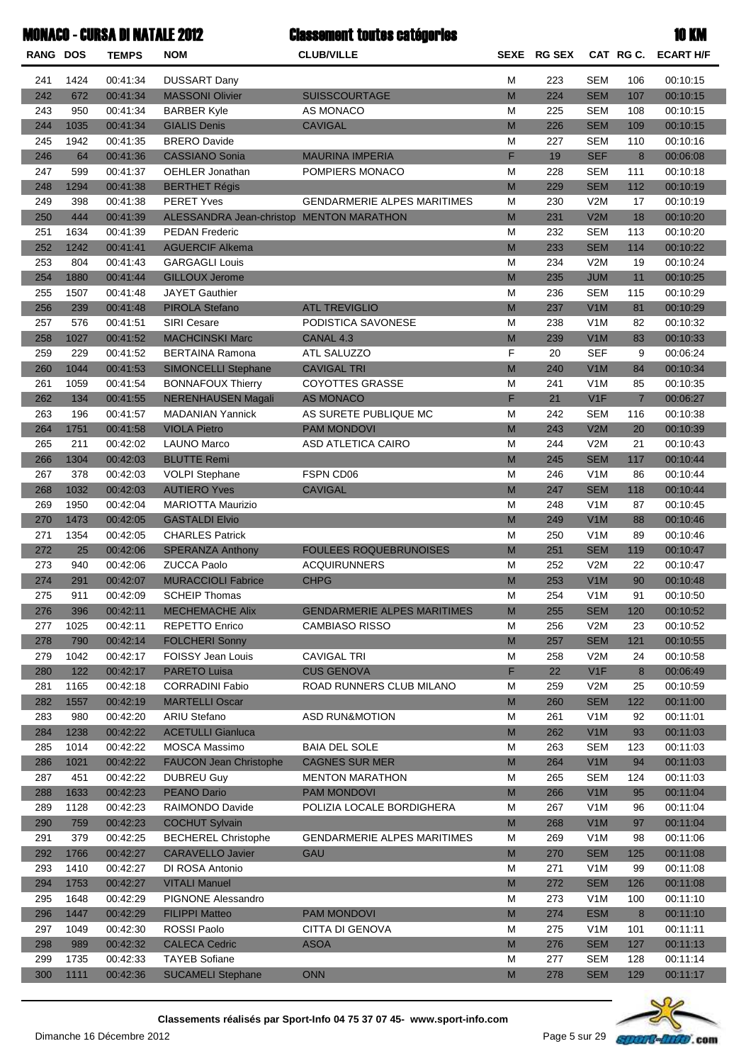# MONACO - CURSA DI NATALE 2012 — Classement toutes catégories — 10 KM

| RANG | DOS | TEMPS | NOM | CLUB/VILLE | SEXE | RG SEX | CAT | RG C. | ECART H/F |
|---|---|---|---|---|---|---|---|---|---|
| 241 | 1424 | 00:41:34 | DUSSART Dany | | M | 223 | SEM | 106 | 00:10:15 |
| 242 | 672 | 00:41:34 | MASSONI Olivier | SUISSCOURTAGE | M | 224 | SEM | 107 | 00:10:15 |
| 243 | 950 | 00:41:34 | BARBER Kyle | AS MONACO | M | 225 | SEM | 108 | 00:10:15 |
| 244 | 1035 | 00:41:34 | GIALIS Denis | CAVIGAL | M | 226 | SEM | 109 | 00:10:15 |
| 245 | 1942 | 00:41:35 | BRERO Davide | | M | 227 | SEM | 110 | 00:10:16 |
| 246 | 64 | 00:41:36 | CASSIANO Sonia | MAURINA IMPERIA | F | 19 | SEF | 8 | 00:06:08 |
| 247 | 599 | 00:41:37 | OEHLER Jonathan | POMPIERS MONACO | M | 228 | SEM | 111 | 00:10:18 |
| 248 | 1294 | 00:41:38 | BERTHET Régis | | M | 229 | SEM | 112 | 00:10:19 |
| 249 | 398 | 00:41:38 | PERET Yves | GENDARMERIE ALPES MARITIMES | M | 230 | V2M | 17 | 00:10:19 |
| 250 | 444 | 00:41:39 | ALESSANDRA Jean-christop | MENTON MARATHON | M | 231 | V2M | 18 | 00:10:20 |
| 251 | 1634 | 00:41:39 | PEDAN Frederic | | M | 232 | SEM | 113 | 00:10:20 |
| 252 | 1242 | 00:41:41 | AGUERCIF Alkema | | M | 233 | SEM | 114 | 00:10:22 |
| 253 | 804 | 00:41:43 | GARGAGLI Louis | | M | 234 | V2M | 19 | 00:10:24 |
| 254 | 1880 | 00:41:44 | GILLOUX Jerome | | M | 235 | JUM | 11 | 00:10:25 |
| 255 | 1507 | 00:41:48 | JAYET Gauthier | | M | 236 | SEM | 115 | 00:10:29 |
| 256 | 239 | 00:41:48 | PIROLA Stefano | ATL TREVIGLIO | M | 237 | V1M | 81 | 00:10:29 |
| 257 | 576 | 00:41:51 | SIRI Cesare | PODISTICA SAVONESE | M | 238 | V1M | 82 | 00:10:32 |
| 258 | 1027 | 00:41:52 | MACHCINSKI Marc | CANAL 4.3 | M | 239 | V1M | 83 | 00:10:33 |
| 259 | 229 | 00:41:52 | BERTAINA Ramona | ATL SALUZZO | F | 20 | SEF | 9 | 00:06:24 |
| 260 | 1044 | 00:41:53 | SIMONCELLI Stephane | CAVIGAL TRI | M | 240 | V1M | 84 | 00:10:34 |
| 261 | 1059 | 00:41:54 | BONNAFOUX Thierry | COYOTTES GRASSE | M | 241 | V1M | 85 | 00:10:35 |
| 262 | 134 | 00:41:55 | NERENHAUSEN Magali | AS MONACO | F | 21 | V1F | 7 | 00:06:27 |
| 263 | 196 | 00:41:57 | MADANIAN Yannick | AS SURETE PUBLIQUE MC | M | 242 | SEM | 116 | 00:10:38 |
| 264 | 1751 | 00:41:58 | VIOLA Pietro | PAM MONDOVI | M | 243 | V2M | 20 | 00:10:39 |
| 265 | 211 | 00:42:02 | LAUNO Marco | ASD ATLETICA CAIRO | M | 244 | V2M | 21 | 00:10:43 |
| 266 | 1304 | 00:42:03 | BLUTTE Remi | | M | 245 | SEM | 117 | 00:10:44 |
| 267 | 378 | 00:42:03 | VOLPI Stephane | FSPN CD06 | M | 246 | V1M | 86 | 00:10:44 |
| 268 | 1032 | 00:42:03 | AUTIERO Yves | CAVIGAL | M | 247 | SEM | 118 | 00:10:44 |
| 269 | 1950 | 00:42:04 | MARIOTTA Maurizio | | M | 248 | V1M | 87 | 00:10:45 |
| 270 | 1473 | 00:42:05 | GASTALDI Elvio | | M | 249 | V1M | 88 | 00:10:46 |
| 271 | 1354 | 00:42:05 | CHARLES Patrick | | M | 250 | V1M | 89 | 00:10:46 |
| 272 | 25 | 00:42:06 | SPERANZA Anthony | FOULEES ROQUEBRUNOISES | M | 251 | SEM | 119 | 00:10:47 |
| 273 | 940 | 00:42:06 | ZUCCA Paolo | ACQUIRUNNERS | M | 252 | V2M | 22 | 00:10:47 |
| 274 | 291 | 00:42:07 | MURACCIOLI Fabrice | CHPG | M | 253 | V1M | 90 | 00:10:48 |
| 275 | 911 | 00:42:09 | SCHEIP Thomas | | M | 254 | V1M | 91 | 00:10:50 |
| 276 | 396 | 00:42:11 | MECHEMACHE Alix | GENDARMERIE ALPES MARITIMES | M | 255 | SEM | 120 | 00:10:52 |
| 277 | 1025 | 00:42:11 | REPETTO Enrico | CAMBIASO RISSO | M | 256 | V2M | 23 | 00:10:52 |
| 278 | 790 | 00:42:14 | FOLCHERI Sonny | | M | 257 | SEM | 121 | 00:10:55 |
| 279 | 1042 | 00:42:17 | FOISSY Jean Louis | CAVIGAL TRI | M | 258 | V2M | 24 | 00:10:58 |
| 280 | 122 | 00:42:17 | PARETO Luisa | CUS GENOVA | F | 22 | V1F | 8 | 00:06:49 |
| 281 | 1165 | 00:42:18 | CORRADINI Fabio | ROAD RUNNERS CLUB MILANO | M | 259 | V2M | 25 | 00:10:59 |
| 282 | 1557 | 00:42:19 | MARTELLI Oscar | | M | 260 | SEM | 122 | 00:11:00 |
| 283 | 980 | 00:42:20 | ARIU Stefano | ASD RUN&MOTION | M | 261 | V1M | 92 | 00:11:01 |
| 284 | 1238 | 00:42:22 | ACETULLI Gianluca | | M | 262 | V1M | 93 | 00:11:03 |
| 285 | 1014 | 00:42:22 | MOSCA Massimo | BAIA DEL SOLE | M | 263 | SEM | 123 | 00:11:03 |
| 286 | 1021 | 00:42:22 | FAUCON Jean Christophe | CAGNES SUR MER | M | 264 | V1M | 94 | 00:11:03 |
| 287 | 451 | 00:42:22 | DUBREU Guy | MENTON MARATHON | M | 265 | SEM | 124 | 00:11:03 |
| 288 | 1633 | 00:42:23 | PEANO Dario | PAM MONDOVI | M | 266 | V1M | 95 | 00:11:04 |
| 289 | 1128 | 00:42:23 | RAIMONDO Davide | POLIZIA LOCALE BORDIGHERA | M | 267 | V1M | 96 | 00:11:04 |
| 290 | 759 | 00:42:23 | COCHUT Sylvain | | M | 268 | V1M | 97 | 00:11:04 |
| 291 | 379 | 00:42:25 | BECHEREL Christophe | GENDARMERIE ALPES MARITIMES | M | 269 | V1M | 98 | 00:11:06 |
| 292 | 1766 | 00:42:27 | CARAVELLO Javier | GAU | M | 270 | SEM | 125 | 00:11:08 |
| 293 | 1410 | 00:42:27 | DI ROSA Antonio | | M | 271 | V1M | 99 | 00:11:08 |
| 294 | 1753 | 00:42:27 | VITALI Manuel | | M | 272 | SEM | 126 | 00:11:08 |
| 295 | 1648 | 00:42:29 | PIGNONE Alessandro | | M | 273 | V1M | 100 | 00:11:10 |
| 296 | 1447 | 00:42:29 | FILIPPI Matteo | PAM MONDOVI | M | 274 | ESM | 8 | 00:11:10 |
| 297 | 1049 | 00:42:30 | ROSSI Paolo | CITTA DI GENOVA | M | 275 | V1M | 101 | 00:11:11 |
| 298 | 989 | 00:42:32 | CALECA Cedric | ASOA | M | 276 | SEM | 127 | 00:11:13 |
| 299 | 1735 | 00:42:33 | TAYEB Sofiane | | M | 277 | SEM | 128 | 00:11:14 |
| 300 | 1111 | 00:42:36 | SUCAMELI Stephane | ONN | M | 278 | SEM | 129 | 00:11:17 |

Classements réalisés par Sport-Info 04 75 37 07 45- www.sport-info.com

Dimanche 16 Décembre 2012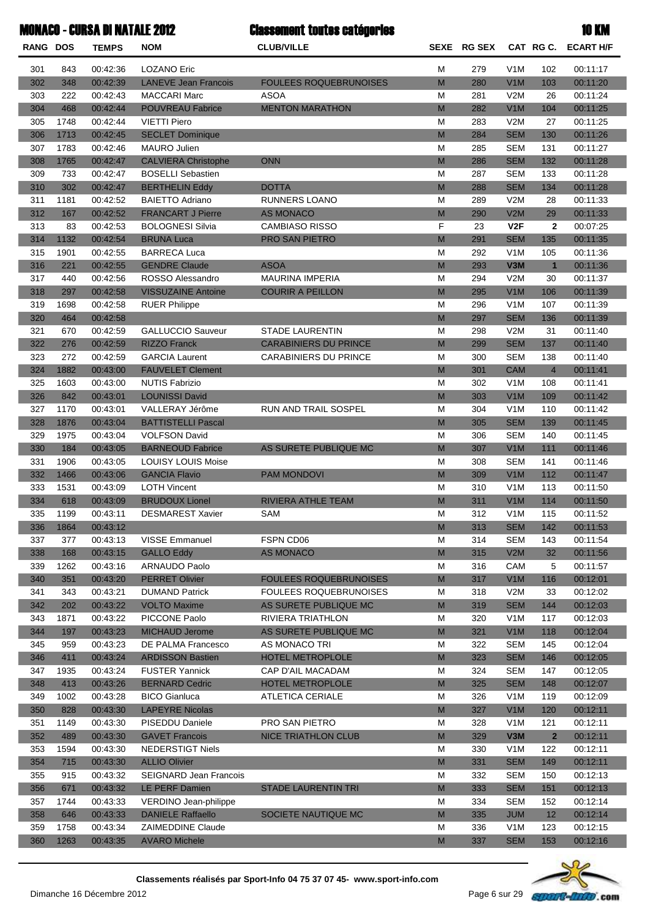# MONACO - CURSA DI NATALE 2012

## Classement toutes catégories

10 KM

| RANG | DOS | TEMPS | NOM | CLUB/VILLE | SEXE | RG SEX | CAT | RG C. | ECART H/F |
|---|---|---|---|---|---|---|---|---|---|
| 301 | 843 | 00:42:36 | LOZANO Eric | | M | 279 | V1M | 102 | 00:11:17 |
| 302 | 348 | 00:42:39 | LANEVE Jean Francois | FOULEES ROQUEBRUNOISES | M | 280 | V1M | 103 | 00:11:20 |
| 303 | 222 | 00:42:43 | MACCARI Marc | ASOA | M | 281 | V2M | 26 | 00:11:24 |
| 304 | 468 | 00:42:44 | POUVREAU Fabrice | MENTON MARATHON | M | 282 | V1M | 104 | 00:11:25 |
| 305 | 1748 | 00:42:44 | VIETTI Piero | | M | 283 | V2M | 27 | 00:11:25 |
| 306 | 1713 | 00:42:45 | SECLET Dominique | | M | 284 | SEM | 130 | 00:11:26 |
| 307 | 1783 | 00:42:46 | MAURO Julien | | M | 285 | SEM | 131 | 00:11:27 |
| 308 | 1765 | 00:42:47 | CALVIERA Christophe | ONN | M | 286 | SEM | 132 | 00:11:28 |
| 309 | 733 | 00:42:47 | BOSELLI Sebastien | | M | 287 | SEM | 133 | 00:11:28 |
| 310 | 302 | 00:42:47 | BERTHELIN Eddy | DOTTA | M | 288 | SEM | 134 | 00:11:28 |
| 311 | 1181 | 00:42:52 | BAIETTO Adriano | RUNNERS LOANO | M | 289 | V2M | 28 | 00:11:33 |
| 312 | 167 | 00:42:52 | FRANCART J Pierre | AS MONACO | M | 290 | V2M | 29 | 00:11:33 |
| 313 | 83 | 00:42:53 | BOLOGNESI Silvia | CAMBIASO RISSO | F | 23 | **V2F** | **2** | 00:07:25 |
| 314 | 1132 | 00:42:54 | BRUNA Luca | PRO SAN PIETRO | M | 291 | SEM | 135 | 00:11:35 |
| 315 | 1901 | 00:42:55 | BARRECA Luca | | M | 292 | V1M | 105 | 00:11:36 |
| 316 | 221 | 00:42:55 | GENDRE Claude | ASOA | M | 293 | **V3M** | **1** | 00:11:36 |
| 317 | 440 | 00:42:56 | ROSSO Alessandro | MAURINA IMPERIA | M | 294 | V2M | 30 | 00:11:37 |
| 318 | 297 | 00:42:58 | VISSUZAINE Antoine | COURIR A PEILLON | M | 295 | V1M | 106 | 00:11:39 |
| 319 | 1698 | 00:42:58 | RUER Philippe | | M | 296 | V1M | 107 | 00:11:39 |
| 320 | 464 | 00:42:58 | | | M | 297 | SEM | 136 | 00:11:39 |
| 321 | 670 | 00:42:59 | GALLUCCIO Sauveur | STADE LAURENTIN | M | 298 | V2M | 31 | 00:11:40 |
| 322 | 276 | 00:42:59 | RIZZO Franck | CARABINIERS DU PRINCE | M | 299 | SEM | 137 | 00:11:40 |
| 323 | 272 | 00:42:59 | GARCIA Laurent | CARABINIERS DU PRINCE | M | 300 | SEM | 138 | 00:11:40 |
| 324 | 1882 | 00:43:00 | FAUVELET Clement | | M | 301 | CAM | 4 | 00:11:41 |
| 325 | 1603 | 00:43:00 | NUTIS Fabrizio | | M | 302 | V1M | 108 | 00:11:41 |
| 326 | 842 | 00:43:01 | LOUNISSI David | | M | 303 | V1M | 109 | 00:11:42 |
| 327 | 1170 | 00:43:01 | VALLERAY Jérôme | RUN AND TRAIL SOSPEL | M | 304 | V1M | 110 | 00:11:42 |
| 328 | 1876 | 00:43:04 | BATTISTELLI Pascal | | M | 305 | SEM | 139 | 00:11:45 |
| 329 | 1975 | 00:43:04 | VOLFSON David | | M | 306 | SEM | 140 | 00:11:45 |
| 330 | 184 | 00:43:05 | BARNEOUD Fabrice | AS SURETE PUBLIQUE MC | M | 307 | V1M | 111 | 00:11:46 |
| 331 | 1906 | 00:43:05 | LOUISY LOUIS Moise | | M | 308 | SEM | 141 | 00:11:46 |
| 332 | 1466 | 00:43:06 | GANCIA Flavio | PAM MONDOVI | M | 309 | V1M | 112 | 00:11:47 |
| 333 | 1531 | 00:43:09 | LOTH Vincent | | M | 310 | V1M | 113 | 00:11:50 |
| 334 | 618 | 00:43:09 | BRUDOUX Lionel | RIVIERA ATHLE TEAM | M | 311 | V1M | 114 | 00:11:50 |
| 335 | 1199 | 00:43:11 | DESMAREST Xavier | SAM | M | 312 | V1M | 115 | 00:11:52 |
| 336 | 1864 | 00:43:12 | | | M | 313 | SEM | 142 | 00:11:53 |
| 337 | 377 | 00:43:13 | VISSE Emmanuel | FSPN CD06 | M | 314 | SEM | 143 | 00:11:54 |
| 338 | 168 | 00:43:15 | GALLO Eddy | AS MONACO | M | 315 | V2M | 32 | 00:11:56 |
| 339 | 1262 | 00:43:16 | ARNAUDO Paolo | | M | 316 | CAM | 5 | 00:11:57 |
| 340 | 351 | 00:43:20 | PERRET Olivier | FOULEES ROQUEBRUNOISES | M | 317 | V1M | 116 | 00:12:01 |
| 341 | 343 | 00:43:21 | DUMAND Patrick | FOULEES ROQUEBRUNOISES | M | 318 | V2M | 33 | 00:12:02 |
| 342 | 202 | 00:43:22 | VOLTO Maxime | AS SURETE PUBLIQUE MC | M | 319 | SEM | 144 | 00:12:03 |
| 343 | 1871 | 00:43:22 | PICCONE Paolo | RIVIERA TRIATHLON | M | 320 | V1M | 117 | 00:12:03 |
| 344 | 197 | 00:43:23 | MICHAUD Jerome | AS SURETE PUBLIQUE MC | M | 321 | V1M | 118 | 00:12:04 |
| 345 | 959 | 00:43:23 | DE PALMA Francesco | AS MONACO TRI | M | 322 | SEM | 145 | 00:12:04 |
| 346 | 411 | 00:43:24 | ARDISSON Bastien | HOTEL METROPLOLE | M | 323 | SEM | 146 | 00:12:05 |
| 347 | 1935 | 00:43:24 | FUSTER Yannick | CAP D'AIL MACADAM | M | 324 | SEM | 147 | 00:12:05 |
| 348 | 413 | 00:43:26 | BERNARD Cedric | HOTEL METROPLOLE | M | 325 | SEM | 148 | 00:12:07 |
| 349 | 1002 | 00:43:28 | BICO Gianluca | ATLETICA CERIALE | M | 326 | V1M | 119 | 00:12:09 |
| 350 | 828 | 00:43:30 | LAPEYRE Nicolas | | M | 327 | V1M | 120 | 00:12:11 |
| 351 | 1149 | 00:43:30 | PISEDDU Daniele | PRO SAN PIETRO | M | 328 | V1M | 121 | 00:12:11 |
| 352 | 489 | 00:43:30 | GAVET Francois | NICE TRIATHLON CLUB | M | 329 | **V3M** | **2** | 00:12:11 |
| 353 | 1594 | 00:43:30 | NEDERSTIGT Niels | | M | 330 | V1M | 122 | 00:12:11 |
| 354 | 715 | 00:43:30 | ALLIO Olivier | | M | 331 | SEM | 149 | 00:12:11 |
| 355 | 915 | 00:43:32 | SEIGNARD Jean Francois | | M | 332 | SEM | 150 | 00:12:13 |
| 356 | 671 | 00:43:32 | LE PERF Damien | STADE LAURENTIN TRI | M | 333 | SEM | 151 | 00:12:13 |
| 357 | 1744 | 00:43:33 | VERDINO Jean-philippe | | M | 334 | SEM | 152 | 00:12:14 |
| 358 | 646 | 00:43:33 | DANIELE Raffaello | SOCIETE NAUTIQUE MC | M | 335 | JUM | 12 | 00:12:14 |
| 359 | 1758 | 00:43:34 | ZAIMEDDINE Claude | | M | 336 | V1M | 123 | 00:12:15 |
| 360 | 1263 | 00:43:35 | AVARO Michele | | M | 337 | SEM | 153 | 00:12:16 |

Classements réalisés par Sport-Info 04 75 37 07 45- www.sport-info.com

Dimanche 16 Décembre 2012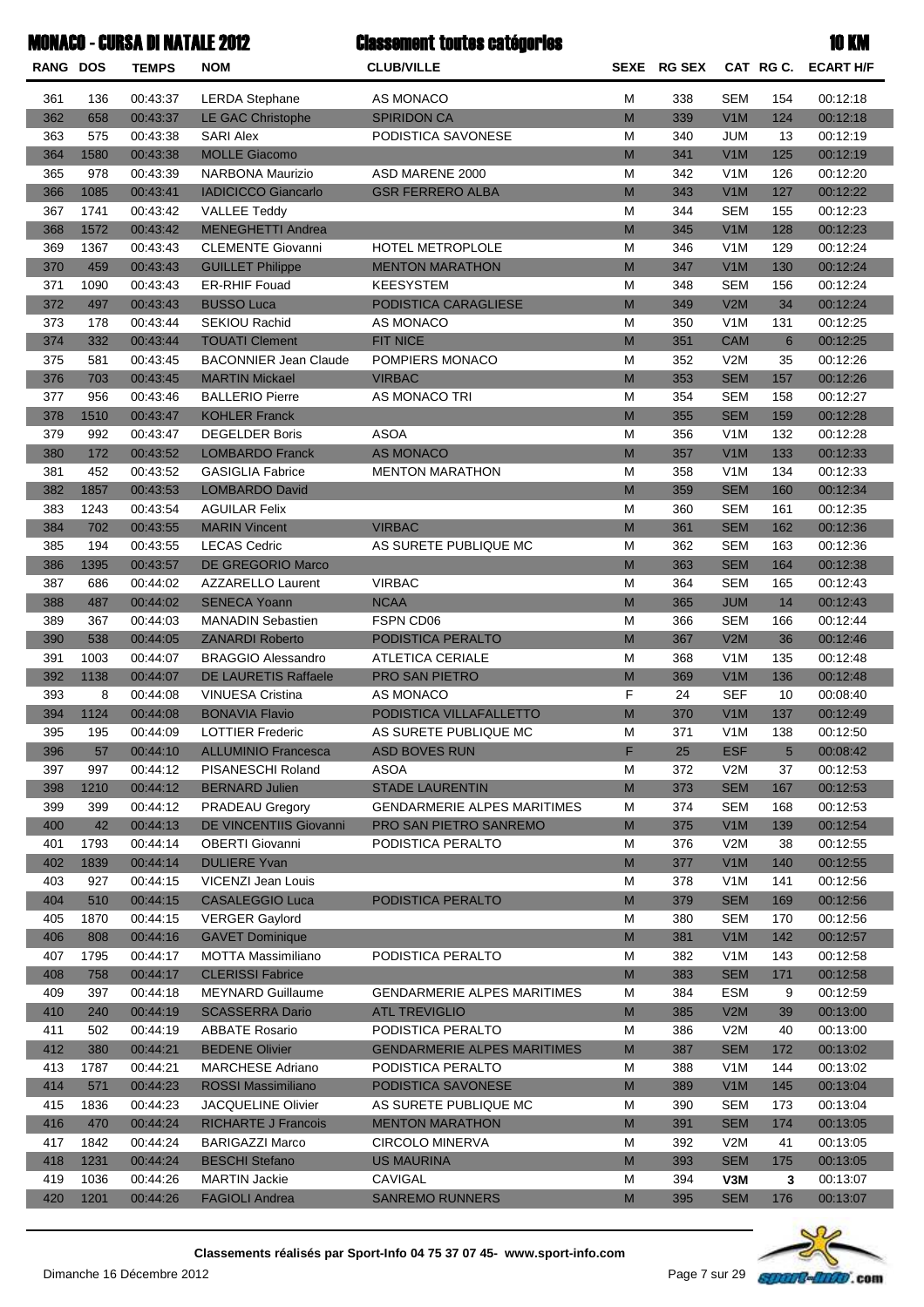# MONACO - CURSA DI NATALE 2012 — Classement toutes catégories — 10 KM

| RANG | DOS | TEMPS | NOM | CLUB/VILLE | SEXE | RG SEX | CAT | RG C. | ECART H/F |
|---|---|---|---|---|---|---|---|---|---|
| 361 | 136 | 00:43:37 | LERDA Stephane | AS MONACO | M | 338 | SEM | 154 | 00:12:18 |
| 362 | 658 | 00:43:37 | LE GAC Christophe | SPIRIDON CA | M | 339 | V1M | 124 | 00:12:18 |
| 363 | 575 | 00:43:38 | SARI Alex | PODISTICA SAVONESE | M | 340 | JUM | 13 | 00:12:19 |
| 364 | 1580 | 00:43:38 | MOLLE Giacomo | | M | 341 | V1M | 125 | 00:12:19 |
| 365 | 978 | 00:43:39 | NARBONA Maurizio | ASD MARENE 2000 | M | 342 | V1M | 126 | 00:12:20 |
| 366 | 1085 | 00:43:41 | IADICICCO Giancarlo | GSR FERRERO ALBA | M | 343 | V1M | 127 | 00:12:22 |
| 367 | 1741 | 00:43:42 | VALLEE Teddy | | M | 344 | SEM | 155 | 00:12:23 |
| 368 | 1572 | 00:43:42 | MENEGHETTI Andrea | | M | 345 | V1M | 128 | 00:12:23 |
| 369 | 1367 | 00:43:43 | CLEMENTE Giovanni | HOTEL METROPLOLE | M | 346 | V1M | 129 | 00:12:24 |
| 370 | 459 | 00:43:43 | GUILLET Philippe | MENTON MARATHON | M | 347 | V1M | 130 | 00:12:24 |
| 371 | 1090 | 00:43:43 | ER-RHIF Fouad | KEESYSTEM | M | 348 | SEM | 156 | 00:12:24 |
| 372 | 497 | 00:43:43 | BUSSO Luca | PODISTICA CARAGLIESE | M | 349 | V2M | 34 | 00:12:24 |
| 373 | 178 | 00:43:44 | SEKIOU Rachid | AS MONACO | M | 350 | V1M | 131 | 00:12:25 |
| 374 | 332 | 00:43:44 | TOUATI Clement | FIT NICE | M | 351 | CAM | 6 | 00:12:25 |
| 375 | 581 | 00:43:45 | BACONNIER Jean Claude | POMPIERS MONACO | M | 352 | V2M | 35 | 00:12:26 |
| 376 | 703 | 00:43:45 | MARTIN Mickael | VIRBAC | M | 353 | SEM | 157 | 00:12:26 |
| 377 | 956 | 00:43:46 | BALLERIO Pierre | AS MONACO TRI | M | 354 | SEM | 158 | 00:12:27 |
| 378 | 1510 | 00:43:47 | KOHLER Franck | | M | 355 | SEM | 159 | 00:12:28 |
| 379 | 992 | 00:43:47 | DEGELDER Boris | ASOA | M | 356 | V1M | 132 | 00:12:28 |
| 380 | 172 | 00:43:52 | LOMBARDO Franck | AS MONACO | M | 357 | V1M | 133 | 00:12:33 |
| 381 | 452 | 00:43:52 | GASIGLIA Fabrice | MENTON MARATHON | M | 358 | V1M | 134 | 00:12:33 |
| 382 | 1857 | 00:43:53 | LOMBARDO David | | M | 359 | SEM | 160 | 00:12:34 |
| 383 | 1243 | 00:43:54 | AGUILAR Felix | | M | 360 | SEM | 161 | 00:12:35 |
| 384 | 702 | 00:43:55 | MARIN Vincent | VIRBAC | M | 361 | SEM | 162 | 00:12:36 |
| 385 | 194 | 00:43:55 | LECAS Cedric | AS SURETE PUBLIQUE MC | M | 362 | SEM | 163 | 00:12:36 |
| 386 | 1395 | 00:43:57 | DE GREGORIO Marco | | M | 363 | SEM | 164 | 00:12:38 |
| 387 | 686 | 00:44:02 | AZZARELLO Laurent | VIRBAC | M | 364 | SEM | 165 | 00:12:43 |
| 388 | 487 | 00:44:02 | SENECA Yoann | NCAA | M | 365 | JUM | 14 | 00:12:43 |
| 389 | 367 | 00:44:03 | MANADIN Sebastien | FSPN CD06 | M | 366 | SEM | 166 | 00:12:44 |
| 390 | 538 | 00:44:05 | ZANARDI Roberto | PODISTICA PERALTO | M | 367 | V2M | 36 | 00:12:46 |
| 391 | 1003 | 00:44:07 | BRAGGIO Alessandro | ATLETICA CERIALE | M | 368 | V1M | 135 | 00:12:48 |
| 392 | 1138 | 00:44:07 | DE LAURETIS Raffaele | PRO SAN PIETRO | M | 369 | V1M | 136 | 00:12:48 |
| 393 | 8 | 00:44:08 | VINUESA Cristina | AS MONACO | F | 24 | SEF | 10 | 00:08:40 |
| 394 | 1124 | 00:44:08 | BONAVIA Flavio | PODISTICA VILLAFALLETTO | M | 370 | V1M | 137 | 00:12:49 |
| 395 | 195 | 00:44:09 | LOTTIER Frederic | AS SURETE PUBLIQUE MC | M | 371 | V1M | 138 | 00:12:50 |
| 396 | 57 | 00:44:10 | ALLUMINIO Francesca | ASD BOVES RUN | F | 25 | ESF | 5 | 00:08:42 |
| 397 | 997 | 00:44:12 | PISANESCHI Roland | ASOA | M | 372 | V2M | 37 | 00:12:53 |
| 398 | 1210 | 00:44:12 | BERNARD Julien | STADE LAURENTIN | M | 373 | SEM | 167 | 00:12:53 |
| 399 | 399 | 00:44:12 | PRADEAU Gregory | GENDARMERIE ALPES MARITIMES | M | 374 | SEM | 168 | 00:12:53 |
| 400 | 42 | 00:44:13 | DE VINCENTIIS Giovanni | PRO SAN PIETRO SANREMO | M | 375 | V1M | 139 | 00:12:54 |
| 401 | 1793 | 00:44:14 | OBERTI Giovanni | PODISTICA PERALTO | M | 376 | V2M | 38 | 00:12:55 |
| 402 | 1839 | 00:44:14 | DULIERE Yvan | | M | 377 | V1M | 140 | 00:12:55 |
| 403 | 927 | 00:44:15 | VICENZI Jean Louis | | M | 378 | V1M | 141 | 00:12:56 |
| 404 | 510 | 00:44:15 | CASALEGGIO Luca | PODISTICA PERALTO | M | 379 | SEM | 169 | 00:12:56 |
| 405 | 1870 | 00:44:15 | VERGER Gaylord | | M | 380 | SEM | 170 | 00:12:56 |
| 406 | 808 | 00:44:16 | GAVET Dominique | | M | 381 | V1M | 142 | 00:12:57 |
| 407 | 1795 | 00:44:17 | MOTTA Massimiliano | PODISTICA PERALTO | M | 382 | V1M | 143 | 00:12:58 |
| 408 | 758 | 00:44:17 | CLERISSI Fabrice | | M | 383 | SEM | 171 | 00:12:58 |
| 409 | 397 | 00:44:18 | MEYNARD Guillaume | GENDARMERIE ALPES MARITIMES | M | 384 | ESM | 9 | 00:12:59 |
| 410 | 240 | 00:44:19 | SCASSERRA Dario | ATL TREVIGLIO | M | 385 | V2M | 39 | 00:13:00 |
| 411 | 502 | 00:44:19 | ABBATE Rosario | PODISTICA PERALTO | M | 386 | V2M | 40 | 00:13:00 |
| 412 | 380 | 00:44:21 | BEDENE Olivier | GENDARMERIE ALPES MARITIMES | M | 387 | SEM | 172 | 00:13:02 |
| 413 | 1787 | 00:44:21 | MARCHESE Adriano | PODISTICA PERALTO | M | 388 | V1M | 144 | 00:13:02 |
| 414 | 571 | 00:44:23 | ROSSI Massimiliano | PODISTICA SAVONESE | M | 389 | V1M | 145 | 00:13:04 |
| 415 | 1836 | 00:44:23 | JACQUELINE Olivier | AS SURETE PUBLIQUE MC | M | 390 | SEM | 173 | 00:13:04 |
| 416 | 470 | 00:44:24 | RICHARTE J Francois | MENTON MARATHON | M | 391 | SEM | 174 | 00:13:05 |
| 417 | 1842 | 00:44:24 | BARIGAZZI Marco | CIRCOLO MINERVA | M | 392 | V2M | 41 | 00:13:05 |
| 418 | 1231 | 00:44:24 | BESCHI Stefano | US MAURINA | M | 393 | SEM | 175 | 00:13:05 |
| 419 | 1036 | 00:44:26 | MARTIN Jackie | CAVIGAL | M | 394 | **V3M** | **3** | 00:13:07 |
| 420 | 1201 | 00:44:26 | FAGIOLI Andrea | SANREMO RUNNERS | M | 395 | SEM | 176 | 00:13:07 |

Classements réalisés par Sport-Info 04 75 37 07 45- www.sport-info.com

Dimanche 16 Décembre 2012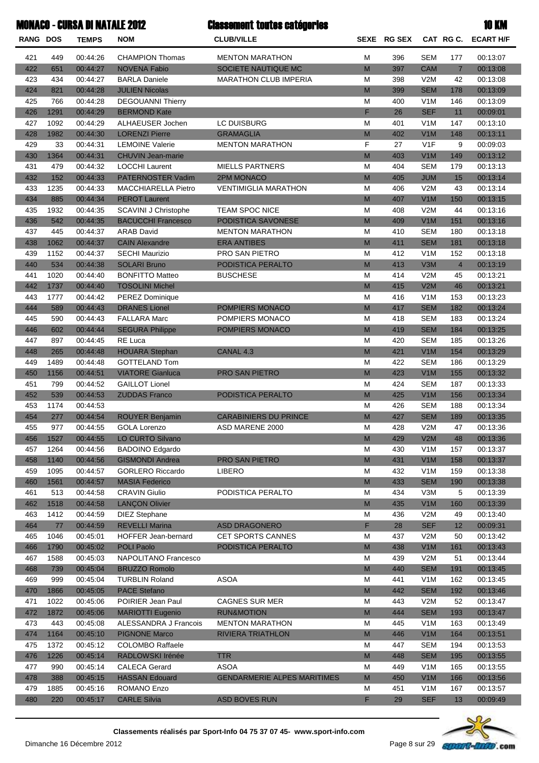# MONACO - CURSA DI NATALE 2012

## Classement toutes catégories

**10 KM**

| RANG | DOS | TEMPS | NOM | CLUB/VILLE | SEXE | RG SEX | CAT | RG C. | ECART H/F |
|---|---|---|---|---|---|---|---|---|---|
| 421 | 449 | 00:44:26 | CHAMPION Thomas | MENTON MARATHON | M | 396 | SEM | 177 | 00:13:07 |
| 422 | 651 | 00:44:27 | NOVENA Fabio | SOCIETE NAUTIQUE MC | M | 397 | CAM | 7 | 00:13:08 |
| 423 | 434 | 00:44:27 | BARLA Daniele | MARATHON CLUB IMPERIA | M | 398 | V2M | 42 | 00:13:08 |
| 424 | 821 | 00:44:28 | JULIEN Nicolas | | M | 399 | SEM | 178 | 00:13:09 |
| 425 | 766 | 00:44:28 | DEGOUANNI Thierry | | M | 400 | V1M | 146 | 00:13:09 |
| 426 | 1291 | 00:44:29 | BERMOND Kate | | F | 26 | SEF | 11 | 00:09:01 |
| 427 | 1092 | 00:44:29 | ALHAEUSER Jochen | LC DUISBURG | M | 401 | V1M | 147 | 00:13:10 |
| 428 | 1982 | 00:44:30 | LORENZI Pierre | GRAMAGLIA | M | 402 | V1M | 148 | 00:13:11 |
| 429 | 33 | 00:44:31 | LEMOINE Valerie | MENTON MARATHON | F | 27 | V1F | 9 | 00:09:03 |
| 430 | 1364 | 00:44:31 | CHUVIN Jean-marie | | M | 403 | V1M | 149 | 00:13:12 |
| 431 | 479 | 00:44:32 | LOCCHI Laurent | MIELLS PARTNERS | M | 404 | SEM | 179 | 00:13:13 |
| 432 | 152 | 00:44:33 | PATERNOSTER Vadim | 2PM MONACO | M | 405 | JUM | 15 | 00:13:14 |
| 433 | 1235 | 00:44:33 | MACCHIARELLA Pietro | VENTIMIGLIA MARATHON | M | 406 | V2M | 43 | 00:13:14 |
| 434 | 885 | 00:44:34 | PEROT Laurent | | M | 407 | V1M | 150 | 00:13:15 |
| 435 | 1932 | 00:44:35 | SCAVINI J Christophe | TEAM SPOC NICE | M | 408 | V2M | 44 | 00:13:16 |
| 436 | 542 | 00:44:35 | BACUCCHI Francesco | PODISTICA SAVONESE | M | 409 | V1M | 151 | 00:13:16 |
| 437 | 445 | 00:44:37 | ARAB David | MENTON MARATHON | M | 410 | SEM | 180 | 00:13:18 |
| 438 | 1062 | 00:44:37 | CAIN Alexandre | ERA ANTIBES | M | 411 | SEM | 181 | 00:13:18 |
| 439 | 1152 | 00:44:37 | SECHI Maurizio | PRO SAN PIETRO | M | 412 | V1M | 152 | 00:13:18 |
| 440 | 534 | 00:44:38 | SOLARI Bruno | PODISTICA PERALTO | M | 413 | V3M | 4 | 00:13:19 |
| 441 | 1020 | 00:44:40 | BONFITTO Matteo | BUSCHESE | M | 414 | V2M | 45 | 00:13:21 |
| 442 | 1737 | 00:44:40 | TOSOLINI Michel | | M | 415 | V2M | 46 | 00:13:21 |
| 443 | 1777 | 00:44:42 | PEREZ Dominique | | M | 416 | V1M | 153 | 00:13:23 |
| 444 | 589 | 00:44:43 | DRANES Lionel | POMPIERS MONACO | M | 417 | SEM | 182 | 00:13:24 |
| 445 | 590 | 00:44:43 | FALLARA Marc | POMPIERS MONACO | M | 418 | SEM | 183 | 00:13:24 |
| 446 | 602 | 00:44:44 | SEGURA Philippe | POMPIERS MONACO | M | 419 | SEM | 184 | 00:13:25 |
| 447 | 897 | 00:44:45 | RE Luca | | M | 420 | SEM | 185 | 00:13:26 |
| 448 | 265 | 00:44:48 | HOUARA Stephan | CANAL 4.3 | M | 421 | V1M | 154 | 00:13:29 |
| 449 | 1489 | 00:44:48 | GOTTELAND Tom | | M | 422 | SEM | 186 | 00:13:29 |
| 450 | 1156 | 00:44:51 | VIATORE Gianluca | PRO SAN PIETRO | M | 423 | V1M | 155 | 00:13:32 |
| 451 | 799 | 00:44:52 | GAILLOT Lionel | | M | 424 | SEM | 187 | 00:13:33 |
| 452 | 539 | 00:44:53 | ZUDDAS Franco | PODISTICA PERALTO | M | 425 | V1M | 156 | 00:13:34 |
| 453 | 1174 | 00:44:53 | | | M | 426 | SEM | 188 | 00:13:34 |
| 454 | 277 | 00:44:54 | ROUYER Benjamin | CARABINIERS DU PRINCE | M | 427 | SEM | 189 | 00:13:35 |
| 455 | 977 | 00:44:55 | GOLA Lorenzo | ASD MARENE 2000 | M | 428 | V2M | 47 | 00:13:36 |
| 456 | 1527 | 00:44:55 | LO CURTO Silvano | | M | 429 | V2M | 48 | 00:13:36 |
| 457 | 1264 | 00:44:56 | BADOINO Edgardo | | M | 430 | V1M | 157 | 00:13:37 |
| 458 | 1140 | 00:44:56 | GISMONDI Andrea | PRO SAN PIETRO | M | 431 | V1M | 158 | 00:13:37 |
| 459 | 1095 | 00:44:57 | GORLERO Riccardo | LIBERO | M | 432 | V1M | 159 | 00:13:38 |
| 460 | 1561 | 00:44:57 | MASIA Federico | | M | 433 | SEM | 190 | 00:13:38 |
| 461 | 513 | 00:44:58 | CRAVIN Giulio | PODISTICA PERALTO | M | 434 | V3M | 5 | 00:13:39 |
| 462 | 1518 | 00:44:58 | LANÇON Olivier | | M | 435 | V1M | 160 | 00:13:39 |
| 463 | 1412 | 00:44:59 | DIEZ Stephane | | M | 436 | V2M | 49 | 00:13:40 |
| 464 | 77 | 00:44:59 | REVELLI Marina | ASD DRAGONERO | F | 28 | SEF | 12 | 00:09:31 |
| 465 | 1046 | 00:45:01 | HOFFER Jean-bernard | CET SPORTS CANNES | M | 437 | V2M | 50 | 00:13:42 |
| 466 | 1790 | 00:45:02 | POLI Paolo | PODISTICA PERALTO | M | 438 | V1M | 161 | 00:13:43 |
| 467 | 1588 | 00:45:03 | NAPOLITANO Francesco | | M | 439 | V2M | 51 | 00:13:44 |
| 468 | 739 | 00:45:04 | BRUZZO Romolo | | M | 440 | SEM | 191 | 00:13:45 |
| 469 | 999 | 00:45:04 | TURBLIN Roland | ASOA | M | 441 | V1M | 162 | 00:13:45 |
| 470 | 1866 | 00:45:05 | PACE Stefano | | M | 442 | SEM | 192 | 00:13:46 |
| 471 | 1022 | 00:45:06 | POIRIER Jean Paul | CAGNES SUR MER | M | 443 | V2M | 52 | 00:13:47 |
| 472 | 1872 | 00:45:06 | MARIOTTI Eugenio | RUN&MOTION | M | 444 | SEM | 193 | 00:13:47 |
| 473 | 443 | 00:45:08 | ALESSANDRA J Francois | MENTON MARATHON | M | 445 | V1M | 163 | 00:13:49 |
| 474 | 1164 | 00:45:10 | PIGNONE Marco | RIVIERA TRIATHLON | M | 446 | V1M | 164 | 00:13:51 |
| 475 | 1372 | 00:45:12 | COLOMBO Raffaele | | M | 447 | SEM | 194 | 00:13:53 |
| 476 | 1226 | 00:45:14 | RADLOWSKI Irénée | TTR | M | 448 | SEM | 195 | 00:13:55 |
| 477 | 990 | 00:45:14 | CALECA Gerard | ASOA | M | 449 | V1M | 165 | 00:13:55 |
| 478 | 388 | 00:45:15 | HASSAN Edouard | GENDARMERIE ALPES MARITIMES | M | 450 | V1M | 166 | 00:13:56 |
| 479 | 1885 | 00:45:16 | ROMANO Enzo | | M | 451 | V1M | 167 | 00:13:57 |
| 480 | 220 | 00:45:17 | CARLE Silvia | ASD BOVES RUN | F | 29 | SEF | 13 | 00:09:49 |

Classements réalisés par Sport-Info 04 75 37 07 45- www.sport-info.com

Dimanche 16 Décembre 2012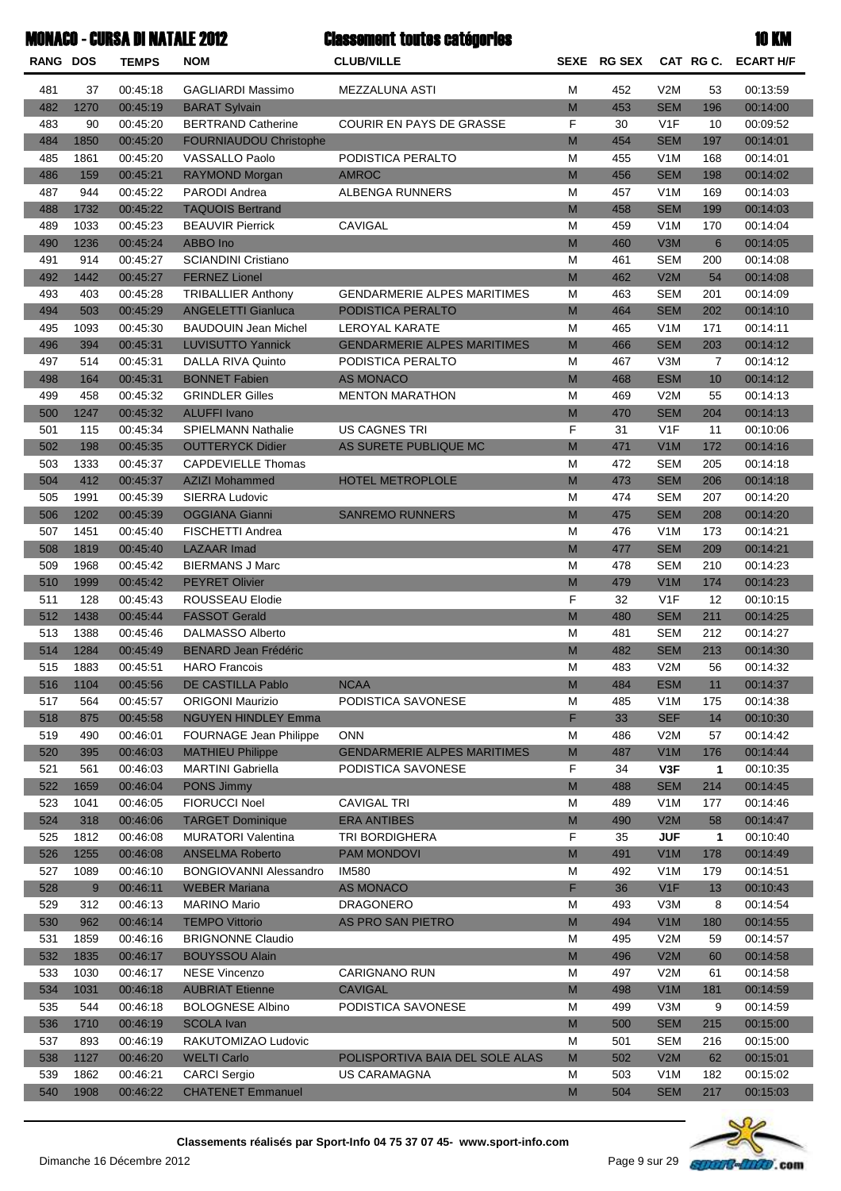# MONACO - CURSA DI NATALE 2012

## Classement toutes catégories

## 10 KM

| RANG | DOS | TEMPS | NOM | CLUB/VILLE | SEXE | RG SEX | CAT | RG C. | ECART H/F |
|---|---|---|---|---|---|---|---|---|---|
| 481 | 37 | 00:45:18 | GAGLIARDI Massimo | MEZZALUNA ASTI | M | 452 | V2M | 53 | 00:13:59 |
| 482 | 1270 | 00:45:19 | BARAT Sylvain | | M | 453 | SEM | 196 | 00:14:00 |
| 483 | 90 | 00:45:20 | BERTRAND Catherine | COURIR EN PAYS DE GRASSE | F | 30 | V1F | 10 | 00:09:52 |
| 484 | 1850 | 00:45:20 | FOURNIAUDOU Christophe | | M | 454 | SEM | 197 | 00:14:01 |
| 485 | 1861 | 00:45:20 | VASSALLO Paolo | PODISTICA PERALTO | M | 455 | V1M | 168 | 00:14:01 |
| 486 | 159 | 00:45:21 | RAYMOND Morgan | AMROC | M | 456 | SEM | 198 | 00:14:02 |
| 487 | 944 | 00:45:22 | PARODI Andrea | ALBENGA RUNNERS | M | 457 | V1M | 169 | 00:14:03 |
| 488 | 1732 | 00:45:22 | TAQUOIS Bertrand | | M | 458 | SEM | 199 | 00:14:03 |
| 489 | 1033 | 00:45:23 | BEAUVIR Pierrick | CAVIGAL | M | 459 | V1M | 170 | 00:14:04 |
| 490 | 1236 | 00:45:24 | ABBO Ino | | M | 460 | V3M | 6 | 00:14:05 |
| 491 | 914 | 00:45:27 | SCIANDINI Cristiano | | M | 461 | SEM | 200 | 00:14:08 |
| 492 | 1442 | 00:45:27 | FERNEZ Lionel | | M | 462 | V2M | 54 | 00:14:08 |
| 493 | 403 | 00:45:28 | TRIBALLIER Anthony | GENDARMERIE ALPES MARITIMES | M | 463 | SEM | 201 | 00:14:09 |
| 494 | 503 | 00:45:29 | ANGELETTI Gianluca | PODISTICA PERALTO | M | 464 | SEM | 202 | 00:14:10 |
| 495 | 1093 | 00:45:30 | BAUDOUIN Jean Michel | LEROYAL KARATE | M | 465 | V1M | 171 | 00:14:11 |
| 496 | 394 | 00:45:31 | LUVISUTTO Yannick | GENDARMERIE ALPES MARITIMES | M | 466 | SEM | 203 | 00:14:12 |
| 497 | 514 | 00:45:31 | DALLA RIVA Quinto | PODISTICA PERALTO | M | 467 | V3M | 7 | 00:14:12 |
| 498 | 164 | 00:45:31 | BONNET Fabien | AS MONACO | M | 468 | ESM | 10 | 00:14:12 |
| 499 | 458 | 00:45:32 | GRINDLER Gilles | MENTON MARATHON | M | 469 | V2M | 55 | 00:14:13 |
| 500 | 1247 | 00:45:32 | ALUFFI Ivano | | M | 470 | SEM | 204 | 00:14:13 |
| 501 | 115 | 00:45:34 | SPIELMANN Nathalie | US CAGNES TRI | F | 31 | V1F | 11 | 00:10:06 |
| 502 | 198 | 00:45:35 | OUTTERYCK Didier | AS SURETE PUBLIQUE MC | M | 471 | V1M | 172 | 00:14:16 |
| 503 | 1333 | 00:45:37 | CAPDEVIELLE Thomas | | M | 472 | SEM | 205 | 00:14:18 |
| 504 | 412 | 00:45:37 | AZIZI Mohammed | HOTEL METROPLOLE | M | 473 | SEM | 206 | 00:14:18 |
| 505 | 1991 | 00:45:39 | SIERRA Ludovic | | M | 474 | SEM | 207 | 00:14:20 |
| 506 | 1202 | 00:45:39 | OGGIANA Gianni | SANREMO RUNNERS | M | 475 | SEM | 208 | 00:14:20 |
| 507 | 1451 | 00:45:40 | FISCHETTI Andrea | | M | 476 | V1M | 173 | 00:14:21 |
| 508 | 1819 | 00:45:40 | LAZAAR Imad | | M | 477 | SEM | 209 | 00:14:21 |
| 509 | 1968 | 00:45:42 | BIERMANS J Marc | | M | 478 | SEM | 210 | 00:14:23 |
| 510 | 1999 | 00:45:42 | PEYRET Olivier | | M | 479 | V1M | 174 | 00:14:23 |
| 511 | 128 | 00:45:43 | ROUSSEAU Elodie | | F | 32 | V1F | 12 | 00:10:15 |
| 512 | 1438 | 00:45:44 | FASSOT Gerald | | M | 480 | SEM | 211 | 00:14:25 |
| 513 | 1388 | 00:45:46 | DALMASSO Alberto | | M | 481 | SEM | 212 | 00:14:27 |
| 514 | 1284 | 00:45:49 | BENARD Jean Frédéric | | M | 482 | SEM | 213 | 00:14:30 |
| 515 | 1883 | 00:45:51 | HARO Francois | | M | 483 | V2M | 56 | 00:14:32 |
| 516 | 1104 | 00:45:56 | DE CASTILLA Pablo | NCAA | M | 484 | ESM | 11 | 00:14:37 |
| 517 | 564 | 00:45:57 | ORIGONI Maurizio | PODISTICA SAVONESE | M | 485 | V1M | 175 | 00:14:38 |
| 518 | 875 | 00:45:58 | NGUYEN HINDLEY Emma | | F | 33 | SEF | 14 | 00:10:30 |
| 519 | 490 | 00:46:01 | FOURNAGE Jean Philippe | ONN | M | 486 | V2M | 57 | 00:14:42 |
| 520 | 395 | 00:46:03 | MATHIEU Philippe | GENDARMERIE ALPES MARITIMES | M | 487 | V1M | 176 | 00:14:44 |
| 521 | 561 | 00:46:03 | MARTINI Gabriella | PODISTICA SAVONESE | F | 34 | **V3F** | **1** | 00:10:35 |
| 522 | 1659 | 00:46:04 | PONS Jimmy | | M | 488 | SEM | 214 | 00:14:45 |
| 523 | 1041 | 00:46:05 | FIORUCCI Noel | CAVIGAL TRI | M | 489 | V1M | 177 | 00:14:46 |
| 524 | 318 | 00:46:06 | TARGET Dominique | ERA ANTIBES | M | 490 | V2M | 58 | 00:14:47 |
| 525 | 1812 | 00:46:08 | MURATORI Valentina | TRI BORDIGHERA | F | 35 | **JUF** | **1** | 00:10:40 |
| 526 | 1255 | 00:46:08 | ANSELMA Roberto | PAM MONDOVI | M | 491 | V1M | 178 | 00:14:49 |
| 527 | 1089 | 00:46:10 | BONGIOVANNI Alessandro | IM580 | M | 492 | V1M | 179 | 00:14:51 |
| 528 | 9 | 00:46:11 | WEBER Mariana | AS MONACO | F | 36 | V1F | 13 | 00:10:43 |
| 529 | 312 | 00:46:13 | MARINO Mario | DRAGONERO | M | 493 | V3M | 8 | 00:14:54 |
| 530 | 962 | 00:46:14 | TEMPO Vittorio | AS PRO SAN PIETRO | M | 494 | V1M | 180 | 00:14:55 |
| 531 | 1859 | 00:46:16 | BRIGNONNE Claudio | | M | 495 | V2M | 59 | 00:14:57 |
| 532 | 1835 | 00:46:17 | BOUYSSOU Alain | | M | 496 | V2M | 60 | 00:14:58 |
| 533 | 1030 | 00:46:17 | NESE Vincenzo | CARIGNANO RUN | M | 497 | V2M | 61 | 00:14:58 |
| 534 | 1031 | 00:46:18 | AUBRIAT Etienne | CAVIGAL | M | 498 | V1M | 181 | 00:14:59 |
| 535 | 544 | 00:46:18 | BOLOGNESE Albino | PODISTICA SAVONESE | M | 499 | V3M | 9 | 00:14:59 |
| 536 | 1710 | 00:46:19 | SCOLA Ivan | | M | 500 | SEM | 215 | 00:15:00 |
| 537 | 893 | 00:46:19 | RAKUTOMIZAO Ludovic | | M | 501 | SEM | 216 | 00:15:00 |
| 538 | 1127 | 00:46:20 | WELTI Carlo | POLISPORTIVA BAIA DEL SOLE ALAS | M | 502 | V2M | 62 | 00:15:01 |
| 539 | 1862 | 00:46:21 | CARCI Sergio | US CARAMAGNA | M | 503 | V1M | 182 | 00:15:02 |
| 540 | 1908 | 00:46:22 | CHATENET Emmanuel | | M | 504 | SEM | 217 | 00:15:03 |

**Classements réalisés par Sport-Info 04 75 37 07 45- www.sport-info.com**

Dimanche 16 Décembre 2012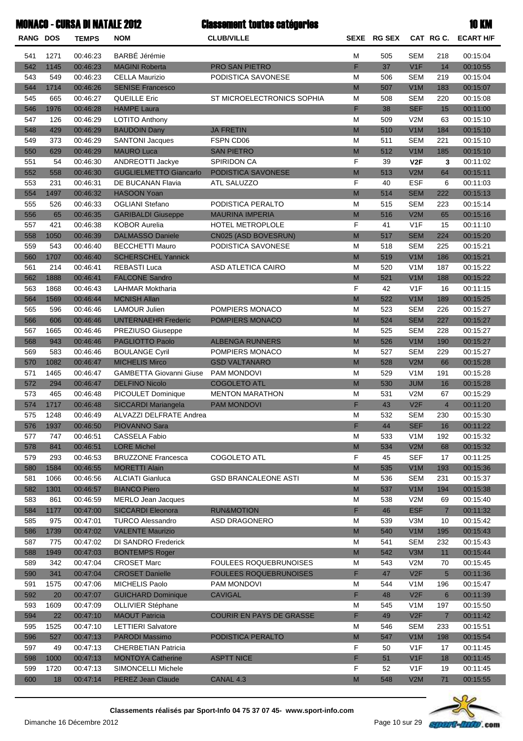# MONACO - CURSA DI NATALE 2012

## Classement toutes catégories

## 10 KM

| RANG | DOS | TEMPS | NOM | CLUB/VILLE | SEXE | RG SEX | CAT | RG C. | ECART H/F |
|---|---|---|---|---|---|---|---|---|---|
| 541 | 1271 | 00:46:23 | BARBÉ Jérémie | | M | 505 | SEM | 218 | 00:15:04 |
| 542 | 1145 | 00:46:23 | MAGINI Roberta | PRO SAN PIETRO | F | 37 | V1F | 14 | 00:10:55 |
| 543 | 549 | 00:46:23 | CELLA Maurizio | PODISTICA SAVONESE | M | 506 | SEM | 219 | 00:15:04 |
| 544 | 1714 | 00:46:26 | SENISE Francesco | | M | 507 | V1M | 183 | 00:15:07 |
| 545 | 665 | 00:46:27 | QUEILLE Eric | ST MICROELECTRONICS SOPHIA | M | 508 | SEM | 220 | 00:15:08 |
| 546 | 1976 | 00:46:28 | HAMPE Laura | | F | 38 | SEF | 15 | 00:11:00 |
| 547 | 126 | 00:46:29 | LOTITO Anthony | | M | 509 | V2M | 63 | 00:15:10 |
| 548 | 429 | 00:46:29 | BAUDOIN Dany | JA FRETIN | M | 510 | V1M | 184 | 00:15:10 |
| 549 | 373 | 00:46:29 | SANTONI Jacques | FSPN CD06 | M | 511 | SEM | 221 | 00:15:10 |
| 550 | 629 | 00:46:29 | MAURO Luca | SAN PIETRO | M | 512 | V1M | 185 | 00:15:10 |
| 551 | 54 | 00:46:30 | ANDREOTTI Jackye | SPIRIDON CA | F | 39 | **V2F** | **3** | 00:11:02 |
| 552 | 558 | 00:46:30 | GUGLIELMETTO Giancarlo | PODISTICA SAVONESE | M | 513 | V2M | 64 | 00:15:11 |
| 553 | 231 | 00:46:31 | DE BUCANAN Flavia | ATL SALUZZO | F | 40 | ESF | 6 | 00:11:03 |
| 554 | 1497 | 00:46:32 | HASOON Yoan | | M | 514 | SEM | 222 | 00:15:13 |
| 555 | 526 | 00:46:33 | OGLIANI Stefano | PODISTICA PERALTO | M | 515 | SEM | 223 | 00:15:14 |
| 556 | 65 | 00:46:35 | GARIBALDI Giuseppe | MAURINA IMPERIA | M | 516 | V2M | 65 | 00:15:16 |
| 557 | 421 | 00:46:38 | KOBOR Aurelia | HOTEL METROPLOLE | F | 41 | V1F | 15 | 00:11:10 |
| 558 | 1050 | 00:46:39 | DALMASSO Daniele | CN025 (ASD BOVESRUN) | M | 517 | SEM | 224 | 00:15:20 |
| 559 | 543 | 00:46:40 | BECCHETTI Mauro | PODISTICA SAVONESE | M | 518 | SEM | 225 | 00:15:21 |
| 560 | 1707 | 00:46:40 | SCHERSCHEL Yannick | | M | 519 | V1M | 186 | 00:15:21 |
| 561 | 214 | 00:46:41 | REBASTI Luca | ASD ATLETICA CAIRO | M | 520 | V1M | 187 | 00:15:22 |
| 562 | 1888 | 00:46:41 | FALCONE Sandro | | M | 521 | V1M | 188 | 00:15:22 |
| 563 | 1868 | 00:46:43 | LAHMAR Moktharia | | F | 42 | V1F | 16 | 00:11:15 |
| 564 | 1569 | 00:46:44 | MCNISH Allan | | M | 522 | V1M | 189 | 00:15:25 |
| 565 | 596 | 00:46:46 | LAMOUR Julien | POMPIERS MONACO | M | 523 | SEM | 226 | 00:15:27 |
| 566 | 606 | 00:46:46 | UNTERNAEHR Frederic | POMPIERS MONACO | M | 524 | SEM | 227 | 00:15:27 |
| 567 | 1665 | 00:46:46 | PREZIUSO Giuseppe | | M | 525 | SEM | 228 | 00:15:27 |
| 568 | 943 | 00:46:46 | PAGLIOTTO Paolo | ALBENGA RUNNERS | M | 526 | V1M | 190 | 00:15:27 |
| 569 | 583 | 00:46:46 | BOULANGE Cyril | POMPIERS MONACO | M | 527 | SEM | 229 | 00:15:27 |
| 570 | 1082 | 00:46:47 | MICHELIS Mirco | GSD VALTANARO | M | 528 | V2M | 66 | 00:15:28 |
| 571 | 1465 | 00:46:47 | GAMBETTA Giovanni Giuse | PAM MONDOVI | M | 529 | V1M | 191 | 00:15:28 |
| 572 | 294 | 00:46:47 | DELFINO Nicolo | COGOLETO ATL | M | 530 | JUM | 16 | 00:15:28 |
| 573 | 465 | 00:46:48 | PICOULET Dominique | MENTON MARATHON | M | 531 | V2M | 67 | 00:15:29 |
| 574 | 1717 | 00:46:48 | SICCARDI Mariangela | PAM MONDOVI | F | 43 | V2F | 4 | 00:11:20 |
| 575 | 1248 | 00:46:49 | ALVAZZI DELFRATE Andrea | | M | 532 | SEM | 230 | 00:15:30 |
| 576 | 1937 | 00:46:50 | PIOVANNO Sara | | F | 44 | SEF | 16 | 00:11:22 |
| 577 | 747 | 00:46:51 | CASSELA Fabio | | M | 533 | V1M | 192 | 00:15:32 |
| 578 | 841 | 00:46:51 | LORE Michel | | M | 534 | V2M | 68 | 00:15:32 |
| 579 | 293 | 00:46:53 | BRUZZONE Francesca | COGOLETO ATL | F | 45 | SEF | 17 | 00:11:25 |
| 580 | 1584 | 00:46:55 | MORETTI Alain | | M | 535 | V1M | 193 | 00:15:36 |
| 581 | 1066 | 00:46:56 | ALCIATI Gianluca | GSD BRANCALEONE ASTI | M | 536 | SEM | 231 | 00:15:37 |
| 582 | 1301 | 00:46:57 | BIANCO Piero | | M | 537 | V1M | 194 | 00:15:38 |
| 583 | 861 | 00:46:59 | MERLO Jean Jacques | | M | 538 | V2M | 69 | 00:15:40 |
| 584 | 1177 | 00:47:00 | SICCARDI Eleonora | RUN&MOTION | F | 46 | ESF | 7 | 00:11:32 |
| 585 | 975 | 00:47:01 | TURCO Alessandro | ASD DRAGONERO | M | 539 | V3M | 10 | 00:15:42 |
| 586 | 1739 | 00:47:02 | VALENTE Maurizio | | M | 540 | V1M | 195 | 00:15:43 |
| 587 | 775 | 00:47:02 | DI SANDRO Frederick | | M | 541 | SEM | 232 | 00:15:43 |
| 588 | 1949 | 00:47:03 | BONTEMPS Roger | | M | 542 | V3M | 11 | 00:15:44 |
| 589 | 342 | 00:47:04 | CROSET Marc | FOULEES ROQUEBRUNOISES | M | 543 | V2M | 70 | 00:15:45 |
| 590 | 341 | 00:47:04 | CROSET Danielle | FOULEES ROQUEBRUNOISES | F | 47 | V2F | 5 | 00:11:36 |
| 591 | 1575 | 00:47:06 | MICHELIS Paolo | PAM MONDOVI | M | 544 | V1M | 196 | 00:15:47 |
| 592 | 20 | 00:47:07 | GUICHARD Dominique | CAVIGAL | F | 48 | V2F | 6 | 00:11:39 |
| 593 | 1609 | 00:47:09 | OLLIVIER Stéphane | | M | 545 | V1M | 197 | 00:15:50 |
| 594 | 22 | 00:47:10 | MAOUT Patricia | COURIR EN PAYS DE GRASSE | F | 49 | V2F | 7 | 00:11:42 |
| 595 | 1525 | 00:47:10 | LETTIERI Salvatore | | M | 546 | SEM | 233 | 00:15:51 |
| 596 | 527 | 00:47:13 | PARODI Massimo | PODISTICA PERALTO | M | 547 | V1M | 198 | 00:15:54 |
| 597 | 49 | 00:47:13 | CHERBETIAN Patricia | | F | 50 | V1F | 17 | 00:11:45 |
| 598 | 1000 | 00:47:13 | MONTOYA Catherine | ASPTT NICE | F | 51 | V1F | 18 | 00:11:45 |
| 599 | 1720 | 00:47:13 | SIMONCELLI Michele | | F | 52 | V1F | 19 | 00:11:45 |
| 600 | 18 | 00:47:14 | PEREZ Jean Claude | CANAL 4.3 | M | 548 | V2M | 71 | 00:15:55 |

Classements réalisés par Sport-Info 04 75 37 07 45- www.sport-info.com

Dimanche 16 Décembre 2012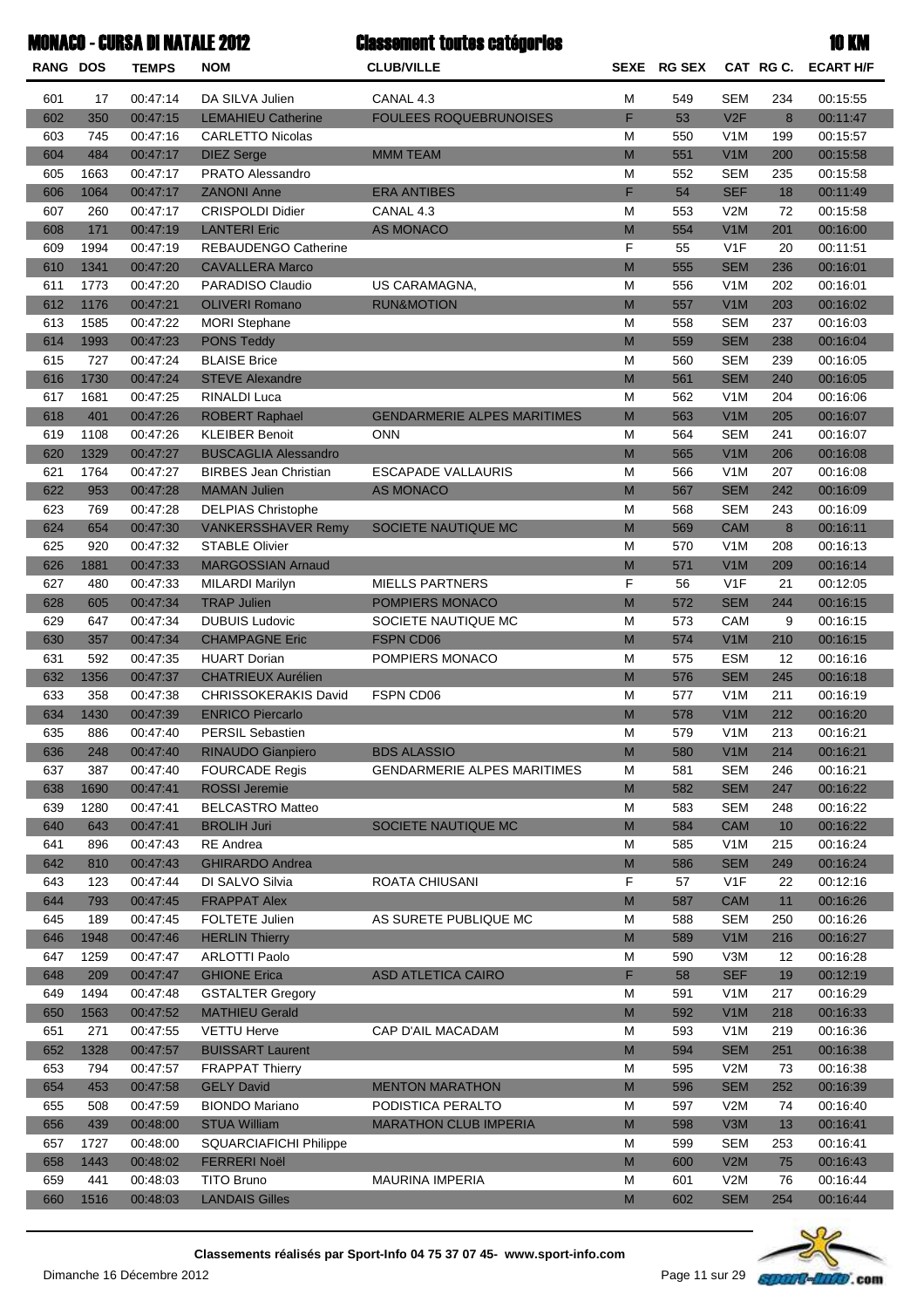# MONACO - CURSA DI NATALE 2012 — Classement toutes catégories — 10 KM

| RANG | DOS | TEMPS | NOM | CLUB/VILLE | SEXE | RG SEX | CAT | RG C. | ECART H/F |
|---|---|---|---|---|---|---|---|---|---|
| 601 | 17 | 00:47:14 | DA SILVA Julien | CANAL 4.3 | M | 549 | SEM | 234 | 00:15:55 |
| 602 | 350 | 00:47:15 | LEMAHIEU Catherine | FOULEES ROQUEBRUNOISES | F | 53 | V2F | 8 | 00:11:47 |
| 603 | 745 | 00:47:16 | CARLETTO Nicolas | | M | 550 | V1M | 199 | 00:15:57 |
| 604 | 484 | 00:47:17 | DIEZ Serge | MMM TEAM | M | 551 | V1M | 200 | 00:15:58 |
| 605 | 1663 | 00:47:17 | PRATO Alessandro | | M | 552 | SEM | 235 | 00:15:58 |
| 606 | 1064 | 00:47:17 | ZANONI Anne | ERA ANTIBES | F | 54 | SEF | 18 | 00:11:49 |
| 607 | 260 | 00:47:17 | CRISPOLDI Didier | CANAL 4.3 | M | 553 | V2M | 72 | 00:15:58 |
| 608 | 171 | 00:47:19 | LANTERI Eric | AS MONACO | M | 554 | V1M | 201 | 00:16:00 |
| 609 | 1994 | 00:47:19 | REBAUDENGO Catherine | | F | 55 | V1F | 20 | 00:11:51 |
| 610 | 1341 | 00:47:20 | CAVALLERA Marco | | M | 555 | SEM | 236 | 00:16:01 |
| 611 | 1773 | 00:47:20 | PARADISO Claudio | US CARAMAGNA, | M | 556 | V1M | 202 | 00:16:01 |
| 612 | 1176 | 00:47:21 | OLIVERI Romano | RUN&MOTION | M | 557 | V1M | 203 | 00:16:02 |
| 613 | 1585 | 00:47:22 | MORI Stephane | | M | 558 | SEM | 237 | 00:16:03 |
| 614 | 1993 | 00:47:23 | PONS Teddy | | M | 559 | SEM | 238 | 00:16:04 |
| 615 | 727 | 00:47:24 | BLAISE Brice | | M | 560 | SEM | 239 | 00:16:05 |
| 616 | 1730 | 00:47:24 | STEVE Alexandre | | M | 561 | SEM | 240 | 00:16:05 |
| 617 | 1681 | 00:47:25 | RINALDI Luca | | M | 562 | V1M | 204 | 00:16:06 |
| 618 | 401 | 00:47:26 | ROBERT Raphael | GENDARMERIE ALPES MARITIMES | M | 563 | V1M | 205 | 00:16:07 |
| 619 | 1108 | 00:47:26 | KLEIBER Benoit | ONN | M | 564 | SEM | 241 | 00:16:07 |
| 620 | 1329 | 00:47:27 | BUSCAGLIA Alessandro | | M | 565 | V1M | 206 | 00:16:08 |
| 621 | 1764 | 00:47:27 | BIRBES Jean Christian | ESCAPADE VALLAURIS | M | 566 | V1M | 207 | 00:16:08 |
| 622 | 953 | 00:47:28 | MAMAN Julien | AS MONACO | M | 567 | SEM | 242 | 00:16:09 |
| 623 | 769 | 00:47:28 | DELPIAS Christophe | | M | 568 | SEM | 243 | 00:16:09 |
| 624 | 654 | 00:47:30 | VANKERSSHAVER Remy | SOCIETE NAUTIQUE MC | M | 569 | CAM | 8 | 00:16:11 |
| 625 | 920 | 00:47:32 | STABLE Olivier | | M | 570 | V1M | 208 | 00:16:13 |
| 626 | 1881 | 00:47:33 | MARGOSSIAN Arnaud | | M | 571 | V1M | 209 | 00:16:14 |
| 627 | 480 | 00:47:33 | MILARDI Marilyn | MIELLS PARTNERS | F | 56 | V1F | 21 | 00:12:05 |
| 628 | 605 | 00:47:34 | TRAP Julien | POMPIERS MONACO | M | 572 | SEM | 244 | 00:16:15 |
| 629 | 647 | 00:47:34 | DUBUIS Ludovic | SOCIETE NAUTIQUE MC | M | 573 | CAM | 9 | 00:16:15 |
| 630 | 357 | 00:47:34 | CHAMPAGNE Eric | FSPN CD06 | M | 574 | V1M | 210 | 00:16:15 |
| 631 | 592 | 00:47:35 | HUART Dorian | POMPIERS MONACO | M | 575 | ESM | 12 | 00:16:16 |
| 632 | 1356 | 00:47:37 | CHATRIEUX Aurélien | | M | 576 | SEM | 245 | 00:16:18 |
| 633 | 358 | 00:47:38 | CHRISSOKERAKIS David | FSPN CD06 | M | 577 | V1M | 211 | 00:16:19 |
| 634 | 1430 | 00:47:39 | ENRICO Piercarlo | | M | 578 | V1M | 212 | 00:16:20 |
| 635 | 886 | 00:47:40 | PERSIL Sebastien | | M | 579 | V1M | 213 | 00:16:21 |
| 636 | 248 | 00:47:40 | RINAUDO Gianpiero | BDS ALASSIO | M | 580 | V1M | 214 | 00:16:21 |
| 637 | 387 | 00:47:40 | FOURCADE Regis | GENDARMERIE ALPES MARITIMES | M | 581 | SEM | 246 | 00:16:21 |
| 638 | 1690 | 00:47:41 | ROSSI Jeremie | | M | 582 | SEM | 247 | 00:16:22 |
| 639 | 1280 | 00:47:41 | BELCASTRO Matteo | | M | 583 | SEM | 248 | 00:16:22 |
| 640 | 643 | 00:47:41 | BROLIH Juri | SOCIETE NAUTIQUE MC | M | 584 | CAM | 10 | 00:16:22 |
| 641 | 896 | 00:47:43 | RE Andrea | | M | 585 | V1M | 215 | 00:16:24 |
| 642 | 810 | 00:47:43 | GHIRARDO Andrea | | M | 586 | SEM | 249 | 00:16:24 |
| 643 | 123 | 00:47:44 | DI SALVO Silvia | ROATA CHIUSANI | F | 57 | V1F | 22 | 00:12:16 |
| 644 | 793 | 00:47:45 | FRAPPAT Alex | | M | 587 | CAM | 11 | 00:16:26 |
| 645 | 189 | 00:47:45 | FOLTETE Julien | AS SURETE PUBLIQUE MC | M | 588 | SEM | 250 | 00:16:26 |
| 646 | 1948 | 00:47:46 | HERLIN Thierry | | M | 589 | V1M | 216 | 00:16:27 |
| 647 | 1259 | 00:47:47 | ARLOTTI Paolo | | M | 590 | V3M | 12 | 00:16:28 |
| 648 | 209 | 00:47:47 | GHIONE Erica | ASD ATLETICA CAIRO | F | 58 | SEF | 19 | 00:12:19 |
| 649 | 1494 | 00:47:48 | GSTALTER Gregory | | M | 591 | V1M | 217 | 00:16:29 |
| 650 | 1563 | 00:47:52 | MATHIEU Gerald | | M | 592 | V1M | 218 | 00:16:33 |
| 651 | 271 | 00:47:55 | VETTU Herve | CAP D'AIL MACADAM | M | 593 | V1M | 219 | 00:16:36 |
| 652 | 1328 | 00:47:57 | BUISSART Laurent | | M | 594 | SEM | 251 | 00:16:38 |
| 653 | 794 | 00:47:57 | FRAPPAT Thierry | | M | 595 | V2M | 73 | 00:16:38 |
| 654 | 453 | 00:47:58 | GELY David | MENTON MARATHON | M | 596 | SEM | 252 | 00:16:39 |
| 655 | 508 | 00:47:59 | BIONDO Mariano | PODISTICA PERALTO | M | 597 | V2M | 74 | 00:16:40 |
| 656 | 439 | 00:48:00 | STUA William | MARATHON CLUB IMPERIA | M | 598 | V3M | 13 | 00:16:41 |
| 657 | 1727 | 00:48:00 | SQUARCIAFICHI Philippe | | M | 599 | SEM | 253 | 00:16:41 |
| 658 | 1443 | 00:48:02 | FERRERI Noël | | M | 600 | V2M | 75 | 00:16:43 |
| 659 | 441 | 00:48:03 | TITO Bruno | MAURINA IMPERIA | M | 601 | V2M | 76 | 00:16:44 |
| 660 | 1516 | 00:48:03 | LANDAIS Gilles | | M | 602 | SEM | 254 | 00:16:44 |

**Classements réalisés par Sport-Info 04 75 37 07 45- www.sport-info.com**

Dimanche 16 Décembre 2012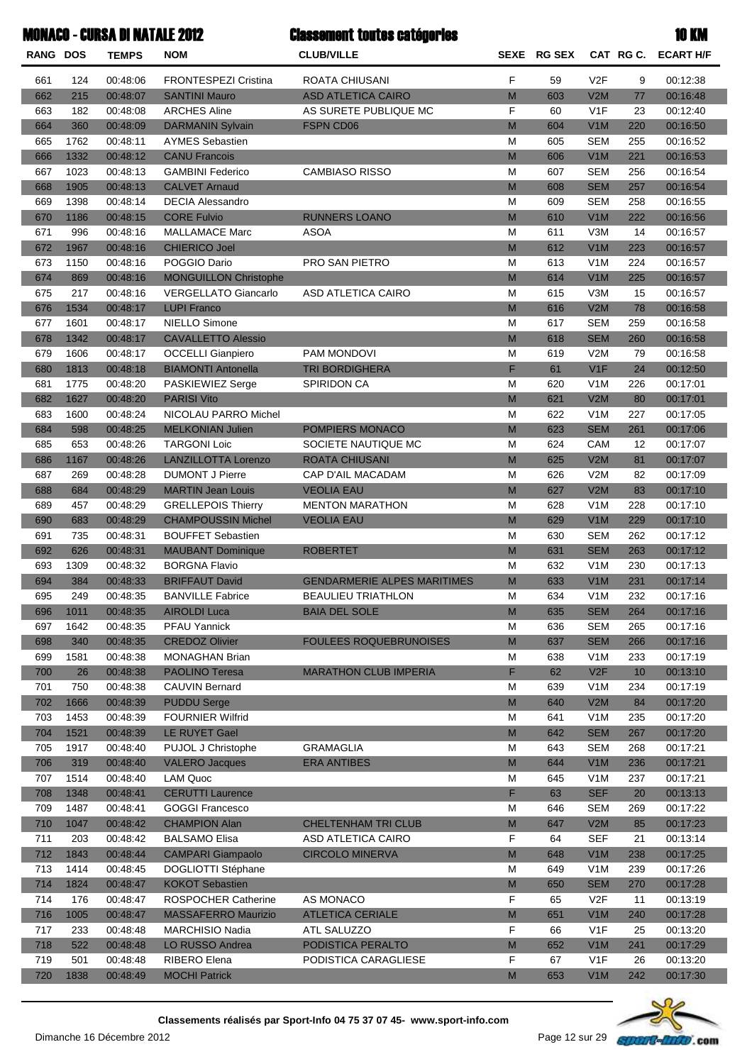# MONACO - CURSA DI NATALE 2012

## Classement toutes catégories

**10 KM**

| RANG | DOS | TEMPS | NOM | CLUB/VILLE | SEXE | RG SEX | CAT | RG C. | ECART H/F |
|---|---|---|---|---|---|---|---|---|---|
| 661 | 124 | 00:48:06 | FRONTESPEZI Cristina | ROATA CHIUSANI | F | 59 | V2F | 9 | 00:12:38 |
| 662 | 215 | 00:48:07 | SANTINI Mauro | ASD ATLETICA CAIRO | M | 603 | V2M | 77 | 00:16:48 |
| 663 | 182 | 00:48:08 | ARCHES Aline | AS SURETE PUBLIQUE MC | F | 60 | V1F | 23 | 00:12:40 |
| 664 | 360 | 00:48:09 | DARMANIN Sylvain | FSPN CD06 | M | 604 | V1M | 220 | 00:16:50 |
| 665 | 1762 | 00:48:11 | AYMES Sebastien | | M | 605 | SEM | 255 | 00:16:52 |
| 666 | 1332 | 00:48:12 | CANU Francois | | M | 606 | V1M | 221 | 00:16:53 |
| 667 | 1023 | 00:48:13 | GAMBINI Federico | CAMBIASO RISSO | M | 607 | SEM | 256 | 00:16:54 |
| 668 | 1905 | 00:48:13 | CALVET Arnaud | | M | 608 | SEM | 257 | 00:16:54 |
| 669 | 1398 | 00:48:14 | DECIA Alessandro | | M | 609 | SEM | 258 | 00:16:55 |
| 670 | 1186 | 00:48:15 | CORE Fulvio | RUNNERS LOANO | M | 610 | V1M | 222 | 00:16:56 |
| 671 | 996 | 00:48:16 | MALLAMACE Marc | ASOA | M | 611 | V3M | 14 | 00:16:57 |
| 672 | 1967 | 00:48:16 | CHIERICO Joel | | M | 612 | V1M | 223 | 00:16:57 |
| 673 | 1150 | 00:48:16 | POGGIO Dario | PRO SAN PIETRO | M | 613 | V1M | 224 | 00:16:57 |
| 674 | 869 | 00:48:16 | MONGUILLON Christophe | | M | 614 | V1M | 225 | 00:16:57 |
| 675 | 217 | 00:48:16 | VERGELLATO Giancarlo | ASD ATLETICA CAIRO | M | 615 | V3M | 15 | 00:16:57 |
| 676 | 1534 | 00:48:17 | LUPI Franco | | M | 616 | V2M | 78 | 00:16:58 |
| 677 | 1601 | 00:48:17 | NIELLO Simone | | M | 617 | SEM | 259 | 00:16:58 |
| 678 | 1342 | 00:48:17 | CAVALLETTO Alessio | | M | 618 | SEM | 260 | 00:16:58 |
| 679 | 1606 | 00:48:17 | OCCELLI Gianpiero | PAM MONDOVI | M | 619 | V2M | 79 | 00:16:58 |
| 680 | 1813 | 00:48:18 | BIAMONTI Antonella | TRI BORDIGHERA | F | 61 | V1F | 24 | 00:12:50 |
| 681 | 1775 | 00:48:20 | PASKIEWIEZ Serge | SPIRIDON CA | M | 620 | V1M | 226 | 00:17:01 |
| 682 | 1627 | 00:48:20 | PARISI Vito | | M | 621 | V2M | 80 | 00:17:01 |
| 683 | 1600 | 00:48:24 | NICOLAU PARRO Michel | | M | 622 | V1M | 227 | 00:17:05 |
| 684 | 598 | 00:48:25 | MELKONIAN Julien | POMPIERS MONACO | M | 623 | SEM | 261 | 00:17:06 |
| 685 | 653 | 00:48:26 | TARGONI Loic | SOCIETE NAUTIQUE MC | M | 624 | CAM | 12 | 00:17:07 |
| 686 | 1167 | 00:48:26 | LANZILLOTTA Lorenzo | ROATA CHIUSANI | M | 625 | V2M | 81 | 00:17:07 |
| 687 | 269 | 00:48:28 | DUMONT J Pierre | CAP D'AIL MACADAM | M | 626 | V2M | 82 | 00:17:09 |
| 688 | 684 | 00:48:29 | MARTIN Jean Louis | VEOLIA EAU | M | 627 | V2M | 83 | 00:17:10 |
| 689 | 457 | 00:48:29 | GRELLEPOIS Thierry | MENTON MARATHON | M | 628 | V1M | 228 | 00:17:10 |
| 690 | 683 | 00:48:29 | CHAMPOUSSIN Michel | VEOLIA EAU | M | 629 | V1M | 229 | 00:17:10 |
| 691 | 735 | 00:48:31 | BOUFFET Sebastien | | M | 630 | SEM | 262 | 00:17:12 |
| 692 | 626 | 00:48:31 | MAUBANT Dominique | ROBERTET | M | 631 | SEM | 263 | 00:17:12 |
| 693 | 1309 | 00:48:32 | BORGNA Flavio | | M | 632 | V1M | 230 | 00:17:13 |
| 694 | 384 | 00:48:33 | BRIFFAUT David | GENDARMERIE ALPES MARITIMES | M | 633 | V1M | 231 | 00:17:14 |
| 695 | 249 | 00:48:35 | BANVILLE Fabrice | BEAULIEU TRIATHLON | M | 634 | V1M | 232 | 00:17:16 |
| 696 | 1011 | 00:48:35 | AIROLDI Luca | BAIA DEL SOLE | M | 635 | SEM | 264 | 00:17:16 |
| 697 | 1642 | 00:48:35 | PFAU Yannick | | M | 636 | SEM | 265 | 00:17:16 |
| 698 | 340 | 00:48:35 | CREDOZ Olivier | FOULEES ROQUEBRUNOISES | M | 637 | SEM | 266 | 00:17:16 |
| 699 | 1581 | 00:48:38 | MONAGHAN Brian | | M | 638 | V1M | 233 | 00:17:19 |
| 700 | 26 | 00:48:38 | PAOLINO Teresa | MARATHON CLUB IMPERIA | F | 62 | V2F | 10 | 00:13:10 |
| 701 | 750 | 00:48:38 | CAUVIN Bernard | | M | 639 | V1M | 234 | 00:17:19 |
| 702 | 1666 | 00:48:39 | PUDDU Serge | | M | 640 | V2M | 84 | 00:17:20 |
| 703 | 1453 | 00:48:39 | FOURNIER Wilfrid | | M | 641 | V1M | 235 | 00:17:20 |
| 704 | 1521 | 00:48:39 | LE RUYET Gael | | M | 642 | SEM | 267 | 00:17:20 |
| 705 | 1917 | 00:48:40 | PUJOL J Christophe | GRAMAGLIA | M | 643 | SEM | 268 | 00:17:21 |
| 706 | 319 | 00:48:40 | VALERO Jacques | ERA ANTIBES | M | 644 | V1M | 236 | 00:17:21 |
| 707 | 1514 | 00:48:40 | LAM Quoc | | M | 645 | V1M | 237 | 00:17:21 |
| 708 | 1348 | 00:48:41 | CERUTTI Laurence | | F | 63 | SEF | 20 | 00:13:13 |
| 709 | 1487 | 00:48:41 | GOGGI Francesco | | M | 646 | SEM | 269 | 00:17:22 |
| 710 | 1047 | 00:48:42 | CHAMPION Alan | CHELTENHAM TRI CLUB | M | 647 | V2M | 85 | 00:17:23 |
| 711 | 203 | 00:48:42 | BALSAMO Elisa | ASD ATLETICA CAIRO | F | 64 | SEF | 21 | 00:13:14 |
| 712 | 1843 | 00:48:44 | CAMPARI Giampaolo | CIRCOLO MINERVA | M | 648 | V1M | 238 | 00:17:25 |
| 713 | 1414 | 00:48:45 | DOGLIOTTI Stéphane | | M | 649 | V1M | 239 | 00:17:26 |
| 714 | 1824 | 00:48:47 | KOKOT Sebastien | | M | 650 | SEM | 270 | 00:17:28 |
| 714 | 176 | 00:48:47 | ROSPOCHER Catherine | AS MONACO | F | 65 | V2F | 11 | 00:13:19 |
| 716 | 1005 | 00:48:47 | MASSAFERRO Maurizio | ATLETICA CERIALE | M | 651 | V1M | 240 | 00:17:28 |
| 717 | 233 | 00:48:48 | MARCHISIO Nadia | ATL SALUZZO | F | 66 | V1F | 25 | 00:13:20 |
| 718 | 522 | 00:48:48 | LO RUSSO Andrea | PODISTICA PERALTO | M | 652 | V1M | 241 | 00:17:29 |
| 719 | 501 | 00:48:48 | RIBERO Elena | PODISTICA CARAGLIESE | F | 67 | V1F | 26 | 00:13:20 |
| 720 | 1838 | 00:48:49 | MOCHI Patrick | | M | 653 | V1M | 242 | 00:17:30 |

**Classements réalisés par Sport-Info 04 75 37 07 45- www.sport-info.com**

Dimanche 16 Décembre 2012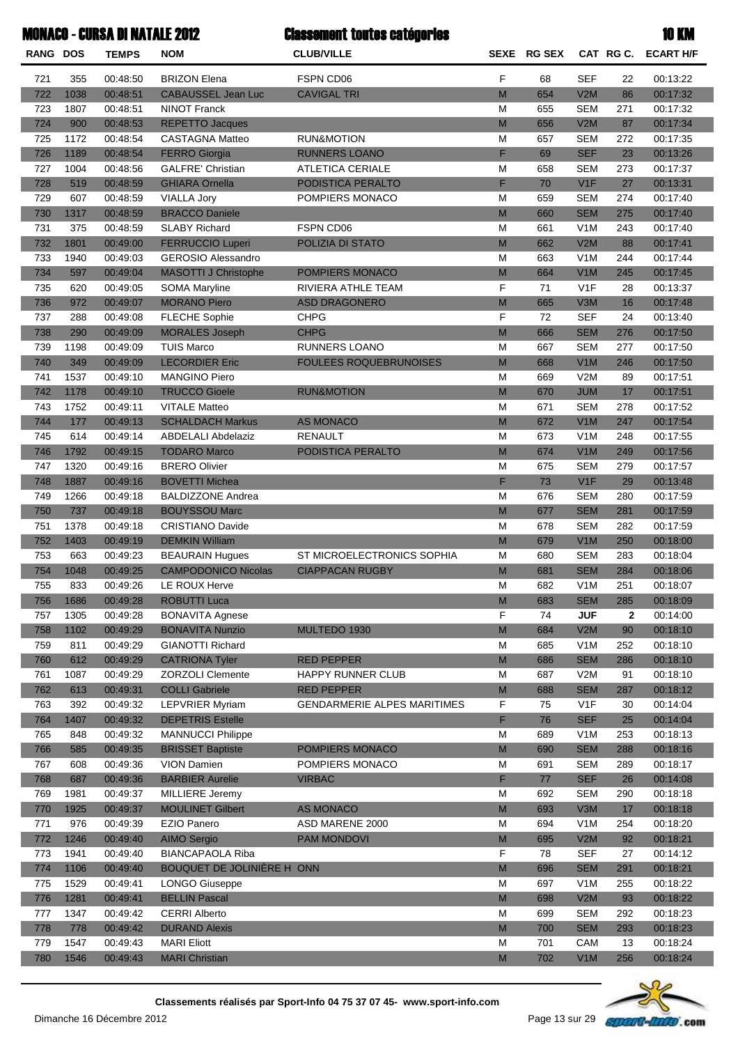# MONACO - CURSA DI NATALE 2012

## Classement toutes catégories

**10 KM**

| RANG | DOS | TEMPS | NOM | CLUB/VILLE | SEXE | RG SEX | CAT | RG C. | ECART H/F |
|---|---|---|---|---|---|---|---|---|---|
| 721 | 355 | 00:48:50 | BRIZON Elena | FSPN CD06 | F | 68 | SEF | 22 | 00:13:22 |
| 722 | 1038 | 00:48:51 | CABAUSSEL Jean Luc | CAVIGAL TRI | M | 654 | V2M | 86 | 00:17:32 |
| 723 | 1807 | 00:48:51 | NINOT Franck | | M | 655 | SEM | 271 | 00:17:32 |
| 724 | 900 | 00:48:53 | REPETTO Jacques | | M | 656 | V2M | 87 | 00:17:34 |
| 725 | 1172 | 00:48:54 | CASTAGNA Matteo | RUN&MOTION | M | 657 | SEM | 272 | 00:17:35 |
| 726 | 1189 | 00:48:54 | FERRO Giorgia | RUNNERS LOANO | F | 69 | SEF | 23 | 00:13:26 |
| 727 | 1004 | 00:48:56 | GALFRE' Christian | ATLETICA CERIALE | M | 658 | SEM | 273 | 00:17:37 |
| 728 | 519 | 00:48:59 | GHIARA Ornella | PODISTICA PERALTO | F | 70 | V1F | 27 | 00:13:31 |
| 729 | 607 | 00:48:59 | VIALLA Jory | POMPIERS MONACO | M | 659 | SEM | 274 | 00:17:40 |
| 730 | 1317 | 00:48:59 | BRACCO Daniele | | M | 660 | SEM | 275 | 00:17:40 |
| 731 | 375 | 00:48:59 | SLABY Richard | FSPN CD06 | M | 661 | V1M | 243 | 00:17:40 |
| 732 | 1801 | 00:49:00 | FERRUCCIO Luperi | POLIZIA DI STATO | M | 662 | V2M | 88 | 00:17:41 |
| 733 | 1940 | 00:49:03 | GEROSIO Alessandro | | M | 663 | V1M | 244 | 00:17:44 |
| 734 | 597 | 00:49:04 | MASOTTI J Christophe | POMPIERS MONACO | M | 664 | V1M | 245 | 00:17:45 |
| 735 | 620 | 00:49:05 | SOMA Maryline | RIVIERA ATHLE TEAM | F | 71 | V1F | 28 | 00:13:37 |
| 736 | 972 | 00:49:07 | MORANO Piero | ASD DRAGONERO | M | 665 | V3M | 16 | 00:17:48 |
| 737 | 288 | 00:49:08 | FLECHE Sophie | CHPG | F | 72 | SEF | 24 | 00:13:40 |
| 738 | 290 | 00:49:09 | MORALES Joseph | CHPG | M | 666 | SEM | 276 | 00:17:50 |
| 739 | 1198 | 00:49:09 | TUIS Marco | RUNNERS LOANO | M | 667 | SEM | 277 | 00:17:50 |
| 740 | 349 | 00:49:09 | LECORDIER Eric | FOULEES ROQUEBRUNOISES | M | 668 | V1M | 246 | 00:17:50 |
| 741 | 1537 | 00:49:10 | MANGINO Piero | | M | 669 | V2M | 89 | 00:17:51 |
| 742 | 1178 | 00:49:10 | TRUCCO Gioele | RUN&MOTION | M | 670 | JUM | 17 | 00:17:51 |
| 743 | 1752 | 00:49:11 | VITALE Matteo | | M | 671 | SEM | 278 | 00:17:52 |
| 744 | 177 | 00:49:13 | SCHALDACH Markus | AS MONACO | M | 672 | V1M | 247 | 00:17:54 |
| 745 | 614 | 00:49:14 | ABDELALI Abdelaziz | RENAULT | M | 673 | V1M | 248 | 00:17:55 |
| 746 | 1792 | 00:49:15 | TODARO Marco | PODISTICA PERALTO | M | 674 | V1M | 249 | 00:17:56 |
| 747 | 1320 | 00:49:16 | BRERO Olivier | | M | 675 | SEM | 279 | 00:17:57 |
| 748 | 1887 | 00:49:16 | BOVETTI Michea | | F | 73 | V1F | 29 | 00:13:48 |
| 749 | 1266 | 00:49:18 | BALDIZZONE Andrea | | M | 676 | SEM | 280 | 00:17:59 |
| 750 | 737 | 00:49:18 | BOUYSSOU Marc | | M | 677 | SEM | 281 | 00:17:59 |
| 751 | 1378 | 00:49:18 | CRISTIANO Davide | | M | 678 | SEM | 282 | 00:17:59 |
| 752 | 1403 | 00:49:19 | DEMKIN William | | M | 679 | V1M | 250 | 00:18:00 |
| 753 | 663 | 00:49:23 | BEAURAIN Hugues | ST MICROELECTRONICS SOPHIA | M | 680 | SEM | 283 | 00:18:04 |
| 754 | 1048 | 00:49:25 | CAMPODONICO Nicolas | CIAPPACAN RUGBY | M | 681 | SEM | 284 | 00:18:06 |
| 755 | 833 | 00:49:26 | LE ROUX Herve | | M | 682 | V1M | 251 | 00:18:07 |
| 756 | 1686 | 00:49:28 | ROBUTTI Luca | | M | 683 | SEM | 285 | 00:18:09 |
| 757 | 1305 | 00:49:28 | BONAVITA Agnese | | F | 74 | **JUF** | **2** | 00:14:00 |
| 758 | 1102 | 00:49:29 | BONAVITA Nunzio | MULTEDO 1930 | M | 684 | V2M | 90 | 00:18:10 |
| 759 | 811 | 00:49:29 | GIANOTTI Richard | | M | 685 | V1M | 252 | 00:18:10 |
| 760 | 612 | 00:49:29 | CATRIONA Tyler | RED PEPPER | M | 686 | SEM | 286 | 00:18:10 |
| 761 | 1087 | 00:49:29 | ZORZOLI Clemente | HAPPY RUNNER CLUB | M | 687 | V2M | 91 | 00:18:10 |
| 762 | 613 | 00:49:31 | COLLI Gabriele | RED PEPPER | M | 688 | SEM | 287 | 00:18:12 |
| 763 | 392 | 00:49:32 | LEPVRIER Myriam | GENDARMERIE ALPES MARITIMES | F | 75 | V1F | 30 | 00:14:04 |
| 764 | 1407 | 00:49:32 | DEPETRIS Estelle | | F | 76 | SEF | 25 | 00:14:04 |
| 765 | 848 | 00:49:32 | MANNUCCI Philippe | | M | 689 | V1M | 253 | 00:18:13 |
| 766 | 585 | 00:49:35 | BRISSET Baptiste | POMPIERS MONACO | M | 690 | SEM | 288 | 00:18:16 |
| 767 | 608 | 00:49:36 | VION Damien | POMPIERS MONACO | M | 691 | SEM | 289 | 00:18:17 |
| 768 | 687 | 00:49:36 | BARBIER Aurelie | VIRBAC | F | 77 | SEF | 26 | 00:14:08 |
| 769 | 1981 | 00:49:37 | MILLIERE Jeremy | | M | 692 | SEM | 290 | 00:18:18 |
| 770 | 1925 | 00:49:37 | MOULINET Gilbert | AS MONACO | M | 693 | V3M | 17 | 00:18:18 |
| 771 | 976 | 00:49:39 | EZIO Panero | ASD MARENE 2000 | M | 694 | V1M | 254 | 00:18:20 |
| 772 | 1246 | 00:49:40 | AIMO Sergio | PAM MONDOVI | M | 695 | V2M | 92 | 00:18:21 |
| 773 | 1941 | 00:49:40 | BIANCAPAOLA Riba | | F | 78 | SEF | 27 | 00:14:12 |
| 774 | 1106 | 00:49:40 | BOUQUET DE JOLINIÈRE H ONN | | M | 696 | SEM | 291 | 00:18:21 |
| 775 | 1529 | 00:49:41 | LONGO Giuseppe | | M | 697 | V1M | 255 | 00:18:22 |
| 776 | 1281 | 00:49:41 | BELLIN Pascal | | M | 698 | V2M | 93 | 00:18:22 |
| 777 | 1347 | 00:49:42 | CERRI Alberto | | M | 699 | SEM | 292 | 00:18:23 |
| 778 | 778 | 00:49:42 | DURAND Alexis | | M | 700 | SEM | 293 | 00:18:23 |
| 779 | 1547 | 00:49:43 | MARI Eliott | | M | 701 | CAM | 13 | 00:18:24 |
| 780 | 1546 | 00:49:43 | MARI Christian | | M | 702 | V1M | 256 | 00:18:24 |

**Classements réalisés par Sport-Info 04 75 37 07 45- www.sport-info.com**

Dimanche 16 Décembre 2012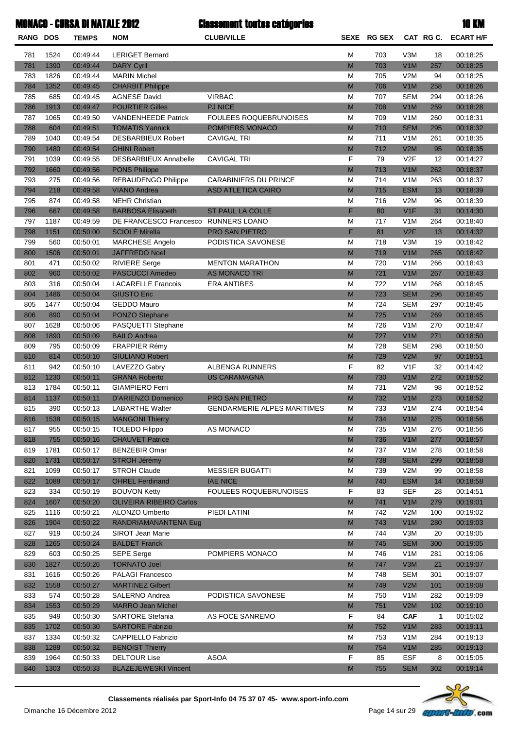# MONACO - CURSA DI NATALE 2012 — Classement toutes catégories — 10 KM

| RANG | DOS | TEMPS | NOM | CLUB/VILLE | SEXE | RG SEX | CAT | RG C. | ECART H/F |
|---|---|---|---|---|---|---|---|---|---|
| 781 | 1524 | 00:49:44 | LERIGET Bernard | | M | 703 | V3M | 18 | 00:18:25 |
| 781 | 1390 | 00:49:44 | DARY Cyril | | M | 703 | V1M | 257 | 00:18:25 |
| 783 | 1826 | 00:49:44 | MARIN Michel | | M | 705 | V2M | 94 | 00:18:25 |
| 784 | 1352 | 00:49:45 | CHARBIT Philippe | | M | 706 | V1M | 258 | 00:18:26 |
| 785 | 685 | 00:49:45 | AGNESE David | VIRBAC | M | 707 | SEM | 294 | 00:18:26 |
| 786 | 1913 | 00:49:47 | POURTIER Gilles | PJ NICE | M | 708 | V1M | 259 | 00:18:28 |
| 787 | 1065 | 00:49:50 | VANDENHEEDE Patrick | FOULEES ROQUEBRUNOISES | M | 709 | V1M | 260 | 00:18:31 |
| 788 | 604 | 00:49:51 | TOMATIS Yannick | POMPIERS MONACO | M | 710 | SEM | 295 | 00:18:32 |
| 789 | 1040 | 00:49:54 | DESBARBIEUX Robert | CAVIGAL TRI | M | 711 | V1M | 261 | 00:18:35 |
| 790 | 1480 | 00:49:54 | GHINI Robert | | M | 712 | V2M | 95 | 00:18:35 |
| 791 | 1039 | 00:49:55 | DESBARBIEUX Annabelle | CAVIGAL TRI | F | 79 | V2F | 12 | 00:14:27 |
| 792 | 1660 | 00:49:56 | PONS Philippe | | M | 713 | V1M | 262 | 00:18:37 |
| 793 | 275 | 00:49:56 | REBAUDENGO Philippe | CARABINIERS DU PRINCE | M | 714 | V1M | 263 | 00:18:37 |
| 794 | 218 | 00:49:58 | VIANO Andrea | ASD ATLETICA CAIRO | M | 715 | ESM | 13 | 00:18:39 |
| 795 | 874 | 00:49:58 | NEHR Christian | | M | 716 | V2M | 96 | 00:18:39 |
| 796 | 667 | 00:49:58 | BARBOSA Elisabeth | ST PAUL LA COLLE | F | 80 | V1F | 31 | 00:14:30 |
| 797 | 1187 | 00:49:59 | DE FRANCESCO Francesco | RUNNERS LOANO | M | 717 | V1M | 264 | 00:18:40 |
| 798 | 1151 | 00:50:00 | SCIOLÈ Mirella | PRO SAN PIETRO | F | 81 | V2F | 13 | 00:14:32 |
| 799 | 560 | 00:50:01 | MARCHESE Angelo | PODISTICA SAVONESE | M | 718 | V3M | 19 | 00:18:42 |
| 800 | 1506 | 00:50:01 | JAFFREDO Noel | | M | 719 | V1M | 265 | 00:18:42 |
| 801 | 471 | 00:50:02 | RIVIERE Serge | MENTON MARATHON | M | 720 | V1M | 266 | 00:18:43 |
| 802 | 960 | 00:50:02 | PASCUCCI Amedeo | AS MONACO TRI | M | 721 | V1M | 267 | 00:18:43 |
| 803 | 316 | 00:50:04 | LACARELLE Francois | ERA ANTIBES | M | 722 | V1M | 268 | 00:18:45 |
| 804 | 1486 | 00:50:04 | GIUSTO Eric | | M | 723 | SEM | 296 | 00:18:45 |
| 805 | 1477 | 00:50:04 | GEDDO Mauro | | M | 724 | SEM | 297 | 00:18:45 |
| 806 | 890 | 00:50:04 | PONZO Stephane | | M | 725 | V1M | 269 | 00:18:45 |
| 807 | 1628 | 00:50:06 | PASQUETTI Stephane | | M | 726 | V1M | 270 | 00:18:47 |
| 808 | 1890 | 00:50:09 | BAILO Andrea | | M | 727 | V1M | 271 | 00:18:50 |
| 809 | 795 | 00:50:09 | FRAPPIER Rémy | | M | 728 | SEM | 298 | 00:18:50 |
| 810 | 814 | 00:50:10 | GIULIANO Robert | | M | 729 | V2M | 97 | 00:18:51 |
| 811 | 942 | 00:50:10 | LAVEZZO Gabry | ALBENGA RUNNERS | F | 82 | V1F | 32 | 00:14:42 |
| 812 | 1230 | 00:50:11 | GRANA Roberto | US CARAMAGNA | M | 730 | V1M | 272 | 00:18:52 |
| 813 | 1784 | 00:50:11 | GIAMPIERO Ferri | | M | 731 | V2M | 98 | 00:18:52 |
| 814 | 1137 | 00:50:11 | D'ARIENZO Domenico | PRO SAN PIETRO | M | 732 | V1M | 273 | 00:18:52 |
| 815 | 390 | 00:50:13 | LABARTHE Walter | GENDARMERIE ALPES MARITIMES | M | 733 | V1M | 274 | 00:18:54 |
| 816 | 1538 | 00:50:15 | MANGONI Thierry | | M | 734 | V1M | 275 | 00:18:56 |
| 817 | 955 | 00:50:15 | TOLEDO Filippo | AS MONACO | M | 735 | V1M | 276 | 00:18:56 |
| 818 | 755 | 00:50:16 | CHAUVET Patrice | | M | 736 | V1M | 277 | 00:18:57 |
| 819 | 1781 | 00:50:17 | BENZEBIR Omar | | M | 737 | V1M | 278 | 00:18:58 |
| 820 | 1731 | 00:50:17 | STROH Jérémy | | M | 738 | SEM | 299 | 00:18:58 |
| 821 | 1099 | 00:50:17 | STROH Claude | MESSIER BUGATTI | M | 739 | V2M | 99 | 00:18:58 |
| 822 | 1088 | 00:50:17 | OHREL Ferdinand | IAE NICE | M | 740 | ESM | 14 | 00:18:58 |
| 823 | 334 | 00:50:19 | BOUVON Ketty | FOULEES ROQUEBRUNOISES | F | 83 | SEF | 28 | 00:14:51 |
| 824 | 1607 | 00:50:20 | OLIVEIRA RIBEIRO Carlos | | M | 741 | V1M | 279 | 00:19:01 |
| 825 | 1116 | 00:50:21 | ALONZO Umberto | PIEDI LATINI | M | 742 | V2M | 100 | 00:19:02 |
| 826 | 1904 | 00:50:22 | RANDRIAMANANTENA Eug | | M | 743 | V1M | 280 | 00:19:03 |
| 827 | 919 | 00:50:24 | SIROT Jean Marie | | M | 744 | V3M | 20 | 00:19:05 |
| 828 | 1265 | 00:50:24 | BALDET Franck | | M | 745 | SEM | 300 | 00:19:05 |
| 829 | 603 | 00:50:25 | SEPE Serge | POMPIERS MONACO | M | 746 | V1M | 281 | 00:19:06 |
| 830 | 1827 | 00:50:26 | TORNATO Joel | | M | 747 | V3M | 21 | 00:19:07 |
| 831 | 1616 | 00:50:26 | PALAGI Francesco | | M | 748 | SEM | 301 | 00:19:07 |
| 832 | 1558 | 00:50:27 | MARTINEZ Gilbert | | M | 749 | V2M | 101 | 00:19:08 |
| 833 | 574 | 00:50:28 | SALERNO Andrea | PODISTICA SAVONESE | M | 750 | V1M | 282 | 00:19:09 |
| 834 | 1553 | 00:50:29 | MARRO Jean Michel | | M | 751 | V2M | 102 | 00:19:10 |
| 835 | 949 | 00:50:30 | SARTORE Stefania | AS FOCE SANREMO | F | 84 | **CAF** | **1** | 00:15:02 |
| 835 | 1702 | 00:50:30 | SARTORE Fabrizio | | M | 752 | V1M | 283 | 00:19:11 |
| 837 | 1334 | 00:50:32 | CAPPIELLO Fabrizio | | M | 753 | V1M | 284 | 00:19:13 |
| 838 | 1288 | 00:50:32 | BENOIST Thierry | | M | 754 | V1M | 285 | 00:19:13 |
| 839 | 1964 | 00:50:33 | DELTOUR Lise | ASOA | F | 85 | ESF | 8 | 00:15:05 |
| 840 | 1303 | 00:50:33 | BLAZEJEWESKI Vincent | | M | 755 | SEM | 302 | 00:19:14 |

Classements réalisés par Sport-Info 04 75 37 07 45- www.sport-info.com

Dimanche 16 Décembre 2012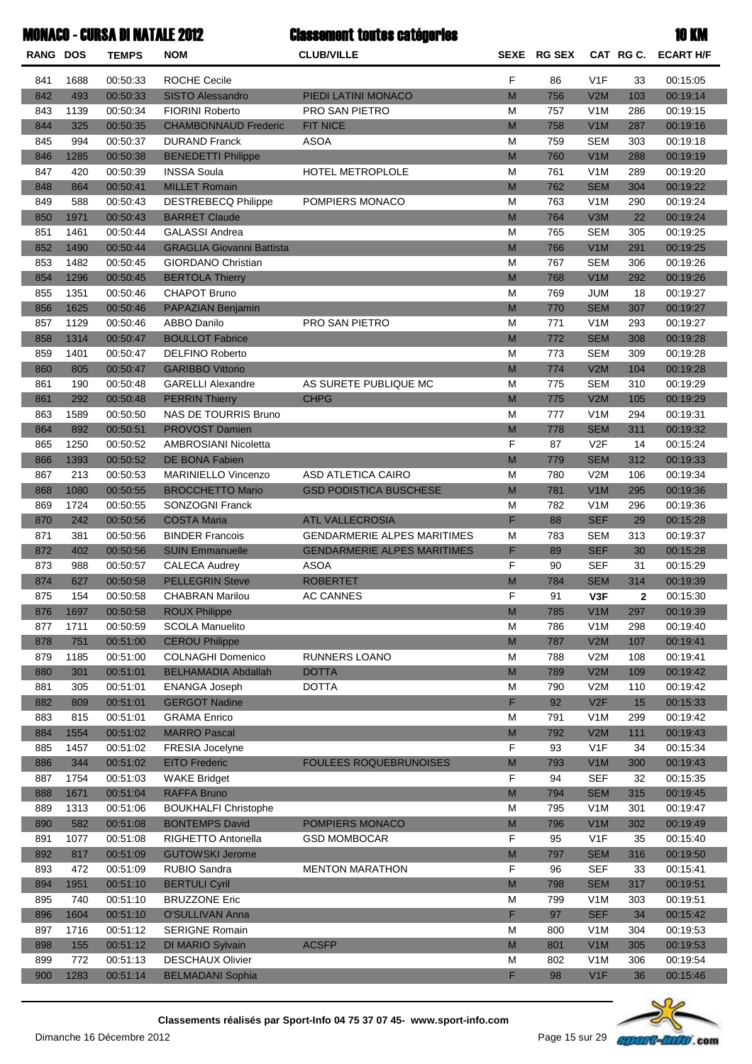# MONACO - CURSA DI NATALE 2012 — Classement toutes catégories — 10 KM

| RANG | DOS | TEMPS | NOM | CLUB/VILLE | SEXE | RG SEX | CAT | RG C. | ECART H/F |
|---|---|---|---|---|---|---|---|---|---|
| 841 | 1688 | 00:50:33 | ROCHE Cecile | | F | 86 | V1F | 33 | 00:15:05 |
| 842 | 493 | 00:50:33 | SISTO Alessandro | PIEDI LATINI MONACO | M | 756 | V2M | 103 | 00:19:14 |
| 843 | 1139 | 00:50:34 | FIORINI Roberto | PRO SAN PIETRO | M | 757 | V1M | 286 | 00:19:15 |
| 844 | 325 | 00:50:35 | CHAMBONNAUD Frederic | FIT NICE | M | 758 | V1M | 287 | 00:19:16 |
| 845 | 994 | 00:50:37 | DURAND Franck | ASOA | M | 759 | SEM | 303 | 00:19:18 |
| 846 | 1285 | 00:50:38 | BENEDETTI Philippe | | M | 760 | V1M | 288 | 00:19:19 |
| 847 | 420 | 00:50:39 | INSSA Soula | HOTEL METROPLOLE | M | 761 | V1M | 289 | 00:19:20 |
| 848 | 864 | 00:50:41 | MILLET Romain | | M | 762 | SEM | 304 | 00:19:22 |
| 849 | 588 | 00:50:43 | DESTREBECQ Philippe | POMPIERS MONACO | M | 763 | V1M | 290 | 00:19:24 |
| 850 | 1971 | 00:50:43 | BARRET Claude | | M | 764 | V3M | 22 | 00:19:24 |
| 851 | 1461 | 00:50:44 | GALASSI Andrea | | M | 765 | SEM | 305 | 00:19:25 |
| 852 | 1490 | 00:50:44 | GRAGLIA Giovanni Battista | | M | 766 | V1M | 291 | 00:19:25 |
| 853 | 1482 | 00:50:45 | GIORDANO Christian | | M | 767 | SEM | 306 | 00:19:26 |
| 854 | 1296 | 00:50:45 | BERTOLA Thierry | | M | 768 | V1M | 292 | 00:19:26 |
| 855 | 1351 | 00:50:46 | CHAPOT Bruno | | M | 769 | JUM | 18 | 00:19:27 |
| 856 | 1625 | 00:50:46 | PAPAZIAN Benjamin | | M | 770 | SEM | 307 | 00:19:27 |
| 857 | 1129 | 00:50:46 | ABBO Danilo | PRO SAN PIETRO | M | 771 | V1M | 293 | 00:19:27 |
| 858 | 1314 | 00:50:47 | BOULLOT Fabrice | | M | 772 | SEM | 308 | 00:19:28 |
| 859 | 1401 | 00:50:47 | DELFINO Roberto | | M | 773 | SEM | 309 | 00:19:28 |
| 860 | 805 | 00:50:47 | GARIBBO Vittorio | | M | 774 | V2M | 104 | 00:19:28 |
| 861 | 190 | 00:50:48 | GARELLI Alexandre | AS SURETE PUBLIQUE MC | M | 775 | SEM | 310 | 00:19:29 |
| 861 | 292 | 00:50:48 | PERRIN Thierry | CHPG | M | 775 | V2M | 105 | 00:19:29 |
| 863 | 1589 | 00:50:50 | NAS DE TOURRIS Bruno | | M | 777 | V1M | 294 | 00:19:31 |
| 864 | 892 | 00:50:51 | PROVOST Damien | | M | 778 | SEM | 311 | 00:19:32 |
| 865 | 1250 | 00:50:52 | AMBROSIANI Nicoletta | | F | 87 | V2F | 14 | 00:15:24 |
| 866 | 1393 | 00:50:52 | DE BONA Fabien | | M | 779 | SEM | 312 | 00:19:33 |
| 867 | 213 | 00:50:53 | MARINIELLO Vincenzo | ASD ATLETICA CAIRO | M | 780 | V2M | 106 | 00:19:34 |
| 868 | 1080 | 00:50:55 | BROCCHETTO Mario | GSD PODISTICA BUSCHESE | M | 781 | V1M | 295 | 00:19:36 |
| 869 | 1724 | 00:50:55 | SONZOGNI Franck | | M | 782 | V1M | 296 | 00:19:36 |
| 870 | 242 | 00:50:56 | COSTA Maria | ATL VALLECROSIA | F | 88 | SEF | 29 | 00:15:28 |
| 871 | 381 | 00:50:56 | BINDER Francois | GENDARMERIE ALPES MARITIMES | M | 783 | SEM | 313 | 00:19:37 |
| 872 | 402 | 00:50:56 | SUIN Emmanuelle | GENDARMERIE ALPES MARITIMES | F | 89 | SEF | 30 | 00:15:28 |
| 873 | 988 | 00:50:57 | CALECA Audrey | ASOA | F | 90 | SEF | 31 | 00:15:29 |
| 874 | 627 | 00:50:58 | PELLEGRIN Steve | ROBERTET | M | 784 | SEM | 314 | 00:19:39 |
| 875 | 154 | 00:50:58 | CHABRAN Marilou | AC CANNES | F | 91 | **V3F** | **2** | 00:15:30 |
| 876 | 1697 | 00:50:58 | ROUX Philippe | | M | 785 | V1M | 297 | 00:19:39 |
| 877 | 1711 | 00:50:59 | SCOLA Manuelito | | M | 786 | V1M | 298 | 00:19:40 |
| 878 | 751 | 00:51:00 | CEROU Philippe | | M | 787 | V2M | 107 | 00:19:41 |
| 879 | 1185 | 00:51:00 | COLNAGHI Domenico | RUNNERS LOANO | M | 788 | V2M | 108 | 00:19:41 |
| 880 | 301 | 00:51:01 | BELHAMADIA Abdallah | DOTTA | M | 789 | V2M | 109 | 00:19:42 |
| 881 | 305 | 00:51:01 | ENANGA Joseph | DOTTA | M | 790 | V2M | 110 | 00:19:42 |
| 882 | 809 | 00:51:01 | GERGOT Nadine | | F | 92 | V2F | 15 | 00:15:33 |
| 883 | 815 | 00:51:01 | GRAMA Enrico | | M | 791 | V1M | 299 | 00:19:42 |
| 884 | 1554 | 00:51:02 | MARRO Pascal | | M | 792 | V2M | 111 | 00:19:43 |
| 885 | 1457 | 00:51:02 | FRESIA Jocelyne | | F | 93 | V1F | 34 | 00:15:34 |
| 886 | 344 | 00:51:02 | EITO Frederic | FOULEES ROQUEBRUNOISES | M | 793 | V1M | 300 | 00:19:43 |
| 887 | 1754 | 00:51:03 | WAKE Bridget | | F | 94 | SEF | 32 | 00:15:35 |
| 888 | 1671 | 00:51:04 | RAFFA Bruno | | M | 794 | SEM | 315 | 00:19:45 |
| 889 | 1313 | 00:51:06 | BOUKHALFI Christophe | | M | 795 | V1M | 301 | 00:19:47 |
| 890 | 582 | 00:51:08 | BONTEMPS David | POMPIERS MONACO | M | 796 | V1M | 302 | 00:19:49 |
| 891 | 1077 | 00:51:08 | RIGHETTO Antonella | GSD MOMBOCAR | F | 95 | V1F | 35 | 00:15:40 |
| 892 | 817 | 00:51:09 | GUTOWSKI Jerome | | M | 797 | SEM | 316 | 00:19:50 |
| 893 | 472 | 00:51:09 | RUBIO Sandra | MENTON MARATHON | F | 96 | SEF | 33 | 00:15:41 |
| 894 | 1951 | 00:51:10 | BERTULI Cyril | | M | 798 | SEM | 317 | 00:19:51 |
| 895 | 740 | 00:51:10 | BRUZZONE Eric | | M | 799 | V1M | 303 | 00:19:51 |
| 896 | 1604 | 00:51:10 | O'SULLIVAN Anna | | F | 97 | SEF | 34 | 00:15:42 |
| 897 | 1716 | 00:51:12 | SERIGNE Romain | | M | 800 | V1M | 304 | 00:19:53 |
| 898 | 155 | 00:51:12 | DI MARIO Sylvain | ACSFP | M | 801 | V1M | 305 | 00:19:53 |
| 899 | 772 | 00:51:13 | DESCHAUX Olivier | | M | 802 | V1M | 306 | 00:19:54 |
| 900 | 1283 | 00:51:14 | BELMADANI Sophia | | F | 98 | V1F | 36 | 00:15:46 |

Classements réalisés par Sport-Info 04 75 37 07 45- www.sport-info.com

Dimanche 16 Décembre 2012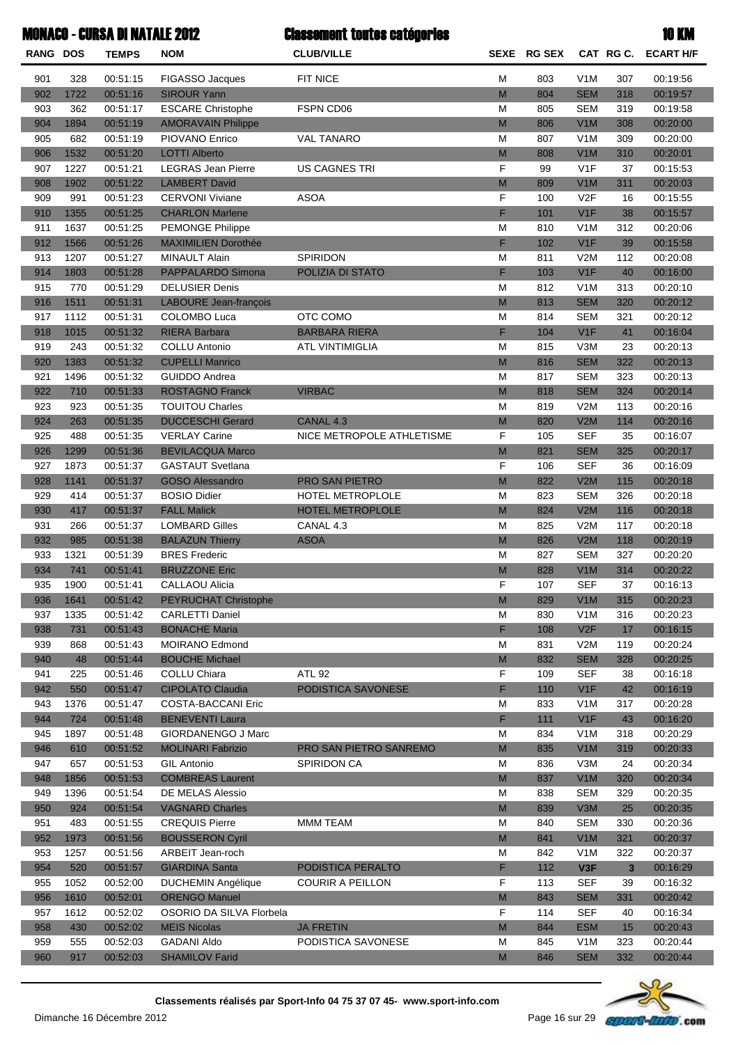# MONACO - CURSA DI NATALE 2012

## Classement toutes catégories

10 KM

| RANG | DOS | TEMPS | NOM | CLUB/VILLE | SEXE | RG SEX | CAT | RG C. | ECART H/F |
|---|---|---|---|---|---|---|---|---|---|
| 901 | 328 | 00:51:15 | FIGASSO Jacques | FIT NICE | M | 803 | V1M | 307 | 00:19:56 |
| 902 | 1722 | 00:51:16 | SIROUR Yann | | M | 804 | SEM | 318 | 00:19:57 |
| 903 | 362 | 00:51:17 | ESCARE Christophe | FSPN CD06 | M | 805 | SEM | 319 | 00:19:58 |
| 904 | 1894 | 00:51:19 | AMORAVAIN Philippe | | M | 806 | V1M | 308 | 00:20:00 |
| 905 | 682 | 00:51:19 | PIOVANO Enrico | VAL TANARO | M | 807 | V1M | 309 | 00:20:00 |
| 906 | 1532 | 00:51:20 | LOTTI Alberto | | M | 808 | V1M | 310 | 00:20:01 |
| 907 | 1227 | 00:51:21 | LEGRAS Jean Pierre | US CAGNES TRI | F | 99 | V1F | 37 | 00:15:53 |
| 908 | 1902 | 00:51:22 | LAMBERT David | | M | 809 | V1M | 311 | 00:20:03 |
| 909 | 991 | 00:51:23 | CERVONI Viviane | ASOA | F | 100 | V2F | 16 | 00:15:55 |
| 910 | 1355 | 00:51:25 | CHARLON Marlene | | F | 101 | V1F | 38 | 00:15:57 |
| 911 | 1637 | 00:51:25 | PEMONGE Philippe | | M | 810 | V1M | 312 | 00:20:06 |
| 912 | 1566 | 00:51:26 | MAXIMILIEN Dorothée | | F | 102 | V1F | 39 | 00:15:58 |
| 913 | 1207 | 00:51:27 | MINAULT Alain | SPIRIDON | M | 811 | V2M | 112 | 00:20:08 |
| 914 | 1803 | 00:51:28 | PAPPALARDO Simona | POLIZIA DI STATO | F | 103 | V1F | 40 | 00:16:00 |
| 915 | 770 | 00:51:29 | DELUSIER Denis | | M | 812 | V1M | 313 | 00:20:10 |
| 916 | 1511 | 00:51:31 | LABOURE Jean-françois | | M | 813 | SEM | 320 | 00:20:12 |
| 917 | 1112 | 00:51:31 | COLOMBO Luca | OTC COMO | M | 814 | SEM | 321 | 00:20:12 |
| 918 | 1015 | 00:51:32 | RIERA Barbara | BARBARA RIERA | F | 104 | V1F | 41 | 00:16:04 |
| 919 | 243 | 00:51:32 | COLLU Antonio | ATL VINTIMIGLIA | M | 815 | V3M | 23 | 00:20:13 |
| 920 | 1383 | 00:51:32 | CUPELLI Manrico | | M | 816 | SEM | 322 | 00:20:13 |
| 921 | 1496 | 00:51:32 | GUIDDO Andrea | | M | 817 | SEM | 323 | 00:20:13 |
| 922 | 710 | 00:51:33 | ROSTAGNO Franck | VIRBAC | M | 818 | SEM | 324 | 00:20:14 |
| 923 | 923 | 00:51:35 | TOUITOU Charles | | M | 819 | V2M | 113 | 00:20:16 |
| 924 | 263 | 00:51:35 | DUCCESCHI Gerard | CANAL 4.3 | M | 820 | V2M | 114 | 00:20:16 |
| 925 | 488 | 00:51:35 | VERLAY Carine | NICE METROPOLE ATHLETISME | F | 105 | SEF | 35 | 00:16:07 |
| 926 | 1299 | 00:51:36 | BEVILACQUA Marco | | M | 821 | SEM | 325 | 00:20:17 |
| 927 | 1873 | 00:51:37 | GASTAUT Svetlana | | F | 106 | SEF | 36 | 00:16:09 |
| 928 | 1141 | 00:51:37 | GOSO Alessandro | PRO SAN PIETRO | M | 822 | V2M | 115 | 00:20:18 |
| 929 | 414 | 00:51:37 | BOSIO Didier | HOTEL METROPLOLE | M | 823 | SEM | 326 | 00:20:18 |
| 930 | 417 | 00:51:37 | FALL Malick | HOTEL METROPLOLE | M | 824 | V2M | 116 | 00:20:18 |
| 931 | 266 | 00:51:37 | LOMBARD Gilles | CANAL 4.3 | M | 825 | V2M | 117 | 00:20:18 |
| 932 | 985 | 00:51:38 | BALAZUN Thierry | ASOA | M | 826 | V2M | 118 | 00:20:19 |
| 933 | 1321 | 00:51:39 | BRES Frederic | | M | 827 | SEM | 327 | 00:20:20 |
| 934 | 741 | 00:51:41 | BRUZZONE Eric | | M | 828 | V1M | 314 | 00:20:22 |
| 935 | 1900 | 00:51:41 | CALLAOU Alicia | | F | 107 | SEF | 37 | 00:16:13 |
| 936 | 1641 | 00:51:42 | PEYRUCHAT Christophe | | M | 829 | V1M | 315 | 00:20:23 |
| 937 | 1335 | 00:51:42 | CARLETTI Daniel | | M | 830 | V1M | 316 | 00:20:23 |
| 938 | 731 | 00:51:43 | BONACHE Maria | | F | 108 | V2F | 17 | 00:16:15 |
| 939 | 868 | 00:51:43 | MOIRANO Edmond | | M | 831 | V2M | 119 | 00:20:24 |
| 940 | 48 | 00:51:44 | BOUCHE Michael | | M | 832 | SEM | 328 | 00:20:25 |
| 941 | 225 | 00:51:46 | COLLU Chiara | ATL 92 | F | 109 | SEF | 38 | 00:16:18 |
| 942 | 550 | 00:51:47 | CIPOLATO Claudia | PODISTICA SAVONESE | F | 110 | V1F | 42 | 00:16:19 |
| 943 | 1376 | 00:51:47 | COSTA-BACCANI Eric | | M | 833 | V1M | 317 | 00:20:28 |
| 944 | 724 | 00:51:48 | BENEVENTI Laura | | F | 111 | V1F | 43 | 00:16:20 |
| 945 | 1897 | 00:51:48 | GIORDANENGO J Marc | | M | 834 | V1M | 318 | 00:20:29 |
| 946 | 610 | 00:51:52 | MOLINARI Fabrizio | PRO SAN PIETRO SANREMO | M | 835 | V1M | 319 | 00:20:33 |
| 947 | 657 | 00:51:53 | GIL Antonio | SPIRIDON CA | M | 836 | V3M | 24 | 00:20:34 |
| 948 | 1856 | 00:51:53 | COMBREAS Laurent | | M | 837 | V1M | 320 | 00:20:34 |
| 949 | 1396 | 00:51:54 | DE MELAS Alessio | | M | 838 | SEM | 329 | 00:20:35 |
| 950 | 924 | 00:51:54 | VAGNARD Charles | | M | 839 | V3M | 25 | 00:20:35 |
| 951 | 483 | 00:51:55 | CREQUIS Pierre | MMM TEAM | M | 840 | SEM | 330 | 00:20:36 |
| 952 | 1973 | 00:51:56 | BOUSSERON Cyril | | M | 841 | V1M | 321 | 00:20:37 |
| 953 | 1257 | 00:51:56 | ARBEIT Jean-roch | | M | 842 | V1M | 322 | 00:20:37 |
| 954 | 520 | 00:51:57 | GIARDINA Santa | PODISTICA PERALTO | F | 112 | **V3F** | **3** | 00:16:29 |
| 955 | 1052 | 00:52:00 | DUCHEMIN Angélique | COURIR A PEILLON | F | 113 | SEF | 39 | 00:16:32 |
| 956 | 1610 | 00:52:01 | ORENGO Manuel | | M | 843 | SEM | 331 | 00:20:42 |
| 957 | 1612 | 00:52:02 | OSORIO DA SILVA Florbela | | F | 114 | SEF | 40 | 00:16:34 |
| 958 | 430 | 00:52:02 | MEIS Nicolas | JA FRETIN | M | 844 | ESM | 15 | 00:20:43 |
| 959 | 555 | 00:52:03 | GADANI Aldo | PODISTICA SAVONESE | M | 845 | V1M | 323 | 00:20:44 |
| 960 | 917 | 00:52:03 | SHAMILOV Farid | | M | 846 | SEM | 332 | 00:20:44 |

**Classements réalisés par Sport-Info 04 75 37 07 45- www.sport-info.com**

Dimanche 16 Décembre 2012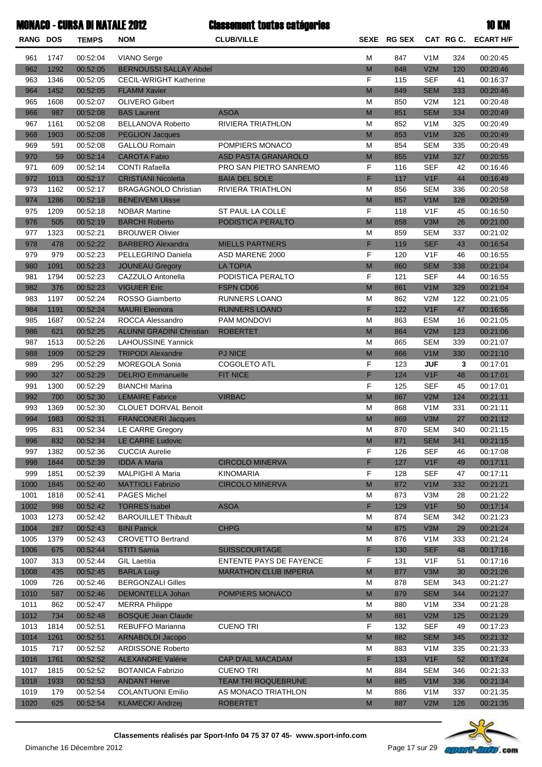# MONACO - CURSA DI NATALE 2012

## Classement toutes catégories

## 10 KM

| RANG | DOS | TEMPS | NOM | CLUB/VILLE | SEXE | RG SEX | CAT | RG C. | ECART H/F |
|---|---|---|---|---|---|---|---|---|---|
| 961 | 1747 | 00:52:04 | VIANO Serge | | M | 847 | V1M | 324 | 00:20:45 |
| 962 | 1292 | 00:52:05 | BERNOUSSI SALLAY Abdel | | M | 848 | V2M | 120 | 00:20:46 |
| 963 | 1346 | 00:52:05 | CECIL-WRIGHT Katherine | | F | 115 | SEF | 41 | 00:16:37 |
| 964 | 1452 | 00:52:05 | FLAMM Xavier | | M | 849 | SEM | 333 | 00:20:46 |
| 965 | 1608 | 00:52:07 | OLIVERO Gilbert | | M | 850 | V2M | 121 | 00:20:48 |
| 966 | 987 | 00:52:08 | BAS Laurent | ASOA | M | 851 | SEM | 334 | 00:20:49 |
| 967 | 1161 | 00:52:08 | BELLANOVA Roberto | RIVIERA TRIATHLON | M | 852 | V1M | 325 | 00:20:49 |
| 968 | 1903 | 00:52:08 | PEGLION Jacques | | M | 853 | V1M | 326 | 00:20:49 |
| 969 | 591 | 00:52:08 | GALLOU Romain | POMPIERS MONACO | M | 854 | SEM | 335 | 00:20:49 |
| 970 | 59 | 00:52:14 | CAROTA Fabio | ASD PASTA GRANAROLO | M | 855 | V1M | 327 | 00:20:55 |
| 971 | 609 | 00:52:14 | CONTI Rafaella | PRO SAN PIETRO SANREMO | F | 116 | SEF | 42 | 00:16:46 |
| 972 | 1013 | 00:52:17 | CRISTIANI Nicoletta | BAIA DEL SOLE | F | 117 | V1F | 44 | 00:16:49 |
| 973 | 1162 | 00:52:17 | BRAGAGNOLO Christian | RIVIERA TRIATHLON | M | 856 | SEM | 336 | 00:20:58 |
| 974 | 1286 | 00:52:18 | BENEIVEMI Ulisse | | M | 857 | V1M | 328 | 00:20:59 |
| 975 | 1209 | 00:52:18 | NOBAR Martine | ST PAUL LA COLLE | F | 118 | V1F | 45 | 00:16:50 |
| 976 | 505 | 00:52:19 | BARCHI Roberto | PODISTICA PERALTO | M | 858 | V3M | 26 | 00:21:00 |
| 977 | 1323 | 00:52:21 | BROUWER Olivier | | M | 859 | SEM | 337 | 00:21:02 |
| 978 | 478 | 00:52:22 | BARBERO Alexandra | MIELLS PARTNERS | F | 119 | SEF | 43 | 00:16:54 |
| 979 | 979 | 00:52:23 | PELLEGRINO Daniela | ASD MARENE 2000 | F | 120 | V1F | 46 | 00:16:55 |
| 980 | 1091 | 00:52:23 | JOUNEAU Gregory | LA TOPIA | M | 860 | SEM | 338 | 00:21:04 |
| 981 | 1794 | 00:52:23 | CAZZULO Antonella | PODISTICA PERALTO | F | 121 | SEF | 44 | 00:16:55 |
| 982 | 376 | 00:52:23 | VIGUIER Eric | FSPN CD06 | M | 861 | V1M | 329 | 00:21:04 |
| 983 | 1197 | 00:52:24 | ROSSO Giamberto | RUNNERS LOANO | M | 862 | V2M | 122 | 00:21:05 |
| 984 | 1191 | 00:52:24 | MAURI Eleonora | RUNNERS LOANO | F | 122 | V1F | 47 | 00:16:56 |
| 985 | 1687 | 00:52:24 | ROCCA Alessandro | PAM MONDOVI | M | 863 | ESM | 16 | 00:21:05 |
| 986 | 621 | 00:52:25 | ALUNNI GRADINI Christian | ROBERTET | M | 864 | V2M | 123 | 00:21:06 |
| 987 | 1513 | 00:52:26 | LAHOUSSINE Yannick | | M | 865 | SEM | 339 | 00:21:07 |
| 988 | 1909 | 00:52:29 | TRIPODI Alexandre | PJ NICE | M | 866 | V1M | 330 | 00:21:10 |
| 989 | 295 | 00:52:29 | MOREGOLA Sonia | COGOLETO ATL | F | 123 | **JUF** | **3** | 00:17:01 |
| 990 | 327 | 00:52:29 | DELRIO Emmanuelle | FIT NICE | F | 124 | V1F | 48 | 00:17:01 |
| 991 | 1300 | 00:52:29 | BIANCHI Marina | | F | 125 | SEF | 45 | 00:17:01 |
| 992 | 700 | 00:52:30 | LEMAIRE Fabrice | VIRBAC | M | 867 | V2M | 124 | 00:21:11 |
| 993 | 1369 | 00:52:30 | CLOUET DORVAL Benoit | | M | 868 | V1M | 331 | 00:21:11 |
| 994 | 1983 | 00:52:31 | FRANCONERI Jacques | | M | 869 | V3M | 27 | 00:21:12 |
| 995 | 831 | 00:52:34 | LE CARRE Gregory | | M | 870 | SEM | 340 | 00:21:15 |
| 996 | 832 | 00:52:34 | LE CARRE Ludovic | | M | 871 | SEM | 341 | 00:21:15 |
| 997 | 1382 | 00:52:36 | CUCCIA Aurelie | | F | 126 | SEF | 46 | 00:17:08 |
| 998 | 1844 | 00:52:39 | IDDA A Maria | CIRCOLO MINERVA | F | 127 | V1F | 49 | 00:17:11 |
| 999 | 1851 | 00:52:39 | MALPIGHI A Maria | KINOMARIA | F | 128 | SEF | 47 | 00:17:11 |
| 1000 | 1845 | 00:52:40 | MATTIOLI Fabrizio | CIRCOLO MINERVA | M | 872 | V1M | 332 | 00:21:21 |
| 1001 | 1818 | 00:52:41 | PAGES Michel | | M | 873 | V3M | 28 | 00:21:22 |
| 1002 | 998 | 00:52:42 | TORRES Isabel | ASOA | F | 129 | V1F | 50 | 00:17:14 |
| 1003 | 1273 | 00:52:42 | BAROUILLET Thibault | | M | 874 | SEM | 342 | 00:21:23 |
| 1004 | 287 | 00:52:43 | BINI Patrick | CHPG | M | 875 | V3M | 29 | 00:21:24 |
| 1005 | 1379 | 00:52:43 | CROVETTO Bertrand | | M | 876 | V1M | 333 | 00:21:24 |
| 1006 | 675 | 00:52:44 | STITI Samia | SUISSCOURTAGE | F | 130 | SEF | 48 | 00:17:16 |
| 1007 | 313 | 00:52:44 | GIL Laetitia | ENTENTE PAYS DE FAYENCE | F | 131 | V1F | 51 | 00:17:16 |
| 1008 | 435 | 00:52:45 | BARLA Luigi | MARATHON CLUB IMPERIA | M | 877 | V3M | 30 | 00:21:26 |
| 1009 | 726 | 00:52:46 | BERGONZALI Gilles | | M | 878 | SEM | 343 | 00:21:27 |
| 1010 | 587 | 00:52:46 | DEMONTELLA Johan | POMPIERS MONACO | M | 879 | SEM | 344 | 00:21:27 |
| 1011 | 862 | 00:52:47 | MERRA Philippe | | M | 880 | V1M | 334 | 00:21:28 |
| 1012 | 734 | 00:52:48 | BOSQUE Jean Claude | | M | 881 | V2M | 125 | 00:21:29 |
| 1013 | 1814 | 00:52:51 | REBUFFO Marianna | CUENO TRI | F | 132 | SEF | 49 | 00:17:23 |
| 1014 | 1261 | 00:52:51 | ARNABOLDI Jacopo | | M | 882 | SEM | 345 | 00:21:32 |
| 1015 | 717 | 00:52:52 | ARDISSONE Roberto | | M | 883 | V1M | 335 | 00:21:33 |
| 1016 | 1761 | 00:52:52 | ALEXANDRE Valérie | CAP D'AIL MACADAM | F | 133 | V1F | 52 | 00:17:24 |
| 1017 | 1815 | 00:52:52 | BOTANICA Fabrizio | CUENO TRI | M | 884 | SEM | 346 | 00:21:33 |
| 1018 | 1933 | 00:52:53 | ANDANT Herve | TEAM TRI ROQUEBRUNE | M | 885 | V1M | 336 | 00:21:34 |
| 1019 | 179 | 00:52:54 | COLANTUONI Emilio | AS MONACO TRIATHLON | M | 886 | V1M | 337 | 00:21:35 |
| 1020 | 625 | 00:52:54 | KLAMECKI Andrzej | ROBERTET | M | 887 | V2M | 126 | 00:21:35 |

**Classements réalisés par Sport-Info 04 75 37 07 45- www.sport-info.com**

Dimanche 16 Décembre 2012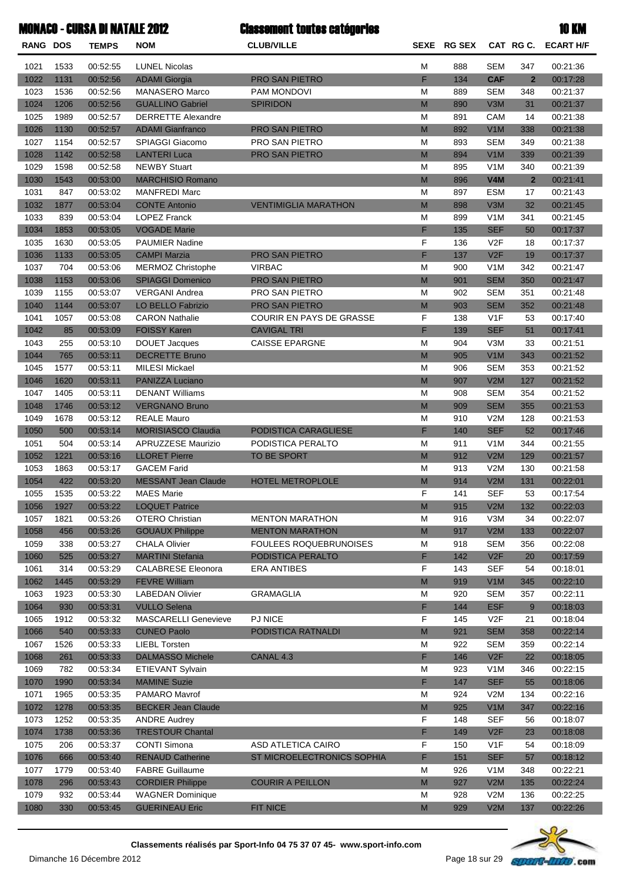# MONACO - CURSA DI NATALE 2012

## Classement toutes catégories

**10 KM**

| RANG | DOS | TEMPS | NOM | CLUB/VILLE | SEXE | RG SEX | CAT | RG C. | ECART H/F |
|---|---|---|---|---|---|---|---|---|---|
| 1021 | 1533 | 00:52:55 | LUNEL Nicolas | | M | 888 | SEM | 347 | 00:21:36 |
| 1022 | 1131 | 00:52:56 | ADAMI Giorgia | PRO SAN PIETRO | F | 134 | **CAF** | **2** | 00:17:28 |
| 1023 | 1536 | 00:52:56 | MANASERO Marco | PAM MONDOVI | M | 889 | SEM | 348 | 00:21:37 |
| 1024 | 1206 | 00:52:56 | GUALLINO Gabriel | SPIRIDON | M | 890 | V3M | 31 | 00:21:37 |
| 1025 | 1989 | 00:52:57 | DERRETTE Alexandre | | M | 891 | CAM | 14 | 00:21:38 |
| 1026 | 1130 | 00:52:57 | ADAMI Gianfranco | PRO SAN PIETRO | M | 892 | V1M | 338 | 00:21:38 |
| 1027 | 1154 | 00:52:57 | SPIAGGI Giacomo | PRO SAN PIETRO | M | 893 | SEM | 349 | 00:21:38 |
| 1028 | 1142 | 00:52:58 | LANTERI Luca | PRO SAN PIETRO | M | 894 | V1M | 339 | 00:21:39 |
| 1029 | 1598 | 00:52:58 | NEWBY Stuart | | M | 895 | V1M | 340 | 00:21:39 |
| 1030 | 1543 | 00:53:00 | MARCHISIO Romano | | M | 896 | **V4M** | **2** | 00:21:41 |
| 1031 | 847 | 00:53:02 | MANFREDI Marc | | M | 897 | ESM | 17 | 00:21:43 |
| 1032 | 1877 | 00:53:04 | CONTE Antonio | VENTIMIGLIA MARATHON | M | 898 | V3M | 32 | 00:21:45 |
| 1033 | 839 | 00:53:04 | LOPEZ Franck | | M | 899 | V1M | 341 | 00:21:45 |
| 1034 | 1853 | 00:53:05 | VOGADE Marie | | F | 135 | SEF | 50 | 00:17:37 |
| 1035 | 1630 | 00:53:05 | PAUMIER Nadine | | F | 136 | V2F | 18 | 00:17:37 |
| 1036 | 1133 | 00:53:05 | CAMPI Marzia | PRO SAN PIETRO | F | 137 | V2F | 19 | 00:17:37 |
| 1037 | 704 | 00:53:06 | MERMOZ Christophe | VIRBAC | M | 900 | V1M | 342 | 00:21:47 |
| 1038 | 1153 | 00:53:06 | SPIAGGI Domenico | PRO SAN PIETRO | M | 901 | SEM | 350 | 00:21:47 |
| 1039 | 1155 | 00:53:07 | VERGANI Andrea | PRO SAN PIETRO | M | 902 | SEM | 351 | 00:21:48 |
| 1040 | 1144 | 00:53:07 | LO BELLO Fabrizio | PRO SAN PIETRO | M | 903 | SEM | 352 | 00:21:48 |
| 1041 | 1057 | 00:53:08 | CARON Nathalie | COURIR EN PAYS DE GRASSE | F | 138 | V1F | 53 | 00:17:40 |
| 1042 | 85 | 00:53:09 | FOISSY Karen | CAVIGAL TRI | F | 139 | SEF | 51 | 00:17:41 |
| 1043 | 255 | 00:53:10 | DOUET Jacques | CAISSE EPARGNE | M | 904 | V3M | 33 | 00:21:51 |
| 1044 | 765 | 00:53:11 | DECRETTE Bruno | | M | 905 | V1M | 343 | 00:21:52 |
| 1045 | 1577 | 00:53:11 | MILESI Mickael | | M | 906 | SEM | 353 | 00:21:52 |
| 1046 | 1620 | 00:53:11 | PANIZZA Luciano | | M | 907 | V2M | 127 | 00:21:52 |
| 1047 | 1405 | 00:53:11 | DENANT Williams | | M | 908 | SEM | 354 | 00:21:52 |
| 1048 | 1746 | 00:53:12 | VERGNANO Bruno | | M | 909 | SEM | 355 | 00:21:53 |
| 1049 | 1678 | 00:53:12 | REALE Mauro | | M | 910 | V2M | 128 | 00:21:53 |
| 1050 | 500 | 00:53:14 | MORISIASCO Claudia | PODISTICA CARAGLIESE | F | 140 | SEF | 52 | 00:17:46 |
| 1051 | 504 | 00:53:14 | APRUZZESE Maurizio | PODISTICA PERALTO | M | 911 | V1M | 344 | 00:21:55 |
| 1052 | 1221 | 00:53:16 | LLORET Pierre | TO BE SPORT | M | 912 | V2M | 129 | 00:21:57 |
| 1053 | 1863 | 00:53:17 | GACEM Farid | | M | 913 | V2M | 130 | 00:21:58 |
| 1054 | 422 | 00:53:20 | MESSANT Jean Claude | HOTEL METROPLOLE | M | 914 | V2M | 131 | 00:22:01 |
| 1055 | 1535 | 00:53:22 | MAES Marie | | F | 141 | SEF | 53 | 00:17:54 |
| 1056 | 1927 | 00:53:22 | LOQUET Patrice | | M | 915 | V2M | 132 | 00:22:03 |
| 1057 | 1821 | 00:53:26 | OTERO Christian | MENTON MARATHON | M | 916 | V3M | 34 | 00:22:07 |
| 1058 | 456 | 00:53:26 | GOUAUX Philippe | MENTON MARATHON | M | 917 | V2M | 133 | 00:22:07 |
| 1059 | 338 | 00:53:27 | CHALA Olivier | FOULEES ROQUEBRUNOISES | M | 918 | SEM | 356 | 00:22:08 |
| 1060 | 525 | 00:53:27 | MARTINI Stefania | PODISTICA PERALTO | F | 142 | V2F | 20 | 00:17:59 |
| 1061 | 314 | 00:53:29 | CALABRESE Eleonora | ERA ANTIBES | F | 143 | SEF | 54 | 00:18:01 |
| 1062 | 1445 | 00:53:29 | FEVRE William | | M | 919 | V1M | 345 | 00:22:10 |
| 1063 | 1923 | 00:53:30 | LABEDAN Olivier | GRAMAGLIA | M | 920 | SEM | 357 | 00:22:11 |
| 1064 | 930 | 00:53:31 | VULLO Selena | | F | 144 | ESF | 9 | 00:18:03 |
| 1065 | 1912 | 00:53:32 | MASCARELLI Genevieve | PJ NICE | F | 145 | V2F | 21 | 00:18:04 |
| 1066 | 540 | 00:53:33 | CUNEO Paolo | PODISTICA RATNALDI | M | 921 | SEM | 358 | 00:22:14 |
| 1067 | 1526 | 00:53:33 | LIEBL Torsten | | M | 922 | SEM | 359 | 00:22:14 |
| 1068 | 261 | 00:53:33 | DALMASSO Michele | CANAL 4.3 | F | 146 | V2F | 22 | 00:18:05 |
| 1069 | 782 | 00:53:34 | ETIEVANT Sylvain | | M | 923 | V1M | 346 | 00:22:15 |
| 1070 | 1990 | 00:53:34 | MAMINE Suzie | | F | 147 | SEF | 55 | 00:18:06 |
| 1071 | 1965 | 00:53:35 | PAMARO Mavrof | | M | 924 | V2M | 134 | 00:22:16 |
| 1072 | 1278 | 00:53:35 | BECKER Jean Claude | | M | 925 | V1M | 347 | 00:22:16 |
| 1073 | 1252 | 00:53:35 | ANDRE Audrey | | F | 148 | SEF | 56 | 00:18:07 |
| 1074 | 1738 | 00:53:36 | TRESTOUR Chantal | | F | 149 | V2F | 23 | 00:18:08 |
| 1075 | 206 | 00:53:37 | CONTI Simona | ASD ATLETICA CAIRO | F | 150 | V1F | 54 | 00:18:09 |
| 1076 | 666 | 00:53:40 | RENAUD Catherine | ST MICROELECTRONICS SOPHIA | F | 151 | SEF | 57 | 00:18:12 |
| 1077 | 1779 | 00:53:40 | FABRE Guillaume | | M | 926 | V1M | 348 | 00:22:21 |
| 1078 | 296 | 00:53:43 | CORDIER Philippe | COURIR A PEILLON | M | 927 | V2M | 135 | 00:22:24 |
| 1079 | 932 | 00:53:44 | WAGNER Dominique | | M | 928 | V2M | 136 | 00:22:25 |
| 1080 | 330 | 00:53:45 | GUERINEAU Eric | FIT NICE | M | 929 | V2M | 137 | 00:22:26 |

**Classements réalisés par Sport-Info 04 75 37 07 45- www.sport-info.com**

Dimanche 16 Décembre 2012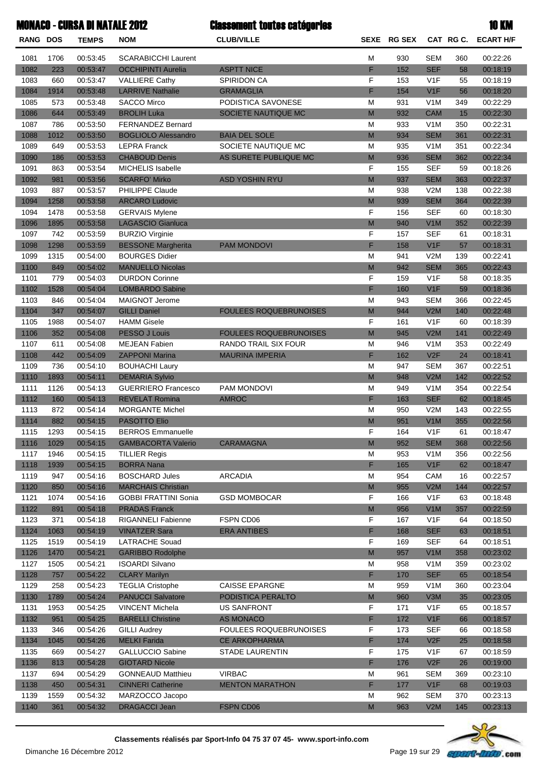# MONACO - CURSA DI NATALE 2012

## Classement toutes catégories

10 KM

| RANG | DOS | TEMPS | NOM | CLUB/VILLE | SEXE | RG SEX | CAT | RG C. | ECART H/F |
|---|---|---|---|---|---|---|---|---|---|
| 1081 | 1706 | 00:53:45 | SCARABICCHI Laurent | | M | 930 | SEM | 360 | 00:22:26 |
| 1082 | 223 | 00:53:47 | OCCHIPINTI Aurelia | ASPTT NICE | F | 152 | SEF | 58 | 00:18:19 |
| 1083 | 660 | 00:53:47 | VALLIERE Cathy | SPIRIDON CA | F | 153 | V1F | 55 | 00:18:19 |
| 1084 | 1914 | 00:53:48 | LARRIVE Nathalie | GRAMAGLIA | F | 154 | V1F | 56 | 00:18:20 |
| 1085 | 573 | 00:53:48 | SACCO Mirco | PODISTICA SAVONESE | M | 931 | V1M | 349 | 00:22:29 |
| 1086 | 644 | 00:53:49 | BROLIH Luka | SOCIETE NAUTIQUE MC | M | 932 | CAM | 15 | 00:22:30 |
| 1087 | 786 | 00:53:50 | FERNANDEZ Bernard | | M | 933 | V1M | 350 | 00:22:31 |
| 1088 | 1012 | 00:53:50 | BOGLIOLO Alessandro | BAIA DEL SOLE | M | 934 | SEM | 361 | 00:22:31 |
| 1089 | 649 | 00:53:53 | LEPRA Franck | SOCIETE NAUTIQUE MC | M | 935 | V1M | 351 | 00:22:34 |
| 1090 | 186 | 00:53:53 | CHABOUD Denis | AS SURETE PUBLIQUE MC | M | 936 | SEM | 362 | 00:22:34 |
| 1091 | 863 | 00:53:54 | MICHELIS Isabelle | | F | 155 | SEF | 59 | 00:18:26 |
| 1092 | 981 | 00:53:56 | SCARFO' Mirko | ASD YOSHIN RYU | M | 937 | SEM | 363 | 00:22:37 |
| 1093 | 887 | 00:53:57 | PHILIPPE Claude | | M | 938 | V2M | 138 | 00:22:38 |
| 1094 | 1258 | 00:53:58 | ARCARO Ludovic | | M | 939 | SEM | 364 | 00:22:39 |
| 1094 | 1478 | 00:53:58 | GERVAIS Mylene | | F | 156 | SEF | 60 | 00:18:30 |
| 1096 | 1895 | 00:53:58 | LAGASCIO Gianluca | | M | 940 | V1M | 352 | 00:22:39 |
| 1097 | 742 | 00:53:59 | BURZIO Virginie | | F | 157 | SEF | 61 | 00:18:31 |
| 1098 | 1298 | 00:53:59 | BESSONE Margherita | PAM MONDOVI | F | 158 | V1F | 57 | 00:18:31 |
| 1099 | 1315 | 00:54:00 | BOURGES Didier | | M | 941 | V2M | 139 | 00:22:41 |
| 1100 | 849 | 00:54:02 | MANUELLO Nicolas | | M | 942 | SEM | 365 | 00:22:43 |
| 1101 | 779 | 00:54:03 | DURDON Corinne | | F | 159 | V1F | 58 | 00:18:35 |
| 1102 | 1528 | 00:54:04 | LOMBARDO Sabine | | F | 160 | V1F | 59 | 00:18:36 |
| 1103 | 846 | 00:54:04 | MAIGNOT Jerome | | M | 943 | SEM | 366 | 00:22:45 |
| 1104 | 347 | 00:54:07 | GILLI Daniel | FOULEES ROQUEBRUNOISES | M | 944 | V2M | 140 | 00:22:48 |
| 1105 | 1988 | 00:54:07 | HAMM Gisele | | F | 161 | V1F | 60 | 00:18:39 |
| 1106 | 352 | 00:54:08 | PESSO J Louis | FOULEES ROQUEBRUNOISES | M | 945 | V2M | 141 | 00:22:49 |
| 1107 | 611 | 00:54:08 | MEJEAN Fabien | RANDO TRAIL SIX FOUR | M | 946 | V1M | 353 | 00:22:49 |
| 1108 | 442 | 00:54:09 | ZAPPONI Marina | MAURINA IMPERIA | F | 162 | V2F | 24 | 00:18:41 |
| 1109 | 736 | 00:54:10 | BOUHACHI Laury | | M | 947 | SEM | 367 | 00:22:51 |
| 1110 | 1893 | 00:54:11 | DEMARIA Sylvio | | M | 948 | V2M | 142 | 00:22:52 |
| 1111 | 1126 | 00:54:13 | GUERRIERO Francesco | PAM MONDOVI | M | 949 | V1M | 354 | 00:22:54 |
| 1112 | 160 | 00:54:13 | REVELAT Romina | AMROC | F | 163 | SEF | 62 | 00:18:45 |
| 1113 | 872 | 00:54:14 | MORGANTE Michel | | M | 950 | V2M | 143 | 00:22:55 |
| 1114 | 882 | 00:54:15 | PASOTTO Elio | | M | 951 | V1M | 355 | 00:22:56 |
| 1115 | 1293 | 00:54:15 | BERROS Emmanuelle | | F | 164 | V1F | 61 | 00:18:47 |
| 1116 | 1029 | 00:54:15 | GAMBACORTA Valerio | CARAMAGNA | M | 952 | SEM | 368 | 00:22:56 |
| 1117 | 1946 | 00:54:15 | TILLIER Regis | | M | 953 | V1M | 356 | 00:22:56 |
| 1118 | 1939 | 00:54:15 | BORRA Nana | | F | 165 | V1F | 62 | 00:18:47 |
| 1119 | 947 | 00:54:16 | BOSCHARD Jules | ARCADIA | M | 954 | CAM | 16 | 00:22:57 |
| 1120 | 850 | 00:54:16 | MARCHAIS Christian | | M | 955 | V2M | 144 | 00:22:57 |
| 1121 | 1074 | 00:54:16 | GOBBI FRATTINI Sonia | GSD MOMBOCAR | F | 166 | V1F | 63 | 00:18:48 |
| 1122 | 891 | 00:54:18 | PRADAS Franck | | M | 956 | V1M | 357 | 00:22:59 |
| 1123 | 371 | 00:54:18 | RIGANNELI Fabienne | FSPN CD06 | F | 167 | V1F | 64 | 00:18:50 |
| 1124 | 1063 | 00:54:19 | VINATZER Sara | ERA ANTIBES | F | 168 | SEF | 63 | 00:18:51 |
| 1125 | 1519 | 00:54:19 | LATRACHE Souad | | F | 169 | SEF | 64 | 00:18:51 |
| 1126 | 1470 | 00:54:21 | GARIBBO Rodolphe | | M | 957 | V1M | 358 | 00:23:02 |
| 1127 | 1505 | 00:54:21 | ISOARDI Silvano | | M | 958 | V1M | 359 | 00:23:02 |
| 1128 | 757 | 00:54:22 | CLARY Marilyn | | F | 170 | SEF | 65 | 00:18:54 |
| 1129 | 258 | 00:54:23 | TEGLIA Cristophe | CAISSE EPARGNE | M | 959 | V1M | 360 | 00:23:04 |
| 1130 | 1789 | 00:54:24 | PANUCCI Salvatore | PODISTICA PERALTO | M | 960 | V3M | 35 | 00:23:05 |
| 1131 | 1953 | 00:54:25 | VINCENT Michela | US SANFRONT | F | 171 | V1F | 65 | 00:18:57 |
| 1132 | 951 | 00:54:25 | BARELLI Christine | AS MONACO | F | 172 | V1F | 66 | 00:18:57 |
| 1133 | 346 | 00:54:26 | GILLI Audrey | FOULEES ROQUEBRUNOISES | F | 173 | SEF | 66 | 00:18:58 |
| 1134 | 1045 | 00:54:26 | MELKI Farida | CE ARKOPHARMA | F | 174 | V2F | 25 | 00:18:58 |
| 1135 | 669 | 00:54:27 | GALLUCCIO Sabine | STADE LAURENTIN | F | 175 | V1F | 67 | 00:18:59 |
| 1136 | 813 | 00:54:28 | GIOTARD Nicole | | F | 176 | V2F | 26 | 00:19:00 |
| 1137 | 694 | 00:54:29 | GONNEAUD Matthieu | VIRBAC | M | 961 | SEM | 369 | 00:23:10 |
| 1138 | 450 | 00:54:31 | CINNERI Catherine | MENTON MARATHON | F | 177 | V1F | 68 | 00:19:03 |
| 1139 | 1559 | 00:54:32 | MARZOCCO Jacopo | | M | 962 | SEM | 370 | 00:23:13 |
| 1140 | 361 | 00:54:32 | DRAGACCI Jean | FSPN CD06 | M | 963 | V2M | 145 | 00:23:13 |

Classements réalisés par Sport-Info 04 75 37 07 45- www.sport-info.com

Dimanche 16 Décembre 2012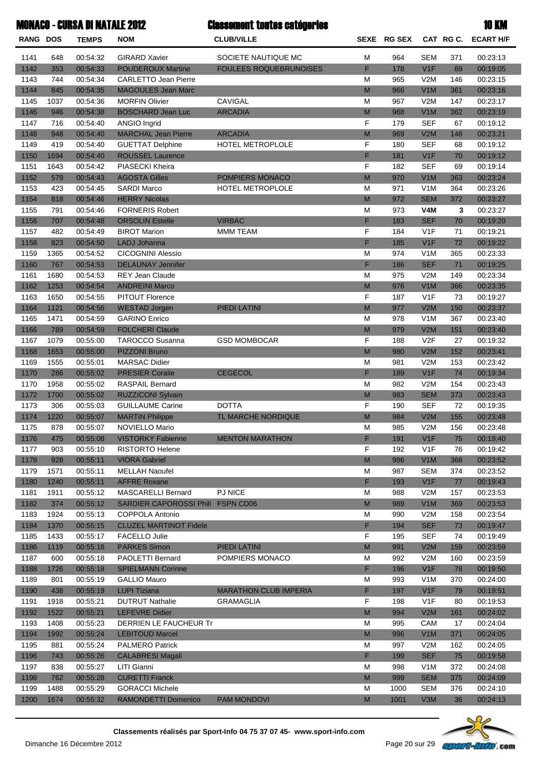# MONACO - CURSA DI NATALE 2012

## Classement toutes catégories

### 10 KM

| RANG | DOS | TEMPS | NOM | CLUB/VILLE | SEXE | RG SEX | CAT | RG C. | ECART H/F |
|---|---|---|---|---|---|---|---|---|---|
| 1141 | 648 | 00:54:32 | GIRARD Xavier | SOCIETE NAUTIQUE MC | M | 964 | SEM | 371 | 00:23:13 |
| 1142 | 353 | 00:54:33 | POUDEROUX Martine | FOULEES ROQUEBRUNOISES | F | 178 | V1F | 69 | 00:19:05 |
| 1143 | 744 | 00:54:34 | CARLETTO Jean Pierre | | M | 965 | V2M | 146 | 00:23:15 |
| 1144 | 845 | 00:54:35 | MAGOULES Jean Marc | | M | 966 | V1M | 361 | 00:23:16 |
| 1145 | 1037 | 00:54:36 | MORFIN Olivier | CAVIGAL | M | 967 | V2M | 147 | 00:23:17 |
| 1146 | 946 | 00:54:38 | BOSCHARD Jean Luc | ARCADIA | M | 968 | V1M | 362 | 00:23:19 |
| 1147 | 716 | 00:54:40 | ANGIO Ingrid | | F | 179 | SEF | 67 | 00:19:12 |
| 1148 | 948 | 00:54:40 | MARCHAL Jean Pierre | ARCADIA | M | 969 | V2M | 148 | 00:23:21 |
| 1149 | 419 | 00:54:40 | GUETTAT Delphine | HOTEL METROPLOLE | F | 180 | SEF | 68 | 00:19:12 |
| 1150 | 1694 | 00:54:40 | ROUSSEL Laurence | | F | 181 | V1F | 70 | 00:19:12 |
| 1151 | 1643 | 00:54:42 | PIASECKI Kheira | | F | 182 | SEF | 69 | 00:19:14 |
| 1152 | 579 | 00:54:43 | AGOSTA Gilles | POMPIERS MONACO | M | 970 | V1M | 363 | 00:23:24 |
| 1153 | 423 | 00:54:45 | SARDI Marco | HOTEL METROPLOLE | M | 971 | V1M | 364 | 00:23:26 |
| 1154 | 818 | 00:54:46 | HERRY Nicolas | | M | 972 | SEM | 372 | 00:23:27 |
| 1155 | 791 | 00:54:46 | FORNERIS Robert | | M | 973 | **V4M** | **3** | 00:23:27 |
| 1156 | 707 | 00:54:48 | ORSOLIN Estelle | VIRBAC | F | 183 | SEF | 70 | 00:19:20 |
| 1157 | 482 | 00:54:49 | BIROT Marion | MMM TEAM | F | 184 | V1F | 71 | 00:19:21 |
| 1158 | 823 | 00:54:50 | LADJ Johanna | | F | 185 | V1F | 72 | 00:19:22 |
| 1159 | 1365 | 00:54:52 | CICOGNINI Alessio | | M | 974 | V1M | 365 | 00:23:33 |
| 1160 | 767 | 00:54:53 | DELAUNAY Jennifer | | F | 186 | SEF | 71 | 00:19:25 |
| 1161 | 1680 | 00:54:53 | REY Jean Claude | | M | 975 | V2M | 149 | 00:23:34 |
| 1162 | 1253 | 00:54:54 | ANDREINI Marco | | M | 976 | V1M | 366 | 00:23:35 |
| 1163 | 1650 | 00:54:55 | PITOUT Florence | | F | 187 | V1F | 73 | 00:19:27 |
| 1164 | 1121 | 00:54:56 | WESTAD Jorgen | PIEDI LATINI | M | 977 | V2M | 150 | 00:23:37 |
| 1165 | 1471 | 00:54:59 | GARINO Enrico | | M | 978 | V1M | 367 | 00:23:40 |
| 1166 | 789 | 00:54:59 | FOLCHERI Claude | | M | 979 | V2M | 151 | 00:23:40 |
| 1167 | 1079 | 00:55:00 | TAROCCO Susanna | GSD MOMBOCAR | F | 188 | V2F | 27 | 00:19:32 |
| 1168 | 1653 | 00:55:00 | PIZZONI Bruno | | M | 980 | V2M | 152 | 00:23:41 |
| 1169 | 1555 | 00:55:01 | MARSAC Didier | | M | 981 | V2M | 153 | 00:23:42 |
| 1170 | 286 | 00:55:02 | PRESIER Coralie | CEGECOL | F | 189 | V1F | 74 | 00:19:34 |
| 1170 | 1958 | 00:55:02 | RASPAIL Bernard | | M | 982 | V2M | 154 | 00:23:43 |
| 1172 | 1700 | 00:55:02 | RUZZICONI Sylvain | | M | 983 | SEM | 373 | 00:23:43 |
| 1173 | 306 | 00:55:03 | GUILLAUME Carine | DOTTA | F | 190 | SEF | 72 | 00:19:35 |
| 1174 | 1220 | 00:55:07 | MARTIN Philippe | TL MARCHE NORDIQUE | M | 984 | V2M | 155 | 00:23:48 |
| 1175 | 878 | 00:55:07 | NOVIELLO Mario | | M | 985 | V2M | 156 | 00:23:48 |
| 1176 | 475 | 00:55:08 | VISTORKY Fabienne | MENTON MARATHON | F | 191 | V1F | 75 | 00:19:40 |
| 1177 | 903 | 00:55:10 | RISTORTO Helene | | F | 192 | V1F | 76 | 00:19:42 |
| 1178 | 928 | 00:55:11 | VIORA Gabriel | | M | 986 | V1M | 368 | 00:23:52 |
| 1179 | 1571 | 00:55:11 | MELLAH Naoufel | | M | 987 | SEM | 374 | 00:23:52 |
| 1180 | 1240 | 00:55:11 | AFFRE Roxane | | F | 193 | V1F | 77 | 00:19:43 |
| 1181 | 1911 | 00:55:12 | MASCARELLI Bernard | PJ NICE | M | 988 | V2M | 157 | 00:23:53 |
| 1182 | 374 | 00:55:12 | SARDIER CAPOROSSI Phili | FSPN CD06 | M | 989 | V1M | 369 | 00:23:53 |
| 1183 | 1924 | 00:55:13 | COPPOLA Antonio | | M | 990 | V2M | 158 | 00:23:54 |
| 1184 | 1370 | 00:55:15 | CLUZEL MARTINOT Fidele | | F | 194 | SEF | 73 | 00:19:47 |
| 1185 | 1433 | 00:55:17 | FACELLO Julie | | F | 195 | SEF | 74 | 00:19:49 |
| 1186 | 1119 | 00:55:18 | PARKES Simon | PIEDI LATINI | M | 991 | V2M | 159 | 00:23:59 |
| 1187 | 600 | 00:55:18 | PAOLETTI Bernard | POMPIERS MONACO | M | 992 | V2M | 160 | 00:23:59 |
| 1188 | 1726 | 00:55:18 | SPIELMANN Corinne | | F | 196 | V1F | 78 | 00:19:50 |
| 1189 | 801 | 00:55:19 | GALLIO Mauro | | M | 993 | V1M | 370 | 00:24:00 |
| 1190 | 438 | 00:55:19 | LUPI Tiziana | MARATHON CLUB IMPERIA | F | 197 | V1F | 79 | 00:19:51 |
| 1191 | 1918 | 00:55:21 | DUTRUT Nathalie | GRAMAGLIA | F | 198 | V1F | 80 | 00:19:53 |
| 1192 | 1522 | 00:55:21 | LEFEVRE Didier | | M | 994 | V2M | 161 | 00:24:02 |
| 1193 | 1408 | 00:55:23 | DERRIEN LE FAUCHEUR Tr | | M | 995 | CAM | 17 | 00:24:04 |
| 1194 | 1992 | 00:55:24 | LEBITOUD Marcel | | M | 996 | V1M | 371 | 00:24:05 |
| 1195 | 881 | 00:55:24 | PALMERO Patrick | | M | 997 | V2M | 162 | 00:24:05 |
| 1196 | 743 | 00:55:26 | CALABRESI Magali | | F | 199 | SEF | 75 | 00:19:58 |
| 1197 | 838 | 00:55:27 | LITI Gianni | | M | 998 | V1M | 372 | 00:24:08 |
| 1198 | 762 | 00:55:28 | CURETTI Franck | | M | 999 | SEM | 375 | 00:24:09 |
| 1199 | 1488 | 00:55:29 | GORACCI Michele | | M | 1000 | SEM | 376 | 00:24:10 |
| 1200 | 1674 | 00:55:32 | RAMONDETTI Domenico | PAM MONDOVI | M | 1001 | V3M | 36 | 00:24:13 |

**Classements réalisés par Sport-Info 04 75 37 07 45- www.sport-info.com**

Dimanche 16 Décembre 2012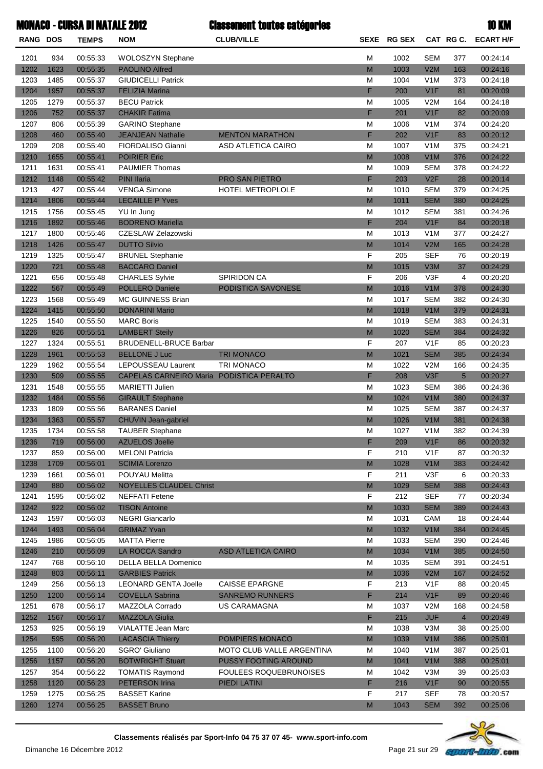# MONACO - CURSA DI NATALE 2012

## Classement toutes catégories

### 10 KM

| RANG | DOS | TEMPS | NOM | CLUB/VILLE | SEXE | RG SEX | CAT | RG C. | ECART H/F |
|---|---|---|---|---|---|---|---|---|---|
| 1201 | 934 | 00:55:33 | WOLOSZYN Stephane | | M | 1002 | SEM | 377 | 00:24:14 |
| 1202 | 1623 | 00:55:35 | PAOLINO Alfred | | M | 1003 | V2M | 163 | 00:24:16 |
| 1203 | 1485 | 00:55:37 | GIUDICELLI Patrick | | M | 1004 | V1M | 373 | 00:24:18 |
| 1204 | 1957 | 00:55:37 | FELIZIA Marina | | F | 200 | V1F | 81 | 00:20:09 |
| 1205 | 1279 | 00:55:37 | BECU Patrick | | M | 1005 | V2M | 164 | 00:24:18 |
| 1206 | 752 | 00:55:37 | CHAKIR Fatima | | F | 201 | V1F | 82 | 00:20:09 |
| 1207 | 806 | 00:55:39 | GARINO Stephane | | M | 1006 | V1M | 374 | 00:24:20 |
| 1208 | 460 | 00:55:40 | JEANJEAN Nathalie | MENTON MARATHON | F | 202 | V1F | 83 | 00:20:12 |
| 1209 | 208 | 00:55:40 | FIORDALISO Gianni | ASD ATLETICA CAIRO | M | 1007 | V1M | 375 | 00:24:21 |
| 1210 | 1655 | 00:55:41 | POIRIER Eric | | M | 1008 | V1M | 376 | 00:24:22 |
| 1211 | 1631 | 00:55:41 | PAUMIER Thomas | | M | 1009 | SEM | 378 | 00:24:22 |
| 1212 | 1148 | 00:55:42 | PINI Ilaria | PRO SAN PIETRO | F | 203 | V2F | 28 | 00:20:14 |
| 1213 | 427 | 00:55:44 | VENGA Simone | HOTEL METROPLOLE | M | 1010 | SEM | 379 | 00:24:25 |
| 1214 | 1806 | 00:55:44 | LECAILLE P Yves | | M | 1011 | SEM | 380 | 00:24:25 |
| 1215 | 1756 | 00:55:45 | YU In Jung | | M | 1012 | SEM | 381 | 00:24:26 |
| 1216 | 1892 | 00:55:46 | BODRENO Mariella | | F | 204 | V1F | 84 | 00:20:18 |
| 1217 | 1800 | 00:55:46 | CZESLAW Zelazowski | | M | 1013 | V1M | 377 | 00:24:27 |
| 1218 | 1426 | 00:55:47 | DUTTO Silvio | | M | 1014 | V2M | 165 | 00:24:28 |
| 1219 | 1325 | 00:55:47 | BRUNEL Stephanie | | F | 205 | SEF | 76 | 00:20:19 |
| 1220 | 721 | 00:55:48 | BACCARO Daniel | | M | 1015 | V3M | 37 | 00:24:29 |
| 1221 | 656 | 00:55:48 | CHARLES Sylvie | SPIRIDON CA | F | 206 | V3F | 4 | 00:20:20 |
| 1222 | 567 | 00:55:49 | POLLERO Daniele | PODISTICA SAVONESE | M | 1016 | V1M | 378 | 00:24:30 |
| 1223 | 1568 | 00:55:49 | MC GUINNESS Brian | | M | 1017 | SEM | 382 | 00:24:30 |
| 1224 | 1415 | 00:55:50 | DONARINI Mario | | M | 1018 | V1M | 379 | 00:24:31 |
| 1225 | 1540 | 00:55:50 | MARC Boris | | M | 1019 | SEM | 383 | 00:24:31 |
| 1226 | 826 | 00:55:51 | LAMBERT Steily | | M | 1020 | SEM | 384 | 00:24:32 |
| 1227 | 1324 | 00:55:51 | BRUDENELL-BRUCE Barbar | | F | 207 | V1F | 85 | 00:20:23 |
| 1228 | 1961 | 00:55:53 | BELLONE J Luc | TRI MONACO | M | 1021 | SEM | 385 | 00:24:34 |
| 1229 | 1962 | 00:55:54 | LEPOUSSEAU Laurent | TRI MONACO | M | 1022 | V2M | 166 | 00:24:35 |
| 1230 | 509 | 00:55:55 | CAPELAS CARNEIRO Maria | PODISTICA PERALTO | F | 208 | V3F | 5 | 00:20:27 |
| 1231 | 1548 | 00:55:55 | MARIETTI Julien | | M | 1023 | SEM | 386 | 00:24:36 |
| 1232 | 1484 | 00:55:56 | GIRAULT Stephane | | M | 1024 | V1M | 380 | 00:24:37 |
| 1233 | 1809 | 00:55:56 | BARANES Daniel | | M | 1025 | SEM | 387 | 00:24:37 |
| 1234 | 1363 | 00:55:57 | CHUVIN Jean-gabriel | | M | 1026 | V1M | 381 | 00:24:38 |
| 1235 | 1734 | 00:55:58 | TAUBER Stephane | | M | 1027 | V1M | 382 | 00:24:39 |
| 1236 | 719 | 00:56:00 | AZUELOS Joelle | | F | 209 | V1F | 86 | 00:20:32 |
| 1237 | 859 | 00:56:00 | MELONI Patricia | | F | 210 | V1F | 87 | 00:20:32 |
| 1238 | 1709 | 00:56:01 | SCIMIA Lorenzo | | M | 1028 | V1M | 383 | 00:24:42 |
| 1239 | 1661 | 00:56:01 | POUYAU Melitta | | F | 211 | V3F | 6 | 00:20:33 |
| 1240 | 880 | 00:56:02 | NOYELLES CLAUDEL Christ | | M | 1029 | SEM | 388 | 00:24:43 |
| 1241 | 1595 | 00:56:02 | NEFFATI Fetene | | F | 212 | SEF | 77 | 00:20:34 |
| 1242 | 922 | 00:56:02 | TISON Antoine | | M | 1030 | SEM | 389 | 00:24:43 |
| 1243 | 1597 | 00:56:03 | NEGRI Giancarlo | | M | 1031 | CAM | 18 | 00:24:44 |
| 1244 | 1493 | 00:56:04 | GRIMAZ Yvan | | M | 1032 | V1M | 384 | 00:24:45 |
| 1245 | 1986 | 00:56:05 | MATTA Pierre | | M | 1033 | SEM | 390 | 00:24:46 |
| 1246 | 210 | 00:56:09 | LA ROCCA Sandro | ASD ATLETICA CAIRO | M | 1034 | V1M | 385 | 00:24:50 |
| 1247 | 768 | 00:56:10 | DELLA BELLA Domenico | | M | 1035 | SEM | 391 | 00:24:51 |
| 1248 | 803 | 00:56:11 | GARBIES Patrick | | M | 1036 | V2M | 167 | 00:24:52 |
| 1249 | 256 | 00:56:13 | LEONARD GENTA Joelle | CAISSE EPARGNE | F | 213 | V1F | 88 | 00:20:45 |
| 1250 | 1200 | 00:56:14 | COVELLA Sabrina | SANREMO RUNNERS | F | 214 | V1F | 89 | 00:20:46 |
| 1251 | 678 | 00:56:17 | MAZZOLA Corrado | US CARAMAGNA | M | 1037 | V2M | 168 | 00:24:58 |
| 1252 | 1567 | 00:56:17 | MAZZOLA Giulia | | F | 215 | JUF | 4 | 00:20:49 |
| 1253 | 925 | 00:56:19 | VIALATTE Jean Marc | | M | 1038 | V3M | 38 | 00:25:00 |
| 1254 | 595 | 00:56:20 | LACASCIA Thierry | POMPIERS MONACO | M | 1039 | V1M | 386 | 00:25:01 |
| 1255 | 1100 | 00:56:20 | SGRO' Giuliano | MOTO CLUB VALLE ARGENTINA | M | 1040 | V1M | 387 | 00:25:01 |
| 1256 | 1157 | 00:56:20 | BOTWRIGHT Stuart | PUSSY FOOTING AROUND | M | 1041 | V1M | 388 | 00:25:01 |
| 1257 | 354 | 00:56:22 | TOMATIS Raymond | FOULEES ROQUEBRUNOISES | M | 1042 | V3M | 39 | 00:25:03 |
| 1258 | 1120 | 00:56:23 | PETERSON Irina | PIEDI LATINI | F | 216 | V1F | 90 | 00:20:55 |
| 1259 | 1275 | 00:56:25 | BASSET Karine | | F | 217 | SEF | 78 | 00:20:57 |
| 1260 | 1274 | 00:56:25 | BASSET Bruno | | M | 1043 | SEM | 392 | 00:25:06 |

Classements réalisés par Sport-Info 04 75 37 07 45- www.sport-info.com

Dimanche 16 Décembre 2012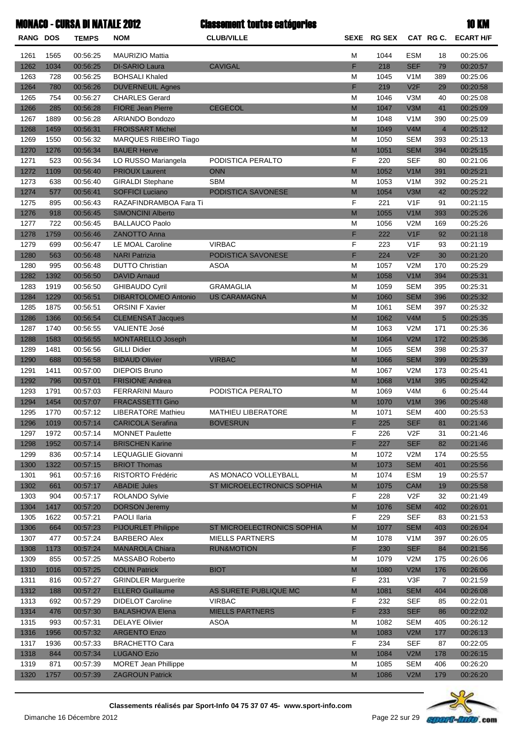# MONACO - CURSA DI NATALE 2012

## Classement toutes catégories

**10 KM**

| RANG | DOS | TEMPS | NOM | CLUB/VILLE | SEXE | RG SEX | CAT | RG C. | ECART H/F |
|---|---|---|---|---|---|---|---|---|---|
| 1261 | 1565 | 00:56:25 | MAURIZIO Mattia | | M | 1044 | ESM | 18 | 00:25:06 |
| 1262 | 1034 | 00:56:25 | DI-SARIO Laura | CAVIGAL | F | 218 | SEF | 79 | 00:20:57 |
| 1263 | 728 | 00:56:25 | BOHSALI Khaled | | M | 1045 | V1M | 389 | 00:25:06 |
| 1264 | 780 | 00:56:26 | DUVERNEUIL Agnes | | F | 219 | V2F | 29 | 00:20:58 |
| 1265 | 754 | 00:56:27 | CHARLES Gerard | | M | 1046 | V3M | 40 | 00:25:08 |
| 1266 | 285 | 00:56:28 | FIORE Jean Pierre | CEGECOL | M | 1047 | V3M | 41 | 00:25:09 |
| 1267 | 1889 | 00:56:28 | ARIANDO Bondozo | | M | 1048 | V1M | 390 | 00:25:09 |
| 1268 | 1459 | 00:56:31 | FROISSART Michel | | M | 1049 | V4M | 4 | 00:25:12 |
| 1269 | 1550 | 00:56:32 | MARQUES RIBEIRO Tiago | | M | 1050 | SEM | 393 | 00:25:13 |
| 1270 | 1276 | 00:56:34 | BAUER Herve | | M | 1051 | SEM | 394 | 00:25:15 |
| 1271 | 523 | 00:56:34 | LO RUSSO Mariangela | PODISTICA PERALTO | F | 220 | SEF | 80 | 00:21:06 |
| 1272 | 1109 | 00:56:40 | PRIOUX Laurent | ONN | M | 1052 | V1M | 391 | 00:25:21 |
| 1273 | 638 | 00:56:40 | GIRALDI Stephane | SBM | M | 1053 | V1M | 392 | 00:25:21 |
| 1274 | 577 | 00:56:41 | SOFFICI Luciano | PODISTICA SAVONESE | M | 1054 | V3M | 42 | 00:25:22 |
| 1275 | 895 | 00:56:43 | RAZAFINDRAMBOA Fara Ti | | F | 221 | V1F | 91 | 00:21:15 |
| 1276 | 918 | 00:56:45 | SIMONCINI Alberto | | M | 1055 | V1M | 393 | 00:25:26 |
| 1277 | 722 | 00:56:45 | BALLAUCO Paolo | | M | 1056 | V2M | 169 | 00:25:26 |
| 1278 | 1759 | 00:56:46 | ZANOTTO Anna | | F | 222 | V1F | 92 | 00:21:18 |
| 1279 | 699 | 00:56:47 | LE MOAL Caroline | VIRBAC | F | 223 | V1F | 93 | 00:21:19 |
| 1280 | 563 | 00:56:48 | NARI Patrizia | PODISTICA SAVONESE | F | 224 | V2F | 30 | 00:21:20 |
| 1280 | 995 | 00:56:48 | DUTTO Christian | ASOA | M | 1057 | V2M | 170 | 00:25:29 |
| 1282 | 1392 | 00:56:50 | DAVID Arnaud | | M | 1058 | V1M | 394 | 00:25:31 |
| 1283 | 1919 | 00:56:50 | GHIBAUDO Cyril | GRAMAGLIA | M | 1059 | SEM | 395 | 00:25:31 |
| 1284 | 1229 | 00:56:51 | DIBARTOLOMEO Antonio | US CARAMAGNA | M | 1060 | SEM | 396 | 00:25:32 |
| 1285 | 1875 | 00:56:51 | ORSINI F Xavier | | M | 1061 | SEM | 397 | 00:25:32 |
| 1286 | 1366 | 00:56:54 | CLEMENSAT Jacques | | M | 1062 | V4M | 5 | 00:25:35 |
| 1287 | 1740 | 00:56:55 | VALIENTE José | | M | 1063 | V2M | 171 | 00:25:36 |
| 1288 | 1583 | 00:56:55 | MONTARELLO Joseph | | M | 1064 | V2M | 172 | 00:25:36 |
| 1289 | 1481 | 00:56:56 | GILLI Didier | | M | 1065 | SEM | 398 | 00:25:37 |
| 1290 | 688 | 00:56:58 | BIDAUD Olivier | VIRBAC | M | 1066 | SEM | 399 | 00:25:39 |
| 1291 | 1411 | 00:57:00 | DIEPOIS Bruno | | M | 1067 | V2M | 173 | 00:25:41 |
| 1292 | 796 | 00:57:01 | FRISIONE Andrea | | M | 1068 | V1M | 395 | 00:25:42 |
| 1293 | 1791 | 00:57:03 | FERRARINI Mauro | PODISTICA PERALTO | M | 1069 | V4M | 6 | 00:25:44 |
| 1294 | 1454 | 00:57:07 | FRACASSETTI Gino | | M | 1070 | V1M | 396 | 00:25:48 |
| 1295 | 1770 | 00:57:12 | LIBERATORE Mathieu | MATHIEU LIBERATORE | M | 1071 | SEM | 400 | 00:25:53 |
| 1296 | 1019 | 00:57:14 | CARICOLA Serafina | BOVESRUN | F | 225 | SEF | 81 | 00:21:46 |
| 1297 | 1972 | 00:57:14 | MONNET Paulette | | F | 226 | V2F | 31 | 00:21:46 |
| 1298 | 1952 | 00:57:14 | BRISCHEN Karine | | F | 227 | SEF | 82 | 00:21:46 |
| 1299 | 836 | 00:57:14 | LEQUAGLIE Giovanni | | M | 1072 | V2M | 174 | 00:25:55 |
| 1300 | 1322 | 00:57:15 | BRIOT Thomas | | M | 1073 | SEM | 401 | 00:25:56 |
| 1301 | 961 | 00:57:16 | RISTORTO Frédéric | AS MONACO VOLLEYBALL | M | 1074 | ESM | 19 | 00:25:57 |
| 1302 | 661 | 00:57:17 | ABADIE Jules | ST MICROELECTRONICS SOPHIA | M | 1075 | CAM | 19 | 00:25:58 |
| 1303 | 904 | 00:57:17 | ROLANDO Sylvie | | F | 228 | V2F | 32 | 00:21:49 |
| 1304 | 1417 | 00:57:20 | DORSON Jeremy | | M | 1076 | SEM | 402 | 00:26:01 |
| 1305 | 1622 | 00:57:21 | PAOLI Ilaria | | F | 229 | SEF | 83 | 00:21:53 |
| 1306 | 664 | 00:57:23 | PIJOURLET Philippe | ST MICROELECTRONICS SOPHIA | M | 1077 | SEM | 403 | 00:26:04 |
| 1307 | 477 | 00:57:24 | BARBERO Alex | MIELLS PARTNERS | M | 1078 | V1M | 397 | 00:26:05 |
| 1308 | 1173 | 00:57:24 | MANAROLA Chiara | RUN&MOTION | F | 230 | SEF | 84 | 00:21:56 |
| 1309 | 855 | 00:57:25 | MASSABO Roberto | | M | 1079 | V2M | 175 | 00:26:06 |
| 1310 | 1016 | 00:57:25 | COLIN Patrick | BIOT | M | 1080 | V2M | 176 | 00:26:06 |
| 1311 | 816 | 00:57:27 | GRINDLER Marguerite | | F | 231 | V3F | 7 | 00:21:59 |
| 1312 | 188 | 00:57:27 | ELLERO Guillaume | AS SURETE PUBLIQUE MC | M | 1081 | SEM | 404 | 00:26:08 |
| 1313 | 692 | 00:57:29 | DIDELOT Caroline | VIRBAC | F | 232 | SEF | 85 | 00:22:01 |
| 1314 | 476 | 00:57:30 | BALASHOVA Elena | MIELLS PARTNERS | F | 233 | SEF | 86 | 00:22:02 |
| 1315 | 993 | 00:57:31 | DELAYE Olivier | ASOA | M | 1082 | SEM | 405 | 00:26:12 |
| 1316 | 1956 | 00:57:32 | ARGENTO Enzo | | M | 1083 | V2M | 177 | 00:26:13 |
| 1317 | 1936 | 00:57:33 | BRACHETTO Cara | | F | 234 | SEF | 87 | 00:22:05 |
| 1318 | 844 | 00:57:34 | LUGANO Ezio | | M | 1084 | V2M | 178 | 00:26:15 |
| 1319 | 871 | 00:57:39 | MORET Jean Phillippe | | M | 1085 | SEM | 406 | 00:26:20 |
| 1320 | 1757 | 00:57:39 | ZAGROUN Patrick | | M | 1086 | V2M | 179 | 00:26:20 |

Classements réalisés par Sport-Info 04 75 37 07 45- www.sport-info.com

Dimanche 16 Décembre 2012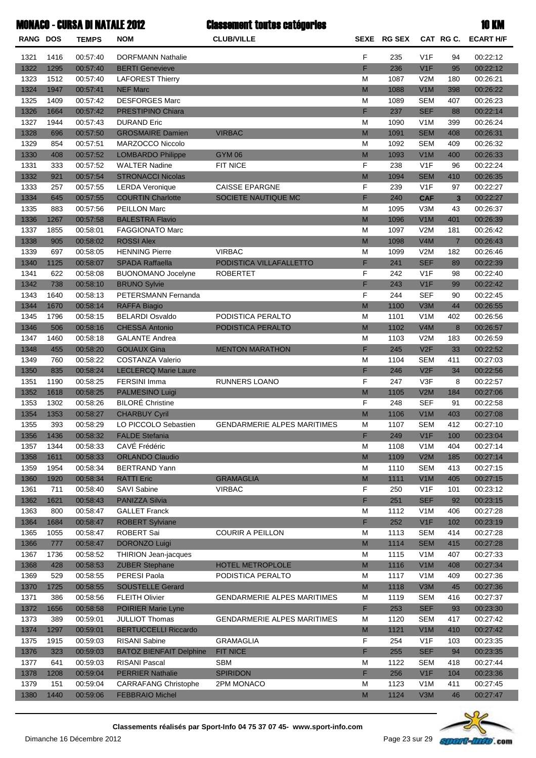# MONACO - CURSA DI NATALE 2012 — Classement toutes catégories — 10 KM

| RANG | DOS | TEMPS | NOM | CLUB/VILLE | SEXE | RG SEX | CAT | RG C. | ECART H/F |
|---|---|---|---|---|---|---|---|---|---|
| 1321 | 1416 | 00:57:40 | DORFMANN Nathalie | | F | 235 | V1F | 94 | 00:22:12 |
| 1322 | 1295 | 00:57:40 | BERTI Genevieve | | F | 236 | V1F | 95 | 00:22:12 |
| 1323 | 1512 | 00:57:40 | LAFOREST Thierry | | M | 1087 | V2M | 180 | 00:26:21 |
| 1324 | 1947 | 00:57:41 | NEF Marc | | M | 1088 | V1M | 398 | 00:26:22 |
| 1325 | 1409 | 00:57:42 | DESFORGES Marc | | M | 1089 | SEM | 407 | 00:26:23 |
| 1326 | 1664 | 00:57:42 | PRESTIPINO Chiara | | F | 237 | SEF | 88 | 00:22:14 |
| 1327 | 1944 | 00:57:43 | DURAND Eric | | M | 1090 | V1M | 399 | 00:26:24 |
| 1328 | 696 | 00:57:50 | GROSMAIRE Damien | VIRBAC | M | 1091 | SEM | 408 | 00:26:31 |
| 1329 | 854 | 00:57:51 | MARZOCCO Niccolo | | M | 1092 | SEM | 409 | 00:26:32 |
| 1330 | 408 | 00:57:52 | LOMBARDO Philippe | GYM 06 | M | 1093 | V1M | 400 | 00:26:33 |
| 1331 | 333 | 00:57:52 | WALTER Nadine | FIT NICE | F | 238 | V1F | 96 | 00:22:24 |
| 1332 | 921 | 00:57:54 | STRONACCI Nicolas | | M | 1094 | SEM | 410 | 00:26:35 |
| 1333 | 257 | 00:57:55 | LERDA Veronique | CAISSE EPARGNE | F | 239 | V1F | 97 | 00:22:27 |
| 1334 | 645 | 00:57:55 | COURTIN Charlotte | SOCIETE NAUTIQUE MC | F | 240 | **CAF** | **3** | 00:22:27 |
| 1335 | 883 | 00:57:56 | PEILLON Marc | | M | 1095 | V3M | 43 | 00:26:37 |
| 1336 | 1267 | 00:57:58 | BALESTRA Flavio | | M | 1096 | V1M | 401 | 00:26:39 |
| 1337 | 1855 | 00:58:01 | FAGGIONATO Marc | | M | 1097 | V2M | 181 | 00:26:42 |
| 1338 | 905 | 00:58:02 | ROSSI Alex | | M | 1098 | V4M | 7 | 00:26:43 |
| 1339 | 697 | 00:58:05 | HENNING Pierre | VIRBAC | M | 1099 | V2M | 182 | 00:26:46 |
| 1340 | 1125 | 00:58:07 | SPADA Raffaella | PODISTICA VILLAFALLETTO | F | 241 | SEF | 89 | 00:22:39 |
| 1341 | 622 | 00:58:08 | BUONOMANO Jocelyne | ROBERTET | F | 242 | V1F | 98 | 00:22:40 |
| 1342 | 738 | 00:58:10 | BRUNO Sylvie | | F | 243 | V1F | 99 | 00:22:42 |
| 1343 | 1640 | 00:58:13 | PETERSMANN Fernanda | | F | 244 | SEF | 90 | 00:22:45 |
| 1344 | 1670 | 00:58:14 | RAFFA Biagio | | M | 1100 | V3M | 44 | 00:26:55 |
| 1345 | 1796 | 00:58:15 | BELARDI Osvaldo | PODISTICA PERALTO | M | 1101 | V1M | 402 | 00:26:56 |
| 1346 | 506 | 00:58:16 | CHESSA Antonio | PODISTICA PERALTO | M | 1102 | V4M | 8 | 00:26:57 |
| 1347 | 1460 | 00:58:18 | GALANTE Andrea | | M | 1103 | V2M | 183 | 00:26:59 |
| 1348 | 455 | 00:58:20 | GOUAUX Gina | MENTON MARATHON | F | 245 | V2F | 33 | 00:22:52 |
| 1349 | 760 | 00:58:22 | COSTANZA Valerio | | M | 1104 | SEM | 411 | 00:27:03 |
| 1350 | 835 | 00:58:24 | LECLERCQ Marie Laure | | F | 246 | V2F | 34 | 00:22:56 |
| 1351 | 1190 | 00:58:25 | FERSINI Imma | RUNNERS LOANO | F | 247 | V3F | 8 | 00:22:57 |
| 1352 | 1618 | 00:58:25 | PALMESINO Luigi | | M | 1105 | V2M | 184 | 00:27:06 |
| 1353 | 1302 | 00:58:26 | BILORÉ Christine | | F | 248 | SEF | 91 | 00:22:58 |
| 1354 | 1353 | 00:58:27 | CHARBUY Cyril | | M | 1106 | V1M | 403 | 00:27:08 |
| 1355 | 393 | 00:58:29 | LO PICCOLO Sebastien | GENDARMERIE ALPES MARITIMES | M | 1107 | SEM | 412 | 00:27:10 |
| 1356 | 1436 | 00:58:32 | FALDE Stefania | | F | 249 | V1F | 100 | 00:23:04 |
| 1357 | 1344 | 00:58:33 | CAVÉ Frédéric | | M | 1108 | V1M | 404 | 00:27:14 |
| 1358 | 1611 | 00:58:33 | ORLANDO Claudio | | M | 1109 | V2M | 185 | 00:27:14 |
| 1359 | 1954 | 00:58:34 | BERTRAND Yann | | M | 1110 | SEM | 413 | 00:27:15 |
| 1360 | 1920 | 00:58:34 | RATTI Eric | GRAMAGLIA | M | 1111 | V1M | 405 | 00:27:15 |
| 1361 | 711 | 00:58:40 | SAVI Sabine | VIRBAC | F | 250 | V1F | 101 | 00:23:12 |
| 1362 | 1621 | 00:58:43 | PANIZZA Silvia | | F | 251 | SEF | 92 | 00:23:15 |
| 1363 | 800 | 00:58:47 | GALLET Franck | | M | 1112 | V1M | 406 | 00:27:28 |
| 1364 | 1684 | 00:58:47 | ROBERT Sylviane | | F | 252 | V1F | 102 | 00:23:19 |
| 1365 | 1055 | 00:58:47 | ROBERT Sai | COURIR A PEILLON | M | 1113 | SEM | 414 | 00:27:28 |
| 1366 | 777 | 00:58:47 | DORONZO Luigi | | M | 1114 | SEM | 415 | 00:27:28 |
| 1367 | 1736 | 00:58:52 | THIRION Jean-jacques | | M | 1115 | V1M | 407 | 00:27:33 |
| 1368 | 428 | 00:58:53 | ZUBER Stephane | HOTEL METROPLOLE | M | 1116 | V1M | 408 | 00:27:34 |
| 1369 | 529 | 00:58:55 | PERESI Paola | PODISTICA PERALTO | M | 1117 | V1M | 409 | 00:27:36 |
| 1370 | 1725 | 00:58:55 | SOUSTELLE Gerard | | M | 1118 | V3M | 45 | 00:27:36 |
| 1371 | 386 | 00:58:56 | FLEITH Olivier | GENDARMERIE ALPES MARITIMES | M | 1119 | SEM | 416 | 00:27:37 |
| 1372 | 1656 | 00:58:58 | POIRIER Marie Lyne | | F | 253 | SEF | 93 | 00:23:30 |
| 1373 | 389 | 00:59:01 | JULLIOT Thomas | GENDARMERIE ALPES MARITIMES | M | 1120 | SEM | 417 | 00:27:42 |
| 1374 | 1297 | 00:59:01 | BERTUCCELLI Riccardo | | M | 1121 | V1M | 410 | 00:27:42 |
| 1375 | 1915 | 00:59:03 | RISANI Sabine | GRAMAGLIA | F | 254 | V1F | 103 | 00:23:35 |
| 1376 | 323 | 00:59:03 | BATOZ BIENFAIT Delphine | FIT NICE | F | 255 | SEF | 94 | 00:23:35 |
| 1377 | 641 | 00:59:03 | RISANI Pascal | SBM | M | 1122 | SEM | 418 | 00:27:44 |
| 1378 | 1208 | 00:59:04 | PERRIER Nathalie | SPIRIDON | F | 256 | V1F | 104 | 00:23:36 |
| 1379 | 151 | 00:59:04 | CARRAFANG Christophe | 2PM MONACO | M | 1123 | V1M | 411 | 00:27:45 |
| 1380 | 1440 | 00:59:06 | FEBBRAIO Michel | | M | 1124 | V3M | 46 | 00:27:47 |

Classements réalisés par Sport-Info 04 75 37 07 45- www.sport-info.com

Dimanche 16 Décembre 2012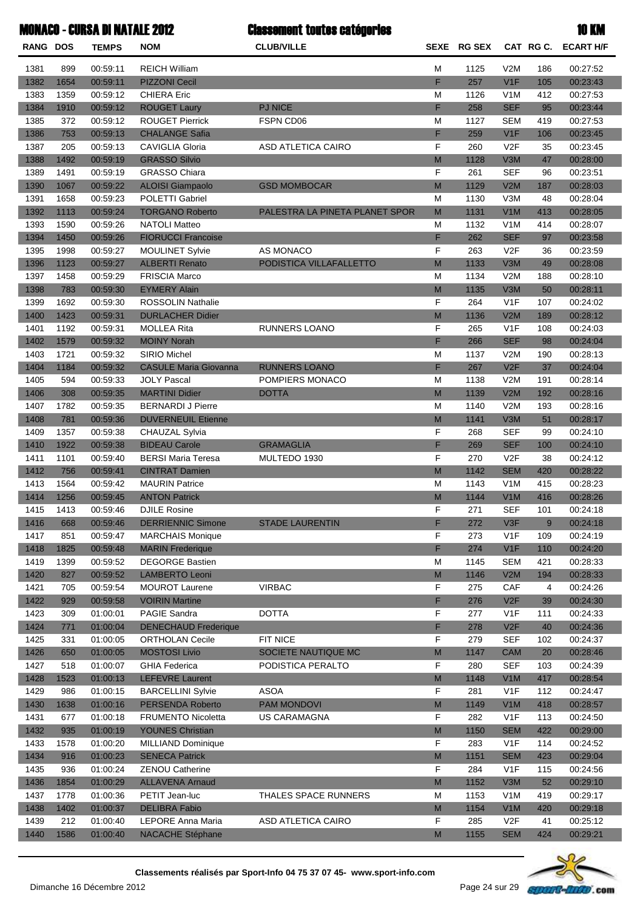# MONACO - CURSA DI NATALE 2012 — Classement toutes catégories — 10 KM

| RANG | DOS | TEMPS | NOM | CLUB/VILLE | SEXE | RG SEX | CAT | RG C. | ECART H/F |
|---|---|---|---|---|---|---|---|---|---|
| 1381 | 899 | 00:59:11 | REICH William | | M | 1125 | V2M | 186 | 00:27:52 |
| 1382 | 1654 | 00:59:11 | PIZZONI Cecil | | F | 257 | V1F | 105 | 00:23:43 |
| 1383 | 1359 | 00:59:12 | CHIERA Eric | | M | 1126 | V1M | 412 | 00:27:53 |
| 1384 | 1910 | 00:59:12 | ROUGET Laury | PJ NICE | F | 258 | SEF | 95 | 00:23:44 |
| 1385 | 372 | 00:59:12 | ROUGET Pierrick | FSPN CD06 | M | 1127 | SEM | 419 | 00:27:53 |
| 1386 | 753 | 00:59:13 | CHALANGE Safia | | F | 259 | V1F | 106 | 00:23:45 |
| 1387 | 205 | 00:59:13 | CAVIGLIA Gloria | ASD ATLETICA CAIRO | F | 260 | V2F | 35 | 00:23:45 |
| 1388 | 1492 | 00:59:19 | GRASSO Silvio | | M | 1128 | V3M | 47 | 00:28:00 |
| 1389 | 1491 | 00:59:19 | GRASSO Chiara | | F | 261 | SEF | 96 | 00:23:51 |
| 1390 | 1067 | 00:59:22 | ALOISI Giampaolo | GSD MOMBOCAR | M | 1129 | V2M | 187 | 00:28:03 |
| 1391 | 1658 | 00:59:23 | POLETTI Gabriel | | M | 1130 | V3M | 48 | 00:28:04 |
| 1392 | 1113 | 00:59:24 | TORGANO Roberto | PALESTRA LA PINETA PLANET SPOR | M | 1131 | V1M | 413 | 00:28:05 |
| 1393 | 1590 | 00:59:26 | NATOLI Matteo | | M | 1132 | V1M | 414 | 00:28:07 |
| 1394 | 1450 | 00:59:26 | FIORUCCI Francoise | | F | 262 | SEF | 97 | 00:23:58 |
| 1395 | 1998 | 00:59:27 | MOULINET Sylvie | AS MONACO | F | 263 | V2F | 36 | 00:23:59 |
| 1396 | 1123 | 00:59:27 | ALBERTI Renato | PODISTICA VILLAFALLETTO | M | 1133 | V3M | 49 | 00:28:08 |
| 1397 | 1458 | 00:59:29 | FRISCIA Marco | | M | 1134 | V2M | 188 | 00:28:10 |
| 1398 | 783 | 00:59:30 | EYMERY Alain | | M | 1135 | V3M | 50 | 00:28:11 |
| 1399 | 1692 | 00:59:30 | ROSSOLIN Nathalie | | F | 264 | V1F | 107 | 00:24:02 |
| 1400 | 1423 | 00:59:31 | DURLACHER Didier | | M | 1136 | V2M | 189 | 00:28:12 |
| 1401 | 1192 | 00:59:31 | MOLLEA Rita | RUNNERS LOANO | F | 265 | V1F | 108 | 00:24:03 |
| 1402 | 1579 | 00:59:32 | MOINY Norah | | F | 266 | SEF | 98 | 00:24:04 |
| 1403 | 1721 | 00:59:32 | SIRIO Michel | | M | 1137 | V2M | 190 | 00:28:13 |
| 1404 | 1184 | 00:59:32 | CASULE Maria Giovanna | RUNNERS LOANO | F | 267 | V2F | 37 | 00:24:04 |
| 1405 | 594 | 00:59:33 | JOLY Pascal | POMPIERS MONACO | M | 1138 | V2M | 191 | 00:28:14 |
| 1406 | 308 | 00:59:35 | MARTINI Didier | DOTTA | M | 1139 | V2M | 192 | 00:28:16 |
| 1407 | 1782 | 00:59:35 | BERNARDI J Pierre | | M | 1140 | V2M | 193 | 00:28:16 |
| 1408 | 781 | 00:59:36 | DUVERNEUIL Etienne | | M | 1141 | V3M | 51 | 00:28:17 |
| 1409 | 1357 | 00:59:38 | CHAUZAL Sylvia | | F | 268 | SEF | 99 | 00:24:10 |
| 1410 | 1922 | 00:59:38 | BIDEAU Carole | GRAMAGLIA | F | 269 | SEF | 100 | 00:24:10 |
| 1411 | 1101 | 00:59:40 | BERSI Maria Teresa | MULTEDO 1930 | F | 270 | V2F | 38 | 00:24:12 |
| 1412 | 756 | 00:59:41 | CINTRAT Damien | | M | 1142 | SEM | 420 | 00:28:22 |
| 1413 | 1564 | 00:59:42 | MAURIN Patrice | | M | 1143 | V1M | 415 | 00:28:23 |
| 1414 | 1256 | 00:59:45 | ANTON Patrick | | M | 1144 | V1M | 416 | 00:28:26 |
| 1415 | 1413 | 00:59:46 | DJILE Rosine | | F | 271 | SEF | 101 | 00:24:18 |
| 1416 | 668 | 00:59:46 | DERRIENNIC Simone | STADE LAURENTIN | F | 272 | V3F | 9 | 00:24:18 |
| 1417 | 851 | 00:59:47 | MARCHAIS Monique | | F | 273 | V1F | 109 | 00:24:19 |
| 1418 | 1825 | 00:59:48 | MARIN Frederique | | F | 274 | V1F | 110 | 00:24:20 |
| 1419 | 1399 | 00:59:52 | DEGORGE Bastien | | M | 1145 | SEM | 421 | 00:28:33 |
| 1420 | 827 | 00:59:52 | LAMBERTO Leoni | | M | 1146 | V2M | 194 | 00:28:33 |
| 1421 | 705 | 00:59:54 | MOUROT Laurene | VIRBAC | F | 275 | CAF | 4 | 00:24:26 |
| 1422 | 929 | 00:59:58 | VOIRIN Martine | | F | 276 | V2F | 39 | 00:24:30 |
| 1423 | 309 | 01:00:01 | PAGIE Sandra | DOTTA | F | 277 | V1F | 111 | 00:24:33 |
| 1424 | 771 | 01:00:04 | DENECHAUD Frederique | | F | 278 | V2F | 40 | 00:24:36 |
| 1425 | 331 | 01:00:05 | ORTHOLAN Cecile | FIT NICE | F | 279 | SEF | 102 | 00:24:37 |
| 1426 | 650 | 01:00:05 | MOSTOSI Livio | SOCIETE NAUTIQUE MC | M | 1147 | CAM | 20 | 00:28:46 |
| 1427 | 518 | 01:00:07 | GHIA Federica | PODISTICA PERALTO | F | 280 | SEF | 103 | 00:24:39 |
| 1428 | 1523 | 01:00:13 | LEFEVRE Laurent | | M | 1148 | V1M | 417 | 00:28:54 |
| 1429 | 986 | 01:00:15 | BARCELLINI Sylvie | ASOA | F | 281 | V1F | 112 | 00:24:47 |
| 1430 | 1638 | 01:00:16 | PERSENDA Roberto | PAM MONDOVI | M | 1149 | V1M | 418 | 00:28:57 |
| 1431 | 677 | 01:00:18 | FRUMENTO Nicoletta | US CARAMAGNA | F | 282 | V1F | 113 | 00:24:50 |
| 1432 | 935 | 01:00:19 | YOUNES Christian | | M | 1150 | SEM | 422 | 00:29:00 |
| 1433 | 1578 | 01:00:20 | MILLIAND Dominique | | F | 283 | V1F | 114 | 00:24:52 |
| 1434 | 916 | 01:00:23 | SENECA Patrick | | M | 1151 | SEM | 423 | 00:29:04 |
| 1435 | 936 | 01:00:24 | ZENOU Catherine | | F | 284 | V1F | 115 | 00:24:56 |
| 1436 | 1854 | 01:00:29 | ALLAVENA Arnaud | | M | 1152 | V3M | 52 | 00:29:10 |
| 1437 | 1778 | 01:00:36 | PETIT Jean-luc | THALES SPACE RUNNERS | M | 1153 | V1M | 419 | 00:29:17 |
| 1438 | 1402 | 01:00:37 | DELIBRA Fabio | | M | 1154 | V1M | 420 | 00:29:18 |
| 1439 | 212 | 01:00:40 | LEPORE Anna Maria | ASD ATLETICA CAIRO | F | 285 | V2F | 41 | 00:25:12 |
| 1440 | 1586 | 01:00:40 | NACACHE Stéphane | | M | 1155 | SEM | 424 | 00:29:21 |

Classements réalisés par Sport-Info 04 75 37 07 45- www.sport-info.com

Dimanche 16 Décembre 2012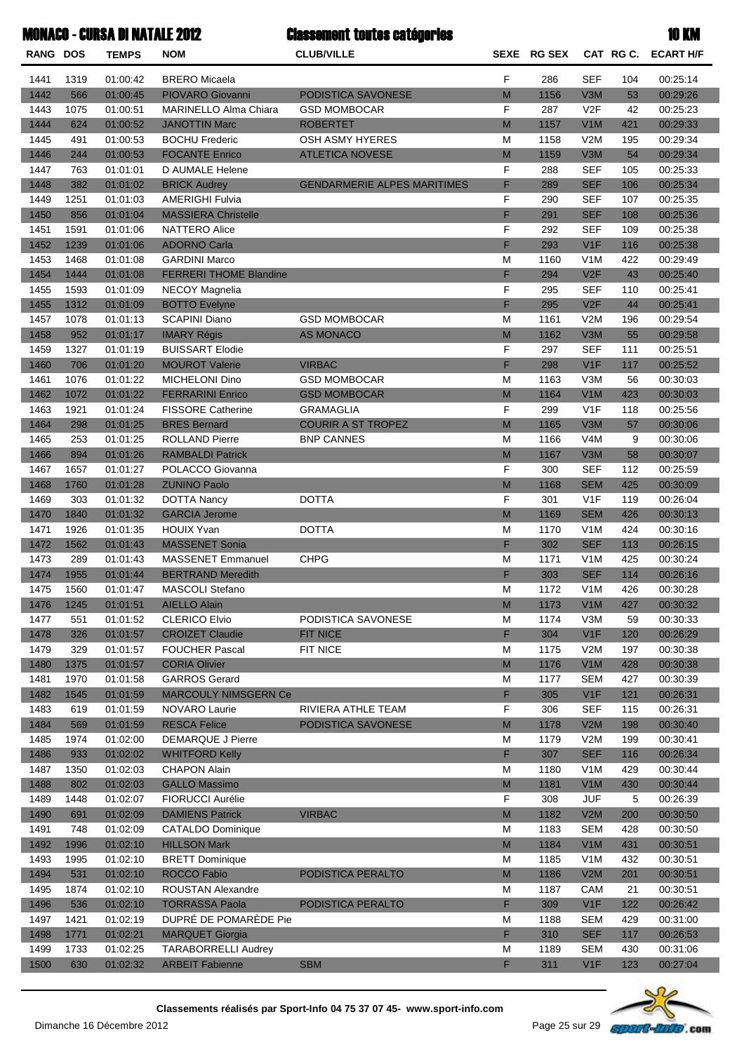# MONACO - CURSA DI NATALE 2012

## Classement toutes catégories

## 10 KM

| RANG | DOS | TEMPS | NOM | CLUB/VILLE | SEXE | RG SEX | CAT | RG C. | ECART H/F |
|---|---|---|---|---|---|---|---|---|---|
| 1441 | 1319 | 01:00:42 | BRERO Micaela | | F | 286 | SEF | 104 | 00:25:14 |
| 1442 | 566 | 01:00:45 | PIOVARO Giovanni | PODISTICA SAVONESE | M | 1156 | V3M | 53 | 00:29:26 |
| 1443 | 1075 | 01:00:51 | MARINELLO Alma Chiara | GSD MOMBOCAR | F | 287 | V2F | 42 | 00:25:23 |
| 1444 | 624 | 01:00:52 | JANOTTIN Marc | ROBERTET | M | 1157 | V1M | 421 | 00:29:33 |
| 1445 | 491 | 01:00:53 | BOCHU Frederic | OSH ASMY HYERES | M | 1158 | V2M | 195 | 00:29:34 |
| 1446 | 244 | 01:00:53 | FOCANTE Enrico | ATLETICA NOVESE | M | 1159 | V3M | 54 | 00:29:34 |
| 1447 | 763 | 01:01:01 | D AUMALE Helene | | F | 288 | SEF | 105 | 00:25:33 |
| 1448 | 382 | 01:01:02 | BRICK Audrey | GENDARMERIE ALPES MARITIMES | F | 289 | SEF | 106 | 00:25:34 |
| 1449 | 1251 | 01:01:03 | AMERIGHI Fulvia | | F | 290 | SEF | 107 | 00:25:35 |
| 1450 | 856 | 01:01:04 | MASSIERA Christelle | | F | 291 | SEF | 108 | 00:25:36 |
| 1451 | 1591 | 01:01:06 | NATTERO Alice | | F | 292 | SEF | 109 | 00:25:38 |
| 1452 | 1239 | 01:01:06 | ADORNO Carla | | F | 293 | V1F | 116 | 00:25:38 |
| 1453 | 1468 | 01:01:08 | GARDINI Marco | | M | 1160 | V1M | 422 | 00:29:49 |
| 1454 | 1444 | 01:01:08 | FERRERI THOME Blandine | | F | 294 | V2F | 43 | 00:25:40 |
| 1455 | 1593 | 01:01:09 | NECOY Magnelia | | F | 295 | SEF | 110 | 00:25:41 |
| 1455 | 1312 | 01:01:09 | BOTTO Evelyne | | F | 295 | V2F | 44 | 00:25:41 |
| 1457 | 1078 | 01:01:13 | SCAPINI Diano | GSD MOMBOCAR | M | 1161 | V2M | 196 | 00:29:54 |
| 1458 | 952 | 01:01:17 | IMARY Régis | AS MONACO | M | 1162 | V3M | 55 | 00:29:58 |
| 1459 | 1327 | 01:01:19 | BUISSART Elodie | | F | 297 | SEF | 111 | 00:25:51 |
| 1460 | 706 | 01:01:20 | MOUROT Valerie | VIRBAC | F | 298 | V1F | 117 | 00:25:52 |
| 1461 | 1076 | 01:01:22 | MICHELONI Dino | GSD MOMBOCAR | M | 1163 | V3M | 56 | 00:30:03 |
| 1462 | 1072 | 01:01:22 | FERRARINI Enrico | GSD MOMBOCAR | M | 1164 | V1M | 423 | 00:30:03 |
| 1463 | 1921 | 01:01:24 | FISSORE Catherine | GRAMAGLIA | F | 299 | V1F | 118 | 00:25:56 |
| 1464 | 298 | 01:01:25 | BRES Bernard | COURIR A ST TROPEZ | M | 1165 | V3M | 57 | 00:30:06 |
| 1465 | 253 | 01:01:25 | ROLLAND Pierre | BNP CANNES | M | 1166 | V4M | 9 | 00:30:06 |
| 1466 | 894 | 01:01:26 | RAMBALDI Patrick | | M | 1167 | V3M | 58 | 00:30:07 |
| 1467 | 1657 | 01:01:27 | POLACCO Giovanna | | F | 300 | SEF | 112 | 00:25:59 |
| 1468 | 1760 | 01:01:28 | ZUNINO Paolo | | M | 1168 | SEM | 425 | 00:30:09 |
| 1469 | 303 | 01:01:32 | DOTTA Nancy | DOTTA | F | 301 | V1F | 119 | 00:26:04 |
| 1470 | 1840 | 01:01:32 | GARCIA Jerome | | M | 1169 | SEM | 426 | 00:30:13 |
| 1471 | 1926 | 01:01:35 | HOUIX Yvan | DOTTA | M | 1170 | V1M | 424 | 00:30:16 |
| 1472 | 1562 | 01:01:43 | MASSENET Sonia | | F | 302 | SEF | 113 | 00:26:15 |
| 1473 | 289 | 01:01:43 | MASSENET Emmanuel | CHPG | M | 1171 | V1M | 425 | 00:30:24 |
| 1474 | 1955 | 01:01:44 | BERTRAND Meredith | | F | 303 | SEF | 114 | 00:26:16 |
| 1475 | 1560 | 01:01:47 | MASCOLI Stefano | | M | 1172 | V1M | 426 | 00:30:28 |
| 1476 | 1245 | 01:01:51 | AIELLO Alain | | M | 1173 | V1M | 427 | 00:30:32 |
| 1477 | 551 | 01:01:52 | CLERICO Elvio | PODISTICA SAVONESE | M | 1174 | V3M | 59 | 00:30:33 |
| 1478 | 326 | 01:01:57 | CROIZET Claudie | FIT NICE | F | 304 | V1F | 120 | 00:26:29 |
| 1479 | 329 | 01:01:57 | FOUCHER Pascal | FIT NICE | M | 1175 | V2M | 197 | 00:30:38 |
| 1480 | 1375 | 01:01:57 | CORIA Olivier | | M | 1176 | V1M | 428 | 00:30:38 |
| 1481 | 1970 | 01:01:58 | GARROS Gerard | | M | 1177 | SEM | 427 | 00:30:39 |
| 1482 | 1545 | 01:01:59 | MARCOULY NIMSGERN Ce | | F | 305 | V1F | 121 | 00:26:31 |
| 1483 | 619 | 01:01:59 | NOVARO Laurie | RIVIERA ATHLE TEAM | F | 306 | SEF | 115 | 00:26:31 |
| 1484 | 569 | 01:01:59 | RESCA Felice | PODISTICA SAVONESE | M | 1178 | V2M | 198 | 00:30:40 |
| 1485 | 1974 | 01:02:00 | DEMARQUE J Pierre | | M | 1179 | V2M | 199 | 00:30:41 |
| 1486 | 933 | 01:02:02 | WHITFORD Kelly | | F | 307 | SEF | 116 | 00:26:34 |
| 1487 | 1350 | 01:02:03 | CHAPON Alain | | M | 1180 | V1M | 429 | 00:30:44 |
| 1488 | 802 | 01:02:03 | GALLO Massimo | | M | 1181 | V1M | 430 | 00:30:44 |
| 1489 | 1448 | 01:02:07 | FIORUCCI Aurélie | | F | 308 | JUF | 5 | 00:26:39 |
| 1490 | 691 | 01:02:09 | DAMIENS Patrick | VIRBAC | M | 1182 | V2M | 200 | 00:30:50 |
| 1491 | 748 | 01:02:09 | CATALDO Dominique | | M | 1183 | SEM | 428 | 00:30:50 |
| 1492 | 1996 | 01:02:10 | HILLSON Mark | | M | 1184 | V1M | 431 | 00:30:51 |
| 1493 | 1995 | 01:02:10 | BRETT Dominique | | M | 1185 | V1M | 432 | 00:30:51 |
| 1494 | 531 | 01:02:10 | ROCCO Fabio | PODISTICA PERALTO | M | 1186 | V2M | 201 | 00:30:51 |
| 1495 | 1874 | 01:02:10 | ROUSTAN Alexandre | | M | 1187 | CAM | 21 | 00:30:51 |
| 1496 | 536 | 01:02:10 | TORRASSA Paola | PODISTICA PERALTO | F | 309 | V1F | 122 | 00:26:42 |
| 1497 | 1421 | 01:02:19 | DUPRÉ DE POMARÈDE Pie | | M | 1188 | SEM | 429 | 00:31:00 |
| 1498 | 1771 | 01:02:21 | MARQUET Giorgia | | F | 310 | SEF | 117 | 00:26:53 |
| 1499 | 1733 | 01:02:25 | TARABORRELLI Audrey | | M | 1189 | SEM | 430 | 00:31:06 |
| 1500 | 630 | 01:02:32 | ARBEIT Fabienne | SBM | F | 311 | V1F | 123 | 00:27:04 |

**Classements réalisés par Sport-Info 04 75 37 07 45- www.sport-info.com**

Dimanche 16 Décembre 2012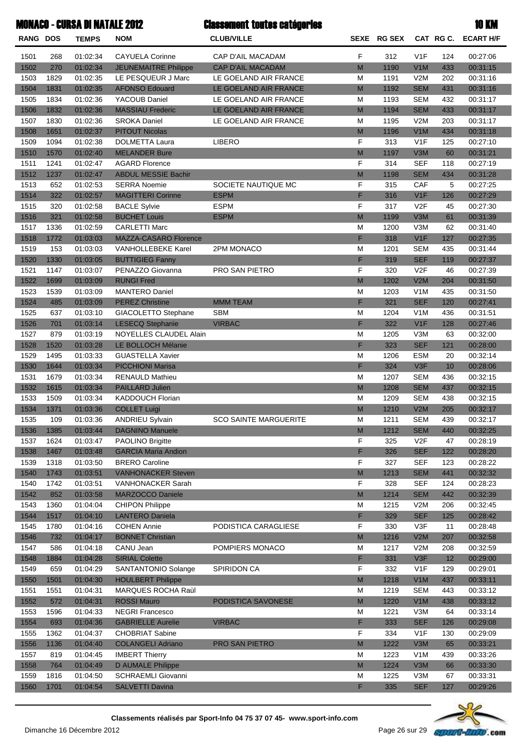# MONACO - CURSA DI NATALE 2012

## Classement toutes catégories

## 10 KM

| RANG | DOS | TEMPS | NOM | CLUB/VILLE | SEXE | RG SEX | CAT | RG C. | ECART H/F |
|---|---|---|---|---|---|---|---|---|---|
| 1501 | 268 | 01:02:34 | CAYUELA Corinne | CAP D'AIL MACADAM | F | 312 | V1F | 124 | 00:27:06 |
| 1502 | 270 | 01:02:34 | JEUNEMAITRE Philippe | CAP D'AIL MACADAM | M | 1190 | V1M | 433 | 00:31:15 |
| 1503 | 1829 | 01:02:35 | LE PESQUEUR J Marc | LE GOELAND AIR FRANCE | M | 1191 | V2M | 202 | 00:31:16 |
| 1504 | 1831 | 01:02:35 | AFONSO Edouard | LE GOELAND AIR FRANCE | M | 1192 | SEM | 431 | 00:31:16 |
| 1505 | 1834 | 01:02:36 | YACOUB Daniel | LE GOELAND AIR FRANCE | M | 1193 | SEM | 432 | 00:31:17 |
| 1506 | 1832 | 01:02:36 | MASSIAU Frederic | LE GOELAND AIR FRANCE | M | 1194 | SEM | 433 | 00:31:17 |
| 1507 | 1830 | 01:02:36 | SROKA Daniel | LE GOELAND AIR FRANCE | M | 1195 | V2M | 203 | 00:31:17 |
| 1508 | 1651 | 01:02:37 | PITOUT Nicolas | | M | 1196 | V1M | 434 | 00:31:18 |
| 1509 | 1094 | 01:02:38 | DOLMETTA Laura | LIBERO | F | 313 | V1F | 125 | 00:27:10 |
| 1510 | 1570 | 01:02:40 | MELANDER Bure | | M | 1197 | V3M | 60 | 00:31:21 |
| 1511 | 1241 | 01:02:47 | AGARD Florence | | F | 314 | SEF | 118 | 00:27:19 |
| 1512 | 1237 | 01:02:47 | ABDUL MESSIE Bachir | | M | 1198 | SEM | 434 | 00:31:28 |
| 1513 | 652 | 01:02:53 | SERRA Noemie | SOCIETE NAUTIQUE MC | F | 315 | CAF | 5 | 00:27:25 |
| 1514 | 322 | 01:02:57 | MAGITTERI Corinne | ESPM | F | 316 | V1F | 126 | 00:27:29 |
| 1515 | 320 | 01:02:58 | BACLE Sylvie | ESPM | F | 317 | V2F | 45 | 00:27:30 |
| 1516 | 321 | 01:02:58 | BUCHET Louis | ESPM | M | 1199 | V3M | 61 | 00:31:39 |
| 1517 | 1336 | 01:02:59 | CARLETTI Marc | | M | 1200 | V3M | 62 | 00:31:40 |
| 1518 | 1772 | 01:03:03 | MAZZA-CASARO Florence | | F | 318 | V1F | 127 | 00:27:35 |
| 1519 | 153 | 01:03:03 | VANHOLLEBEKE Karel | 2PM MONACO | M | 1201 | SEM | 435 | 00:31:44 |
| 1520 | 1330 | 01:03:05 | BUTTIGIEG Fanny | | F | 319 | SEF | 119 | 00:27:37 |
| 1521 | 1147 | 01:03:07 | PENAZZO Giovanna | PRO SAN PIETRO | F | 320 | V2F | 46 | 00:27:39 |
| 1522 | 1699 | 01:03:09 | RUNGI Fred | | M | 1202 | V2M | 204 | 00:31:50 |
| 1523 | 1539 | 01:03:09 | MANTERO Daniel | | M | 1203 | V1M | 435 | 00:31:50 |
| 1524 | 485 | 01:03:09 | PEREZ Christine | MMM TEAM | F | 321 | SEF | 120 | 00:27:41 |
| 1525 | 637 | 01:03:10 | GIACOLETTO Stephane | SBM | M | 1204 | V1M | 436 | 00:31:51 |
| 1526 | 701 | 01:03:14 | LESECQ Stephanie | VIRBAC | F | 322 | V1F | 128 | 00:27:46 |
| 1527 | 879 | 01:03:19 | NOYELLES CLAUDEL Alain | | M | 1205 | V3M | 63 | 00:32:00 |
| 1528 | 1520 | 01:03:28 | LE BOLLOCH Mélanie | | F | 323 | SEF | 121 | 00:28:00 |
| 1529 | 1495 | 01:03:33 | GUASTELLA Xavier | | M | 1206 | ESM | 20 | 00:32:14 |
| 1530 | 1644 | 01:03:34 | PICCHIONI Marisa | | F | 324 | V3F | 10 | 00:28:06 |
| 1531 | 1679 | 01:03:34 | RENAULD Mathieu | | M | 1207 | SEM | 436 | 00:32:15 |
| 1532 | 1615 | 01:03:34 | PAILLARD Julien | | M | 1208 | SEM | 437 | 00:32:15 |
| 1533 | 1509 | 01:03:34 | KADDOUCH Florian | | M | 1209 | SEM | 438 | 00:32:15 |
| 1534 | 1371 | 01:03:36 | COLLET Luigi | | M | 1210 | V2M | 205 | 00:32:17 |
| 1535 | 109 | 01:03:36 | ANDRIEU Sylvain | SCO SAINTE MARGUERITE | M | 1211 | SEM | 439 | 00:32:17 |
| 1536 | 1385 | 01:03:44 | DAGNINO Manuele | | M | 1212 | SEM | 440 | 00:32:25 |
| 1537 | 1624 | 01:03:47 | PAOLINO Brigitte | | F | 325 | V2F | 47 | 00:28:19 |
| 1538 | 1467 | 01:03:48 | GARCIA Maria Andion | | F | 326 | SEF | 122 | 00:28:20 |
| 1539 | 1318 | 01:03:50 | BRERO Caroline | | F | 327 | SEF | 123 | 00:28:22 |
| 1540 | 1743 | 01:03:51 | VANHONACKER Steven | | M | 1213 | SEM | 441 | 00:32:32 |
| 1540 | 1742 | 01:03:51 | VANHONACKER Sarah | | F | 328 | SEF | 124 | 00:28:23 |
| 1542 | 852 | 01:03:58 | MARZOCCO Daniele | | M | 1214 | SEM | 442 | 00:32:39 |
| 1543 | 1360 | 01:04:04 | CHIPON Philippe | | M | 1215 | V2M | 206 | 00:32:45 |
| 1544 | 1517 | 01:04:10 | LANTERO Daniela | | F | 329 | SEF | 125 | 00:28:42 |
| 1545 | 1780 | 01:04:16 | COHEN Annie | PODISTICA CARAGLIESE | F | 330 | V3F | 11 | 00:28:48 |
| 1546 | 732 | 01:04:17 | BONNET Christian | | M | 1216 | V2M | 207 | 00:32:58 |
| 1547 | 586 | 01:04:18 | CANU Jean | POMPIERS MONACO | M | 1217 | V2M | 208 | 00:32:59 |
| 1548 | 1884 | 01:04:28 | SIRIAL Colette | | F | 331 | V3F | 12 | 00:29:00 |
| 1549 | 659 | 01:04:29 | SANTANTONIO Solange | SPIRIDON CA | F | 332 | V1F | 129 | 00:29:01 |
| 1550 | 1501 | 01:04:30 | HOULBERT Philippe | | M | 1218 | V1M | 437 | 00:33:11 |
| 1551 | 1551 | 01:04:31 | MARQUES ROCHA Raùl | | M | 1219 | SEM | 443 | 00:33:12 |
| 1552 | 572 | 01:04:31 | ROSSI Mauro | PODISTICA SAVONESE | M | 1220 | V1M | 438 | 00:33:12 |
| 1553 | 1596 | 01:04:33 | NEGRI Francesco | | M | 1221 | V3M | 64 | 00:33:14 |
| 1554 | 693 | 01:04:36 | GABRIELLE Aurelie | VIRBAC | F | 333 | SEF | 126 | 00:29:08 |
| 1555 | 1362 | 01:04:37 | CHOBRIAT Sabine | | F | 334 | V1F | 130 | 00:29:09 |
| 1556 | 1136 | 01:04:40 | COLANGELI Adriano | PRO SAN PIETRO | M | 1222 | V3M | 65 | 00:33:21 |
| 1557 | 819 | 01:04:45 | IMBERT Thierry | | M | 1223 | V1M | 439 | 00:33:26 |
| 1558 | 764 | 01:04:49 | D AUMALE Philippe | | M | 1224 | V3M | 66 | 00:33:30 |
| 1559 | 1816 | 01:04:50 | SCHRAEMLI Giovanni | | M | 1225 | V3M | 67 | 00:33:31 |
| 1560 | 1701 | 01:04:54 | SALVETTI Davina | | F | 335 | SEF | 127 | 00:29:26 |

Classements réalisés par Sport-Info 04 75 37 07 45- www.sport-info.com

Dimanche 16 Décembre 2012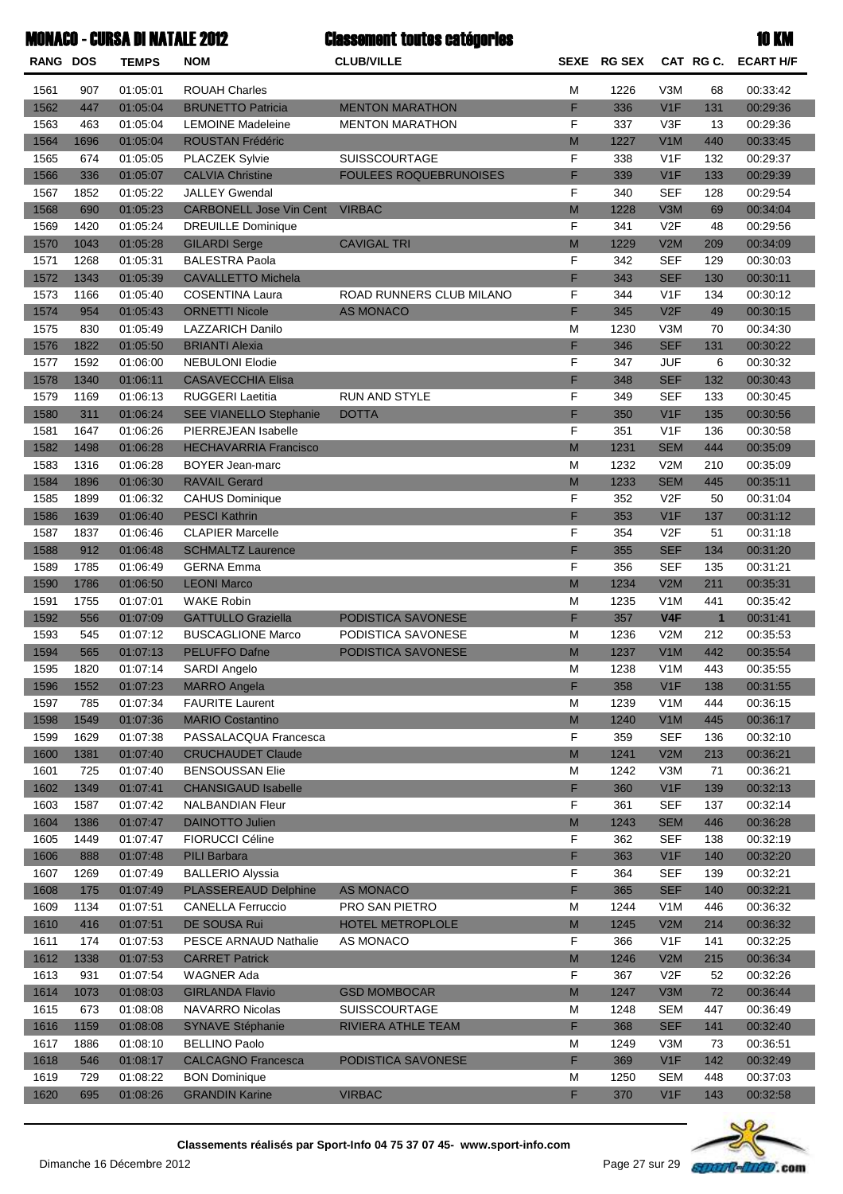# MONACO - CURSA DI NATALE 2012

## Classement toutes catégories

### 10 KM

| RANG | DOS | TEMPS | NOM | CLUB/VILLE | SEXE | RG SEX | CAT | RG C. | ECART H/F |
|---|---|---|---|---|---|---|---|---|---|
| 1561 | 907 | 01:05:01 | ROUAH Charles | | M | 1226 | V3M | 68 | 00:33:42 |
| 1562 | 447 | 01:05:04 | BRUNETTO Patricia | MENTON MARATHON | F | 336 | V1F | 131 | 00:29:36 |
| 1563 | 463 | 01:05:04 | LEMOINE Madeleine | MENTON MARATHON | F | 337 | V3F | 13 | 00:29:36 |
| 1564 | 1696 | 01:05:04 | ROUSTAN Frédéric | | M | 1227 | V1M | 440 | 00:33:45 |
| 1565 | 674 | 01:05:05 | PLACZEK Sylvie | SUISSCOURTAGE | F | 338 | V1F | 132 | 00:29:37 |
| 1566 | 336 | 01:05:07 | CALVIA Christine | FOULEES ROQUEBRUNOISES | F | 339 | V1F | 133 | 00:29:39 |
| 1567 | 1852 | 01:05:22 | JALLEY Gwendal | | F | 340 | SEF | 128 | 00:29:54 |
| 1568 | 690 | 01:05:23 | CARBONELL Jose Vin Cent | VIRBAC | M | 1228 | V3M | 69 | 00:34:04 |
| 1569 | 1420 | 01:05:24 | DREUILLE Dominique | | F | 341 | V2F | 48 | 00:29:56 |
| 1570 | 1043 | 01:05:28 | GILARDI Serge | CAVIGAL TRI | M | 1229 | V2M | 209 | 00:34:09 |
| 1571 | 1268 | 01:05:31 | BALESTRA Paola | | F | 342 | SEF | 129 | 00:30:03 |
| 1572 | 1343 | 01:05:39 | CAVALLETTO Michela | | F | 343 | SEF | 130 | 00:30:11 |
| 1573 | 1166 | 01:05:40 | COSENTINA Laura | ROAD RUNNERS CLUB MILANO | F | 344 | V1F | 134 | 00:30:12 |
| 1574 | 954 | 01:05:43 | ORNETTI Nicole | AS MONACO | F | 345 | V2F | 49 | 00:30:15 |
| 1575 | 830 | 01:05:49 | LAZZARICH Danilo | | M | 1230 | V3M | 70 | 00:34:30 |
| 1576 | 1822 | 01:05:50 | BRIANTI Alexia | | F | 346 | SEF | 131 | 00:30:22 |
| 1577 | 1592 | 01:06:00 | NEBULONI Elodie | | F | 347 | JUF | 6 | 00:30:32 |
| 1578 | 1340 | 01:06:11 | CASAVECCHIA Elisa | | F | 348 | SEF | 132 | 00:30:43 |
| 1579 | 1169 | 01:06:13 | RUGGERI Laetitia | RUN AND STYLE | F | 349 | SEF | 133 | 00:30:45 |
| 1580 | 311 | 01:06:24 | SEE VIANELLO Stephanie | DOTTA | F | 350 | V1F | 135 | 00:30:56 |
| 1581 | 1647 | 01:06:26 | PIERREJEAN Isabelle | | F | 351 | V1F | 136 | 00:30:58 |
| 1582 | 1498 | 01:06:28 | HECHAVARRIA Francisco | | M | 1231 | SEM | 444 | 00:35:09 |
| 1583 | 1316 | 01:06:28 | BOYER Jean-marc | | M | 1232 | V2M | 210 | 00:35:09 |
| 1584 | 1896 | 01:06:30 | RAVAIL Gerard | | M | 1233 | SEM | 445 | 00:35:11 |
| 1585 | 1899 | 01:06:32 | CAHUS Dominique | | F | 352 | V2F | 50 | 00:31:04 |
| 1586 | 1639 | 01:06:40 | PESCI Kathrin | | F | 353 | V1F | 137 | 00:31:12 |
| 1587 | 1837 | 01:06:46 | CLAPIER Marcelle | | F | 354 | V2F | 51 | 00:31:18 |
| 1588 | 912 | 01:06:48 | SCHMALTZ Laurence | | F | 355 | SEF | 134 | 00:31:20 |
| 1589 | 1785 | 01:06:49 | GERNA Emma | | F | 356 | SEF | 135 | 00:31:21 |
| 1590 | 1786 | 01:06:50 | LEONI Marco | | M | 1234 | V2M | 211 | 00:35:31 |
| 1591 | 1755 | 01:07:01 | WAKE Robin | | M | 1235 | V1M | 441 | 00:35:42 |
| 1592 | 556 | 01:07:09 | GATTULLO Graziella | PODISTICA SAVONESE | F | 357 | **V4F** | **1** | 00:31:41 |
| 1593 | 545 | 01:07:12 | BUSCAGLIONE Marco | PODISTICA SAVONESE | M | 1236 | V2M | 212 | 00:35:53 |
| 1594 | 565 | 01:07:13 | PELUFFO Dafne | PODISTICA SAVONESE | M | 1237 | V1M | 442 | 00:35:54 |
| 1595 | 1820 | 01:07:14 | SARDI Angelo | | M | 1238 | V1M | 443 | 00:35:55 |
| 1596 | 1552 | 01:07:23 | MARRO Angela | | F | 358 | V1F | 138 | 00:31:55 |
| 1597 | 785 | 01:07:34 | FAURITE Laurent | | M | 1239 | V1M | 444 | 00:36:15 |
| 1598 | 1549 | 01:07:36 | MARIO Costantino | | M | 1240 | V1M | 445 | 00:36:17 |
| 1599 | 1629 | 01:07:38 | PASSALACQUA Francesca | | F | 359 | SEF | 136 | 00:32:10 |
| 1600 | 1381 | 01:07:40 | CRUCHAUDET Claude | | M | 1241 | V2M | 213 | 00:36:21 |
| 1601 | 725 | 01:07:40 | BENSOUSSAN Elie | | M | 1242 | V3M | 71 | 00:36:21 |
| 1602 | 1349 | 01:07:41 | CHANSIGAUD Isabelle | | F | 360 | V1F | 139 | 00:32:13 |
| 1603 | 1587 | 01:07:42 | NALBANDIAN Fleur | | F | 361 | SEF | 137 | 00:32:14 |
| 1604 | 1386 | 01:07:47 | DAINOTTO Julien | | M | 1243 | SEM | 446 | 00:36:28 |
| 1605 | 1449 | 01:07:47 | FIORUCCI Céline | | F | 362 | SEF | 138 | 00:32:19 |
| 1606 | 888 | 01:07:48 | PILI Barbara | | F | 363 | V1F | 140 | 00:32:20 |
| 1607 | 1269 | 01:07:49 | BALLERIO Alyssia | | F | 364 | SEF | 139 | 00:32:21 |
| 1608 | 175 | 01:07:49 | PLASSEREAUD Delphine | AS MONACO | F | 365 | SEF | 140 | 00:32:21 |
| 1609 | 1134 | 01:07:51 | CANELLA Ferruccio | PRO SAN PIETRO | M | 1244 | V1M | 446 | 00:36:32 |
| 1610 | 416 | 01:07:51 | DE SOUSA Rui | HOTEL METROPLOLE | M | 1245 | V2M | 214 | 00:36:32 |
| 1611 | 174 | 01:07:53 | PESCE ARNAUD Nathalie | AS MONACO | F | 366 | V1F | 141 | 00:32:25 |
| 1612 | 1338 | 01:07:53 | CARRET Patrick | | M | 1246 | V2M | 215 | 00:36:34 |
| 1613 | 931 | 01:07:54 | WAGNER Ada | | F | 367 | V2F | 52 | 00:32:26 |
| 1614 | 1073 | 01:08:03 | GIRLANDA Flavio | GSD MOMBOCAR | M | 1247 | V3M | 72 | 00:36:44 |
| 1615 | 673 | 01:08:08 | NAVARRO Nicolas | SUISSCOURTAGE | M | 1248 | SEM | 447 | 00:36:49 |
| 1616 | 1159 | 01:08:08 | SYNAVE Stéphanie | RIVIERA ATHLE TEAM | F | 368 | SEF | 141 | 00:32:40 |
| 1617 | 1886 | 01:08:10 | BELLINO Paolo | | M | 1249 | V3M | 73 | 00:36:51 |
| 1618 | 546 | 01:08:17 | CALCAGNO Francesca | PODISTICA SAVONESE | F | 369 | V1F | 142 | 00:32:49 |
| 1619 | 729 | 01:08:22 | BON Dominique | | M | 1250 | SEM | 448 | 00:37:03 |
| 1620 | 695 | 01:08:26 | GRANDIN Karine | VIRBAC | F | 370 | V1F | 143 | 00:32:58 |

Classements réalisés par Sport-Info 04 75 37 07 45- www.sport-info.com

Dimanche 16 Décembre 2012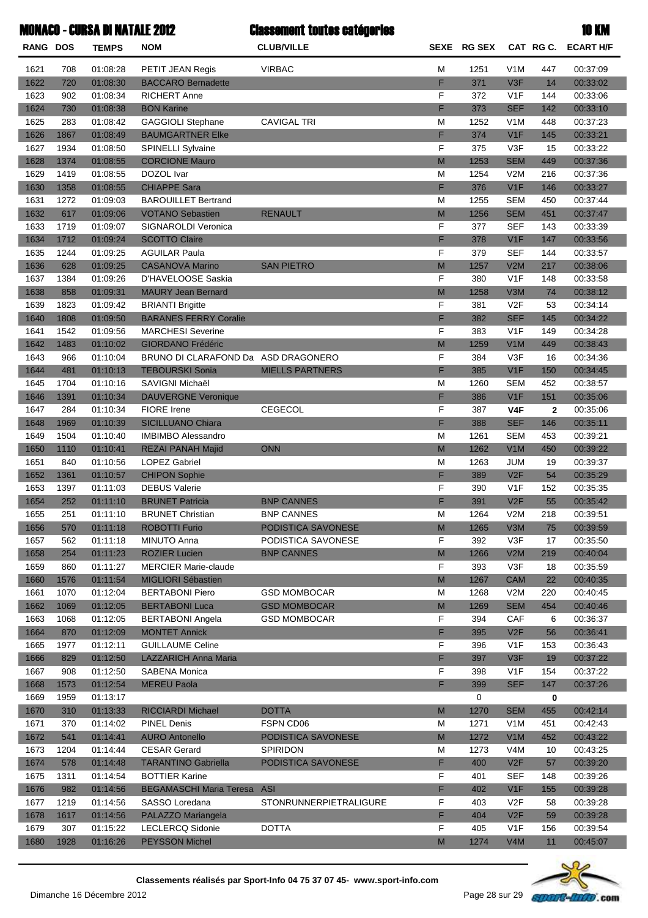# MONACO - CURSA DI NATALE 2012 — Classement toutes catégories — 10 KM

| RANG | DOS | TEMPS | NOM | CLUB/VILLE | SEXE | RG SEX | CAT | RG C. | ECART H/F |
|---|---|---|---|---|---|---|---|---|---|
| 1621 | 708 | 01:08:28 | PETIT JEAN Regis | VIRBAC | M | 1251 | V1M | 447 | 00:37:09 |
| 1622 | 720 | 01:08:30 | BACCARO Bernadette | | F | 371 | V3F | 14 | 00:33:02 |
| 1623 | 902 | 01:08:34 | RICHERT Anne | | F | 372 | V1F | 144 | 00:33:06 |
| 1624 | 730 | 01:08:38 | BON Karine | | F | 373 | SEF | 142 | 00:33:10 |
| 1625 | 283 | 01:08:42 | GAGGIOLI Stephane | CAVIGAL TRI | M | 1252 | V1M | 448 | 00:37:23 |
| 1626 | 1867 | 01:08:49 | BAUMGARTNER Elke | | F | 374 | V1F | 145 | 00:33:21 |
| 1627 | 1934 | 01:08:50 | SPINELLI Sylvaine | | F | 375 | V3F | 15 | 00:33:22 |
| 1628 | 1374 | 01:08:55 | CORCIONE Mauro | | M | 1253 | SEM | 449 | 00:37:36 |
| 1629 | 1419 | 01:08:55 | DOZOL Ivar | | M | 1254 | V2M | 216 | 00:37:36 |
| 1630 | 1358 | 01:08:55 | CHIAPPE Sara | | F | 376 | V1F | 146 | 00:33:27 |
| 1631 | 1272 | 01:09:03 | BAROUILLET Bertrand | | M | 1255 | SEM | 450 | 00:37:44 |
| 1632 | 617 | 01:09:06 | VOTANO Sebastien | RENAULT | M | 1256 | SEM | 451 | 00:37:47 |
| 1633 | 1719 | 01:09:07 | SIGNAROLDI Veronica | | F | 377 | SEF | 143 | 00:33:39 |
| 1634 | 1712 | 01:09:24 | SCOTTO Claire | | F | 378 | V1F | 147 | 00:33:56 |
| 1635 | 1244 | 01:09:25 | AGUILAR Paula | | F | 379 | SEF | 144 | 00:33:57 |
| 1636 | 628 | 01:09:25 | CASANOVA Marino | SAN PIETRO | M | 1257 | V2M | 217 | 00:38:06 |
| 1637 | 1384 | 01:09:26 | D'HAVELOOSE Saskia | | F | 380 | V1F | 148 | 00:33:58 |
| 1638 | 858 | 01:09:31 | MAURY Jean Bernard | | M | 1258 | V3M | 74 | 00:38:12 |
| 1639 | 1823 | 01:09:42 | BRIANTI Brigitte | | F | 381 | V2F | 53 | 00:34:14 |
| 1640 | 1808 | 01:09:50 | BARANES FERRY Coralie | | F | 382 | SEF | 145 | 00:34:22 |
| 1641 | 1542 | 01:09:56 | MARCHESI Severine | | F | 383 | V1F | 149 | 00:34:28 |
| 1642 | 1483 | 01:10:02 | GIORDANO Frédéric | | M | 1259 | V1M | 449 | 00:38:43 |
| 1643 | 966 | 01:10:04 | BRUNO DI CLARAFOND Da | ASD DRAGONERO | F | 384 | V3F | 16 | 00:34:36 |
| 1644 | 481 | 01:10:13 | TEBOURSKI Sonia | MIELLS PARTNERS | F | 385 | V1F | 150 | 00:34:45 |
| 1645 | 1704 | 01:10:16 | SAVIGNI Michaël | | M | 1260 | SEM | 452 | 00:38:57 |
| 1646 | 1391 | 01:10:34 | DAUVERGNE Veronique | | F | 386 | V1F | 151 | 00:35:06 |
| 1647 | 284 | 01:10:34 | FIORE Irene | CEGECOL | F | 387 | **V4F** | **2** | 00:35:06 |
| 1648 | 1969 | 01:10:39 | SICILLUANO Chiara | | F | 388 | SEF | 146 | 00:35:11 |
| 1649 | 1504 | 01:10:40 | IMBIMBO Alessandro | | M | 1261 | SEM | 453 | 00:39:21 |
| 1650 | 1110 | 01:10:41 | REZAI PANAH Majid | ONN | M | 1262 | V1M | 450 | 00:39:22 |
| 1651 | 840 | 01:10:56 | LOPEZ Gabriel | | M | 1263 | JUM | 19 | 00:39:37 |
| 1652 | 1361 | 01:10:57 | CHIPON Sophie | | F | 389 | V2F | 54 | 00:35:29 |
| 1653 | 1397 | 01:11:03 | DEBUS Valerie | | F | 390 | V1F | 152 | 00:35:35 |
| 1654 | 252 | 01:11:10 | BRUNET Patricia | BNP CANNES | F | 391 | V2F | 55 | 00:35:42 |
| 1655 | 251 | 01:11:10 | BRUNET Christian | BNP CANNES | M | 1264 | V2M | 218 | 00:39:51 |
| 1656 | 570 | 01:11:18 | ROBOTTI Furio | PODISTICA SAVONESE | M | 1265 | V3M | 75 | 00:39:59 |
| 1657 | 562 | 01:11:18 | MINUTO Anna | PODISTICA SAVONESE | F | 392 | V3F | 17 | 00:35:50 |
| 1658 | 254 | 01:11:23 | ROZIER Lucien | BNP CANNES | M | 1266 | V2M | 219 | 00:40:04 |
| 1659 | 860 | 01:11:27 | MERCIER Marie-claude | | F | 393 | V3F | 18 | 00:35:59 |
| 1660 | 1576 | 01:11:54 | MIGLIORI Sébastien | | M | 1267 | CAM | 22 | 00:40:35 |
| 1661 | 1070 | 01:12:04 | BERTABONI Piero | GSD MOMBOCAR | M | 1268 | V2M | 220 | 00:40:45 |
| 1662 | 1069 | 01:12:05 | BERTABONI Luca | GSD MOMBOCAR | M | 1269 | SEM | 454 | 00:40:46 |
| 1663 | 1068 | 01:12:05 | BERTABONI Angela | GSD MOMBOCAR | F | 394 | CAF | 6 | 00:36:37 |
| 1664 | 870 | 01:12:09 | MONTET Annick | | F | 395 | V2F | 56 | 00:36:41 |
| 1665 | 1977 | 01:12:11 | GUILLAUME Celine | | F | 396 | V1F | 153 | 00:36:43 |
| 1666 | 829 | 01:12:50 | LAZZARICH Anna Maria | | F | 397 | V3F | 19 | 00:37:22 |
| 1667 | 908 | 01:12:50 | SABENA Monica | | F | 398 | V1F | 154 | 00:37:22 |
| 1668 | 1573 | 01:12:54 | MEREU Paola | | F | 399 | SEF | 147 | 00:37:26 |
| 1669 | 1959 | 01:13:17 | | | | 0 | | **0** | |
| 1670 | 310 | 01:13:33 | RICCIARDI Michael | DOTTA | M | 1270 | SEM | 455 | 00:42:14 |
| 1671 | 370 | 01:14:02 | PINEL Denis | FSPN CD06 | M | 1271 | V1M | 451 | 00:42:43 |
| 1672 | 541 | 01:14:41 | AURO Antonello | PODISTICA SAVONESE | M | 1272 | V1M | 452 | 00:43:22 |
| 1673 | 1204 | 01:14:44 | CESAR Gerard | SPIRIDON | M | 1273 | V4M | 10 | 00:43:25 |
| 1674 | 578 | 01:14:48 | TARANTINO Gabriella | PODISTICA SAVONESE | F | 400 | V2F | 57 | 00:39:20 |
| 1675 | 1311 | 01:14:54 | BOTTIER Karine | | F | 401 | SEF | 148 | 00:39:26 |
| 1676 | 982 | 01:14:56 | BEGAMASCHI Maria Teresa | ASI | F | 402 | V1F | 155 | 00:39:28 |
| 1677 | 1219 | 01:14:56 | SASSO Loredana | STONRUNNERPIETRALIGURE | F | 403 | V2F | 58 | 00:39:28 |
| 1678 | 1617 | 01:14:56 | PALAZZO Mariangela | | F | 404 | V2F | 59 | 00:39:28 |
| 1679 | 307 | 01:15:22 | LECLERCQ Sidonie | DOTTA | F | 405 | V1F | 156 | 00:39:54 |
| 1680 | 1928 | 01:16:26 | PEYSSON Michel | | M | 1274 | V4M | 11 | 00:45:07 |

Classements réalisés par Sport-Info 04 75 37 07 45- www.sport-info.com

Dimanche 16 Décembre 2012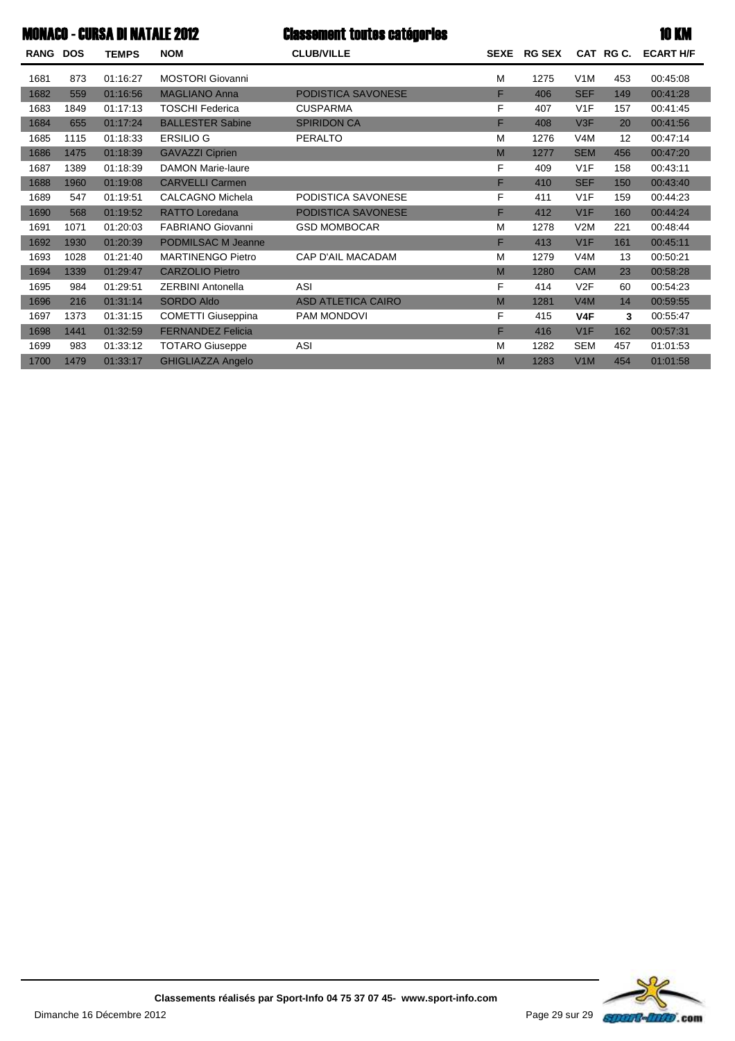# MONACO - CURSA DI NATALE 2012 — Classement toutes catégories — 10 KM

| RANG | DOS | TEMPS | NOM | CLUB/VILLE | SEXE | RG SEX | CAT | RG C. | ECART H/F |
|---|---|---|---|---|---|---|---|---|---|
| 1681 | 873 | 01:16:27 | MOSTORI Giovanni | | M | 1275 | V1M | 453 | 00:45:08 |
| 1682 | 559 | 01:16:56 | MAGLIANO Anna | PODISTICA SAVONESE | F | 406 | SEF | 149 | 00:41:28 |
| 1683 | 1849 | 01:17:13 | TOSCHI Federica | CUSPARMA | F | 407 | V1F | 157 | 00:41:45 |
| 1684 | 655 | 01:17:24 | BALLESTER Sabine | SPIRIDON CA | F | 408 | V3F | 20 | 00:41:56 |
| 1685 | 1115 | 01:18:33 | ERSILIO G | PERALTO | M | 1276 | V4M | 12 | 00:47:14 |
| 1686 | 1475 | 01:18:39 | GAVAZZI Ciprien | | M | 1277 | SEM | 456 | 00:47:20 |
| 1687 | 1389 | 01:18:39 | DAMON Marie-laure | | F | 409 | V1F | 158 | 00:43:11 |
| 1688 | 1960 | 01:19:08 | CARVELLI Carmen | | F | 410 | SEF | 150 | 00:43:40 |
| 1689 | 547 | 01:19:51 | CALCAGNO Michela | PODISTICA SAVONESE | F | 411 | V1F | 159 | 00:44:23 |
| 1690 | 568 | 01:19:52 | RATTO Loredana | PODISTICA SAVONESE | F | 412 | V1F | 160 | 00:44:24 |
| 1691 | 1071 | 01:20:03 | FABRIANO Giovanni | GSD MOMBOCAR | M | 1278 | V2M | 221 | 00:48:44 |
| 1692 | 1930 | 01:20:39 | PODMILSAC M Jeanne | | F | 413 | V1F | 161 | 00:45:11 |
| 1693 | 1028 | 01:21:40 | MARTINENGO Pietro | CAP D'AIL MACADAM | M | 1279 | V4M | 13 | 00:50:21 |
| 1694 | 1339 | 01:29:47 | CARZOLIO Pietro | | M | 1280 | CAM | 23 | 00:58:28 |
| 1695 | 984 | 01:29:51 | ZERBINI Antonella | ASI | F | 414 | V2F | 60 | 00:54:23 |
| 1696 | 216 | 01:31:14 | SORDO Aldo | ASD ATLETICA CAIRO | M | 1281 | V4M | 14 | 00:59:55 |
| 1697 | 1373 | 01:31:15 | COMETTI Giuseppina | PAM MONDOVI | F | 415 | **V4F** | **3** | 00:55:47 |
| 1698 | 1441 | 01:32:59 | FERNANDEZ Felicia | | F | 416 | V1F | 162 | 00:57:31 |
| 1699 | 983 | 01:33:12 | TOTARO Giuseppe | ASI | M | 1282 | SEM | 457 | 01:01:53 |
| 1700 | 1479 | 01:33:17 | GHIGLIAZZA Angelo | | M | 1283 | V1M | 454 | 01:01:58 |

Classements réalisés par Sport-Info 04 75 37 07 45- www.sport-info.com

Dimanche 16 Décembre 2012